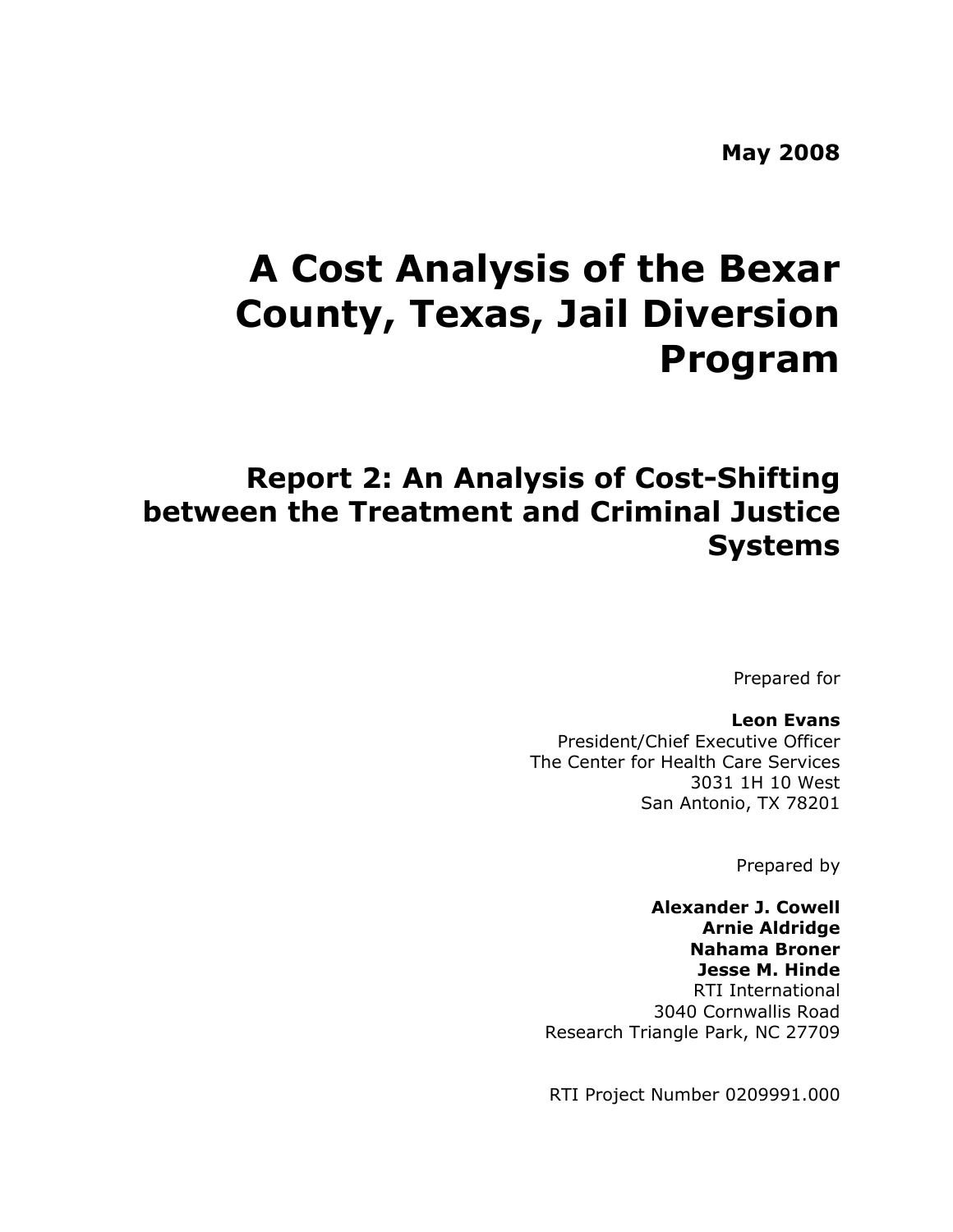**May 2008**

# A Cost Analysis of the Bexar County, Texas, Jail Diversion Program

## Report 2: An Analysis of Cost-Shifting between the Treatment and Criminal Justice Systems

Prepared for

**Leon Evans**
President/Chief Executive Officer
The Center for Health Care Services
3031 1H 10 West
San Antonio, TX 78201

Prepared by

**Alexander J. Cowell**
**Arnie Aldridge**
**Nahama Broner**
**Jesse M. Hinde**
RTI International
3040 Cornwallis Road
Research Triangle Park, NC 27709

RTI Project Number 0209991.000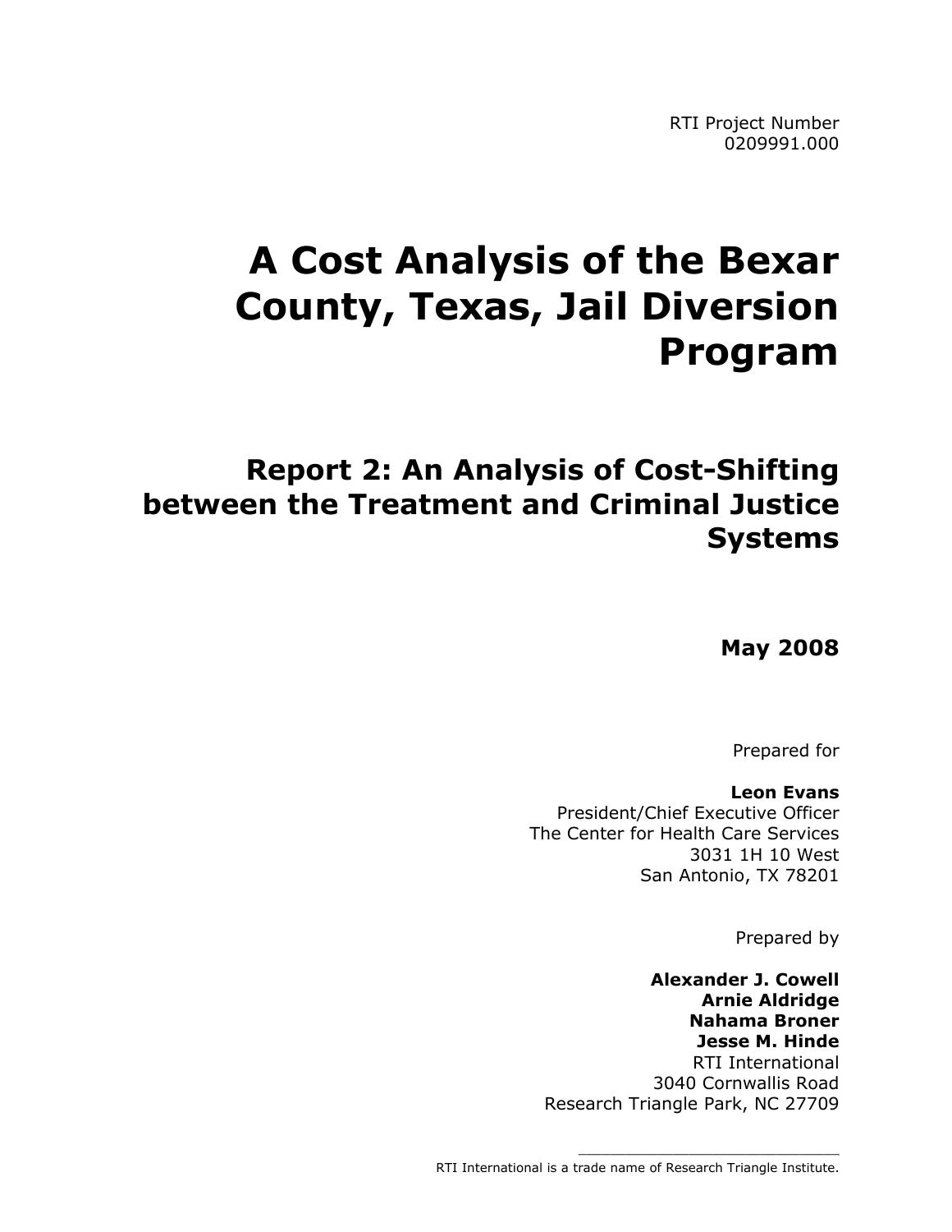RTI Project Number
0209991.000

# A Cost Analysis of the Bexar County, Texas, Jail Diversion Program

## Report 2: An Analysis of Cost-Shifting between the Treatment and Criminal Justice Systems

**May 2008**

Prepared for

**Leon Evans**
President/Chief Executive Officer
The Center for Health Care Services
3031 1H 10 West
San Antonio, TX 78201

Prepared by

**Alexander J. Cowell**
**Arnie Aldridge**
**Nahama Broner**
**Jesse M. Hinde**
RTI International
3040 Cornwallis Road
Research Triangle Park, NC 27709

RTI International is a trade name of Research Triangle Institute.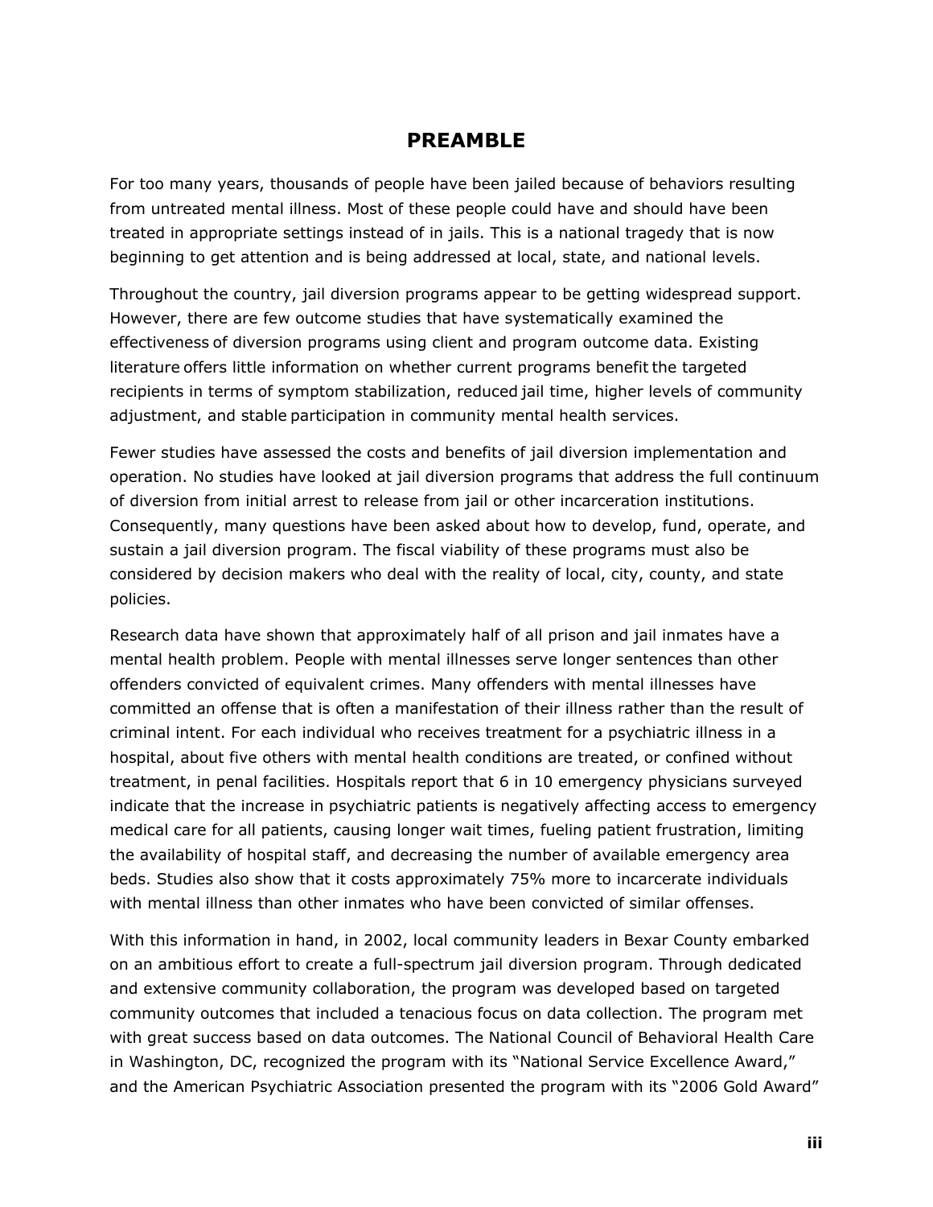# PREAMBLE

For too many years, thousands of people have been jailed because of behaviors resulting from untreated mental illness. Most of these people could have and should have been treated in appropriate settings instead of in jails. This is a national tragedy that is now beginning to get attention and is being addressed at local, state, and national levels.

Throughout the country, jail diversion programs appear to be getting widespread support. However, there are few outcome studies that have systematically examined the effectiveness of diversion programs using client and program outcome data. Existing literature offers little information on whether current programs benefit the targeted recipients in terms of symptom stabilization, reduced jail time, higher levels of community adjustment, and stable participation in community mental health services.

Fewer studies have assessed the costs and benefits of jail diversion implementation and operation. No studies have looked at jail diversion programs that address the full continuum of diversion from initial arrest to release from jail or other incarceration institutions. Consequently, many questions have been asked about how to develop, fund, operate, and sustain a jail diversion program. The fiscal viability of these programs must also be considered by decision makers who deal with the reality of local, city, county, and state policies.

Research data have shown that approximately half of all prison and jail inmates have a mental health problem. People with mental illnesses serve longer sentences than other offenders convicted of equivalent crimes. Many offenders with mental illnesses have committed an offense that is often a manifestation of their illness rather than the result of criminal intent. For each individual who receives treatment for a psychiatric illness in a hospital, about five others with mental health conditions are treated, or confined without treatment, in penal facilities. Hospitals report that 6 in 10 emergency physicians surveyed indicate that the increase in psychiatric patients is negatively affecting access to emergency medical care for all patients, causing longer wait times, fueling patient frustration, limiting the availability of hospital staff, and decreasing the number of available emergency area beds. Studies also show that it costs approximately 75% more to incarcerate individuals with mental illness than other inmates who have been convicted of similar offenses.

With this information in hand, in 2002, local community leaders in Bexar County embarked on an ambitious effort to create a full-spectrum jail diversion program. Through dedicated and extensive community collaboration, the program was developed based on targeted community outcomes that included a tenacious focus on data collection. The program met with great success based on data outcomes. The National Council of Behavioral Health Care in Washington, DC, recognized the program with its "National Service Excellence Award," and the American Psychiatric Association presented the program with its "2006 Gold Award"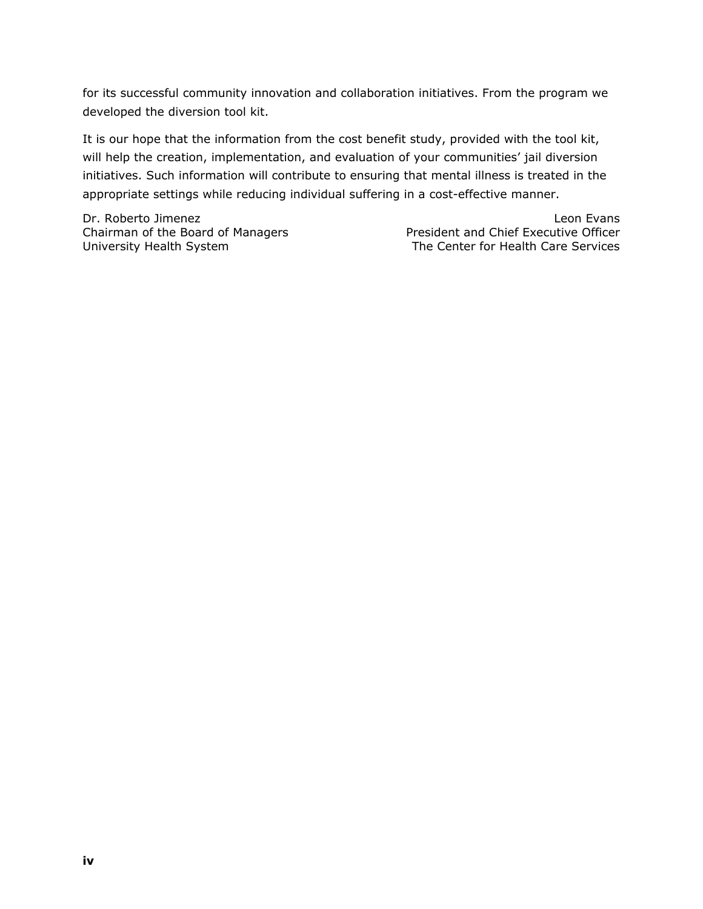for its successful community innovation and collaboration initiatives. From the program we developed the diversion tool kit.

It is our hope that the information from the cost benefit study, provided with the tool kit, will help the creation, implementation, and evaluation of your communities' jail diversion initiatives. Such information will contribute to ensuring that mental illness is treated in the appropriate settings while reducing individual suffering in a cost-effective manner.

Dr. Roberto Jimenez
Chairman of the Board of Managers
University Health System

Leon Evans
President and Chief Executive Officer
The Center for Health Care Services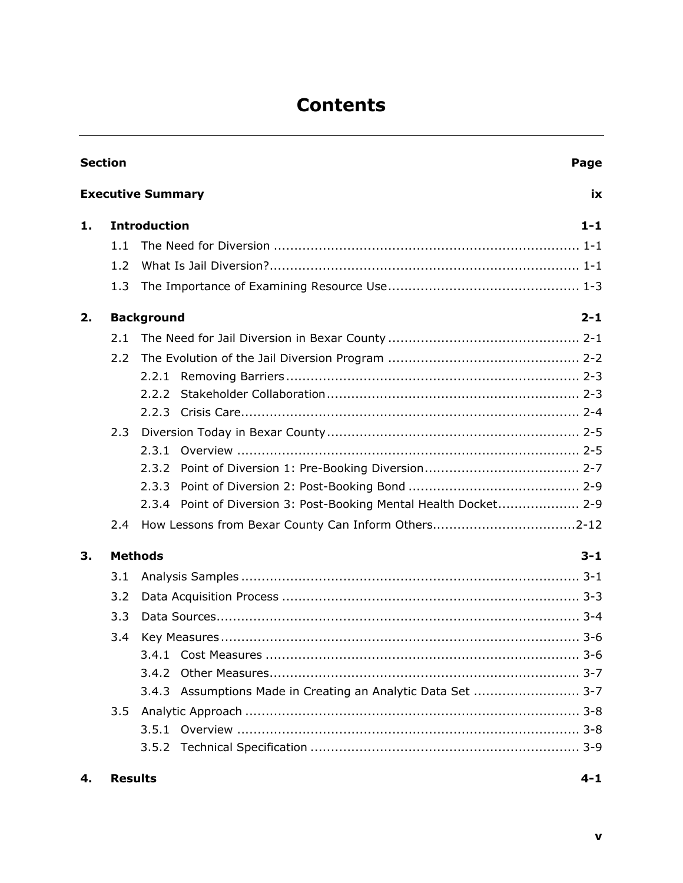# Contents

| Section | | Page |
|---|---|---|
| **Executive Summary** | | **ix** |
| **1.** | **Introduction** | **1-1** |
| | 1.1 The Need for Diversion | 1-1 |
| | 1.2 What Is Jail Diversion? | 1-1 |
| | 1.3 The Importance of Examining Resource Use | 1-3 |
| **2.** | **Background** | **2-1** |
| | 2.1 The Need for Jail Diversion in Bexar County | 2-1 |
| | 2.2 The Evolution of the Jail Diversion Program | 2-2 |
| | 2.2.1 Removing Barriers | 2-3 |
| | 2.2.2 Stakeholder Collaboration | 2-3 |
| | 2.2.3 Crisis Care | 2-4 |
| | 2.3 Diversion Today in Bexar County | 2-5 |
| | 2.3.1 Overview | 2-5 |
| | 2.3.2 Point of Diversion 1: Pre-Booking Diversion | 2-7 |
| | 2.3.3 Point of Diversion 2: Post-Booking Bond | 2-9 |
| | 2.3.4 Point of Diversion 3: Post-Booking Mental Health Docket | 2-9 |
| | 2.4 How Lessons from Bexar County Can Inform Others | 2-12 |
| **3.** | **Methods** | **3-1** |
| | 3.1 Analysis Samples | 3-1 |
| | 3.2 Data Acquisition Process | 3-3 |
| | 3.3 Data Sources | 3-4 |
| | 3.4 Key Measures | 3-6 |
| | 3.4.1 Cost Measures | 3-6 |
| | 3.4.2 Other Measures | 3-7 |
| | 3.4.3 Assumptions Made in Creating an Analytic Data Set | 3-7 |
| | 3.5 Analytic Approach | 3-8 |
| | 3.5.1 Overview | 3-8 |
| | 3.5.2 Technical Specification | 3-9 |
| **4.** | **Results** | **4-1** |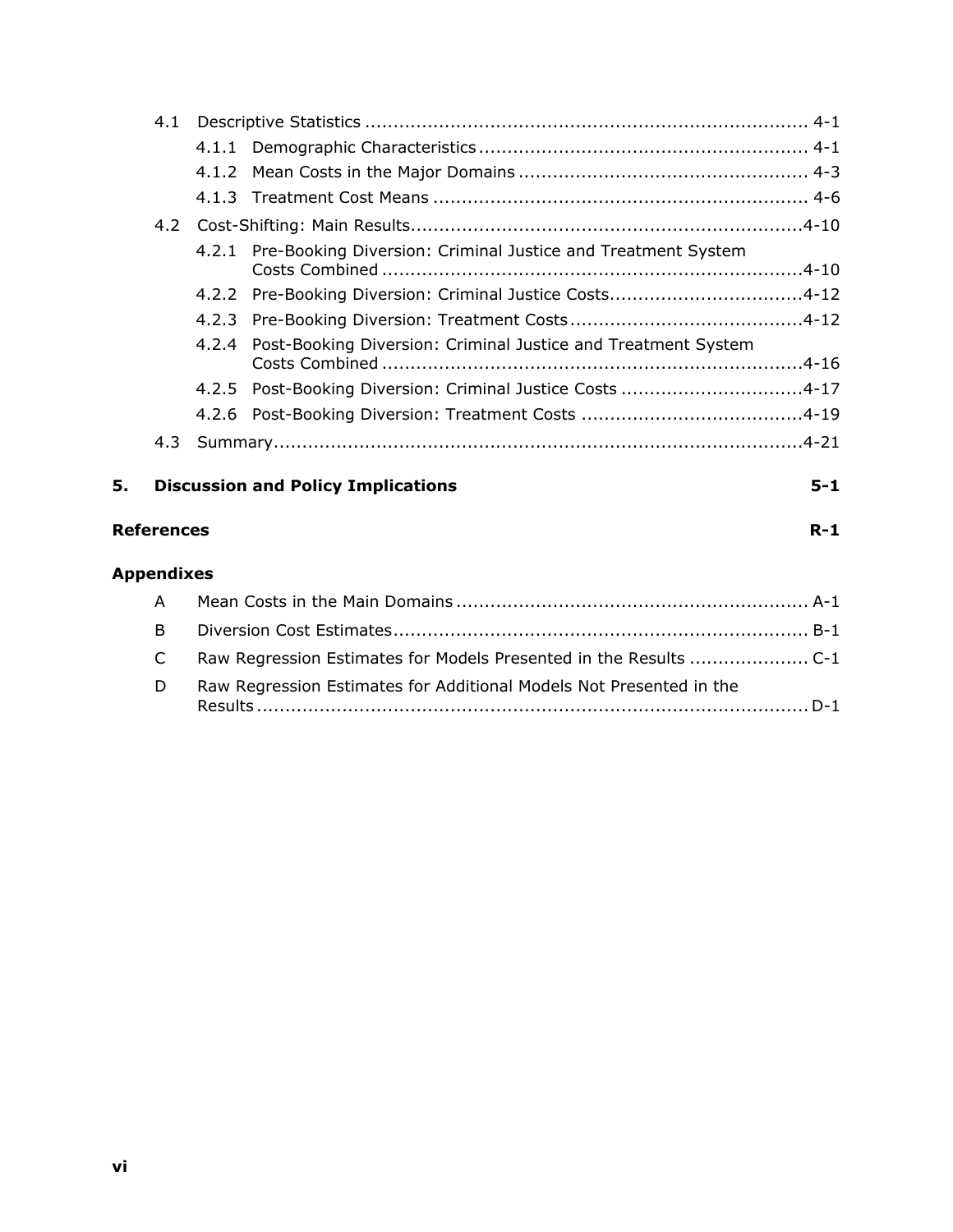- 4.1 Descriptive Statistics ........................................................................ 4-1
  - 4.1.1 Demographic Characteristics ........................................................ 4-1
  - 4.1.2 Mean Costs in the Major Domains ................................................ 4-3
  - 4.1.3 Treatment Cost Means ............................................................... 4-6
- 4.2 Cost-Shifting: Main Results..................................................................4-10
  - 4.2.1 Pre-Booking Diversion: Criminal Justice and Treatment System Costs Combined ........................................................................4-10
  - 4.2.2 Pre-Booking Diversion: Criminal Justice Costs.................................4-12
  - 4.2.3 Pre-Booking Diversion: Treatment Costs ........................................4-12
  - 4.2.4 Post-Booking Diversion: Criminal Justice and Treatment System Costs Combined ........................................................................4-16
  - 4.2.5 Post-Booking Diversion: Criminal Justice Costs ...............................4-17
  - 4.2.6 Post-Booking Diversion: Treatment Costs ......................................4-19
- 4.3 Summary...........................................................................................4-21

**5. Discussion and Policy Implications** **5-1**

**References** **R-1**

**Appendixes**

- A Mean Costs in the Main Domains ............................................................ A-1
- B Diversion Cost Estimates....................................................................... B-1
- C Raw Regression Estimates for Models Presented in the Results .................... C-1
- D Raw Regression Estimates for Additional Models Not Presented in the Results ............................................................................................... D-1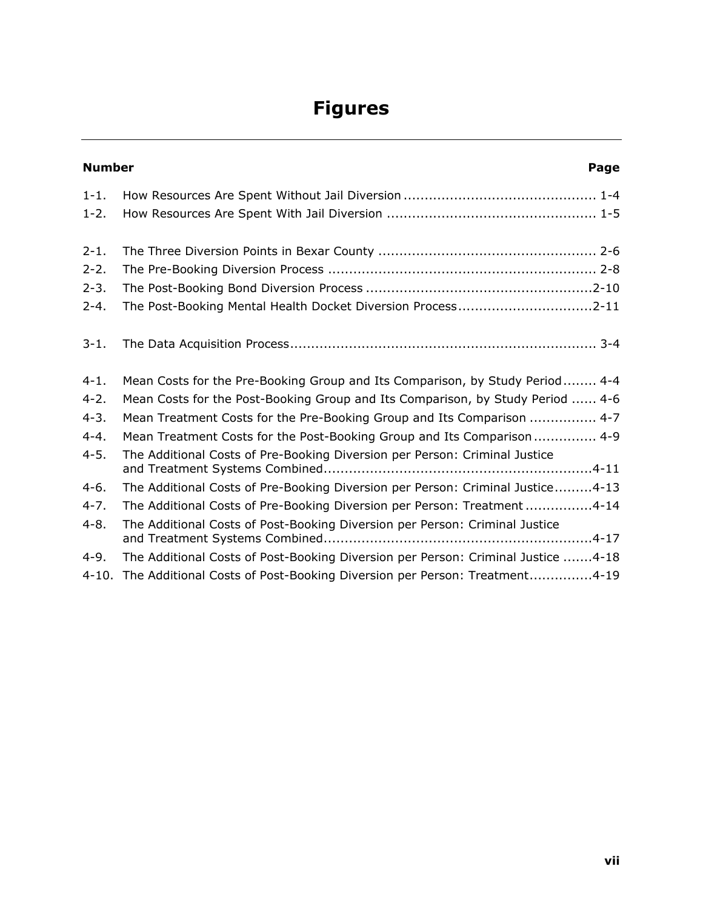# Figures

| Number | | Page |
|---|---|---|
| 1-1. | How Resources Are Spent Without Jail Diversion | 1-4 |
| 1-2. | How Resources Are Spent With Jail Diversion | 1-5 |
| 2-1. | The Three Diversion Points in Bexar County | 2-6 |
| 2-2. | The Pre-Booking Diversion Process | 2-8 |
| 2-3. | The Post-Booking Bond Diversion Process | 2-10 |
| 2-4. | The Post-Booking Mental Health Docket Diversion Process | 2-11 |
| 3-1. | The Data Acquisition Process | 3-4 |
| 4-1. | Mean Costs for the Pre-Booking Group and Its Comparison, by Study Period | 4-4 |
| 4-2. | Mean Costs for the Post-Booking Group and Its Comparison, by Study Period | 4-6 |
| 4-3. | Mean Treatment Costs for the Pre-Booking Group and Its Comparison | 4-7 |
| 4-4. | Mean Treatment Costs for the Post-Booking Group and Its Comparison | 4-9 |
| 4-5. | The Additional Costs of Pre-Booking Diversion per Person: Criminal Justice and Treatment Systems Combined | 4-11 |
| 4-6. | The Additional Costs of Pre-Booking Diversion per Person: Criminal Justice | 4-13 |
| 4-7. | The Additional Costs of Pre-Booking Diversion per Person: Treatment | 4-14 |
| 4-8. | The Additional Costs of Post-Booking Diversion per Person: Criminal Justice and Treatment Systems Combined | 4-17 |
| 4-9. | The Additional Costs of Post-Booking Diversion per Person: Criminal Justice | 4-18 |
| 4-10. | The Additional Costs of Post-Booking Diversion per Person: Treatment | 4-19 |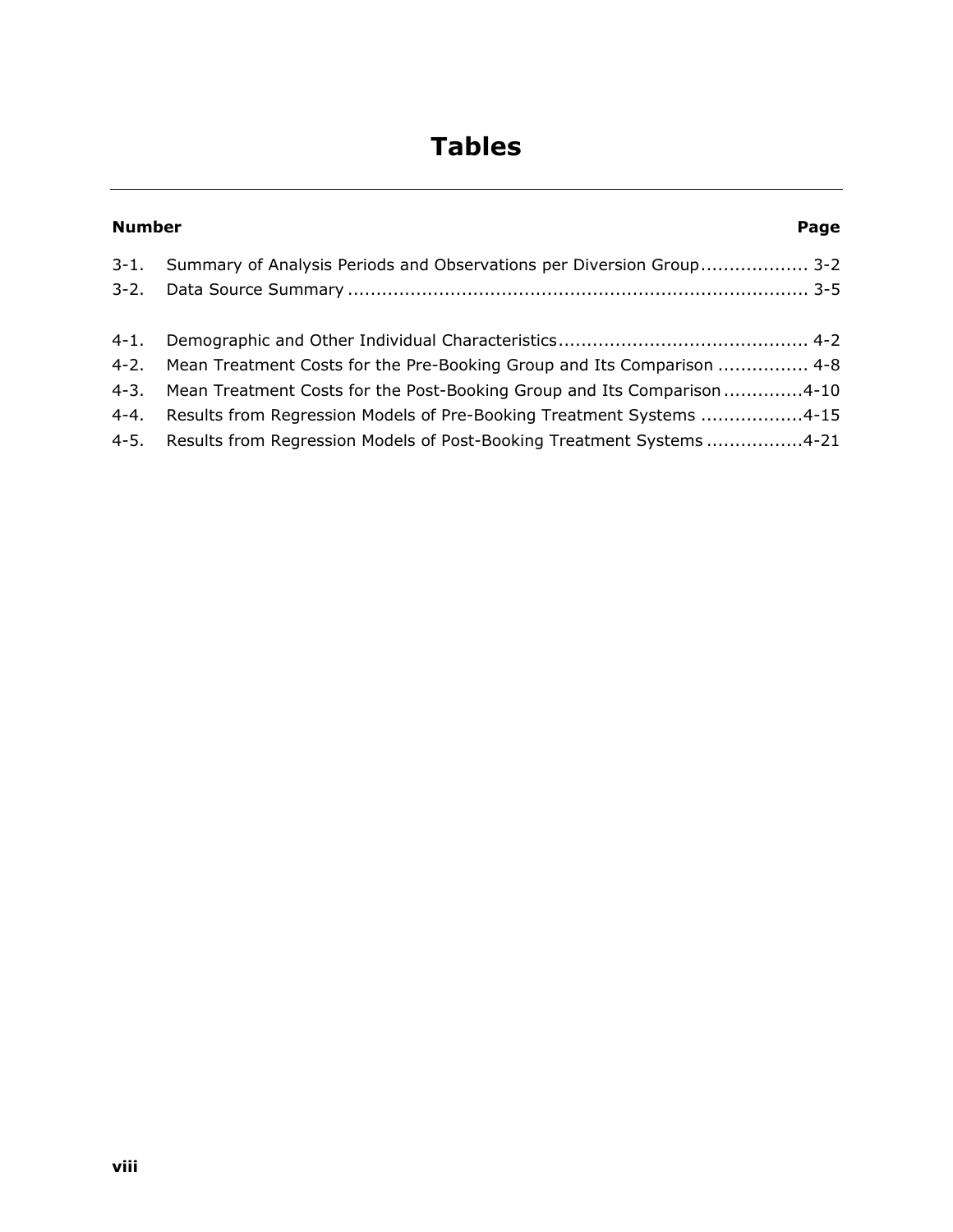# Tables

| Number | | Page |
|---|---|---|
| 3-1. | Summary of Analysis Periods and Observations per Diversion Group | 3-2 |
| 3-2. | Data Source Summary | 3-5 |
| 4-1. | Demographic and Other Individual Characteristics | 4-2 |
| 4-2. | Mean Treatment Costs for the Pre-Booking Group and Its Comparison | 4-8 |
| 4-3. | Mean Treatment Costs for the Post-Booking Group and Its Comparison | 4-10 |
| 4-4. | Results from Regression Models of Pre-Booking Treatment Systems | 4-15 |
| 4-5. | Results from Regression Models of Post-Booking Treatment Systems | 4-21 |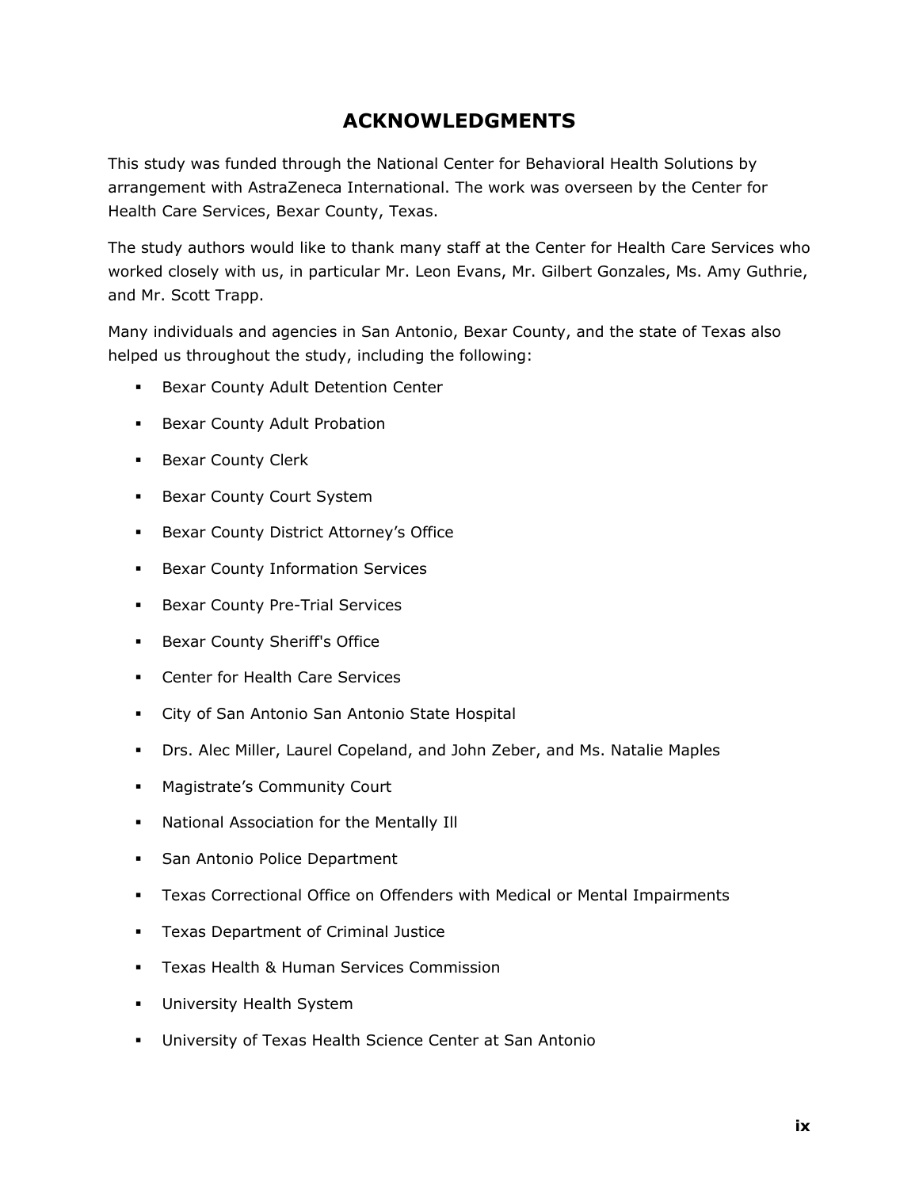# ACKNOWLEDGMENTS

This study was funded through the National Center for Behavioral Health Solutions by arrangement with AstraZeneca International. The work was overseen by the Center for Health Care Services, Bexar County, Texas.

The study authors would like to thank many staff at the Center for Health Care Services who worked closely with us, in particular Mr. Leon Evans, Mr. Gilbert Gonzales, Ms. Amy Guthrie, and Mr. Scott Trapp.

Many individuals and agencies in San Antonio, Bexar County, and the state of Texas also helped us throughout the study, including the following:

- Bexar County Adult Detention Center
- Bexar County Adult Probation
- Bexar County Clerk
- Bexar County Court System
- Bexar County District Attorney's Office
- Bexar County Information Services
- Bexar County Pre-Trial Services
- Bexar County Sheriff's Office
- Center for Health Care Services
- City of San Antonio San Antonio State Hospital
- Drs. Alec Miller, Laurel Copeland, and John Zeber, and Ms. Natalie Maples
- Magistrate's Community Court
- National Association for the Mentally Ill
- San Antonio Police Department
- Texas Correctional Office on Offenders with Medical or Mental Impairments
- Texas Department of Criminal Justice
- Texas Health & Human Services Commission
- University Health System
- University of Texas Health Science Center at San Antonio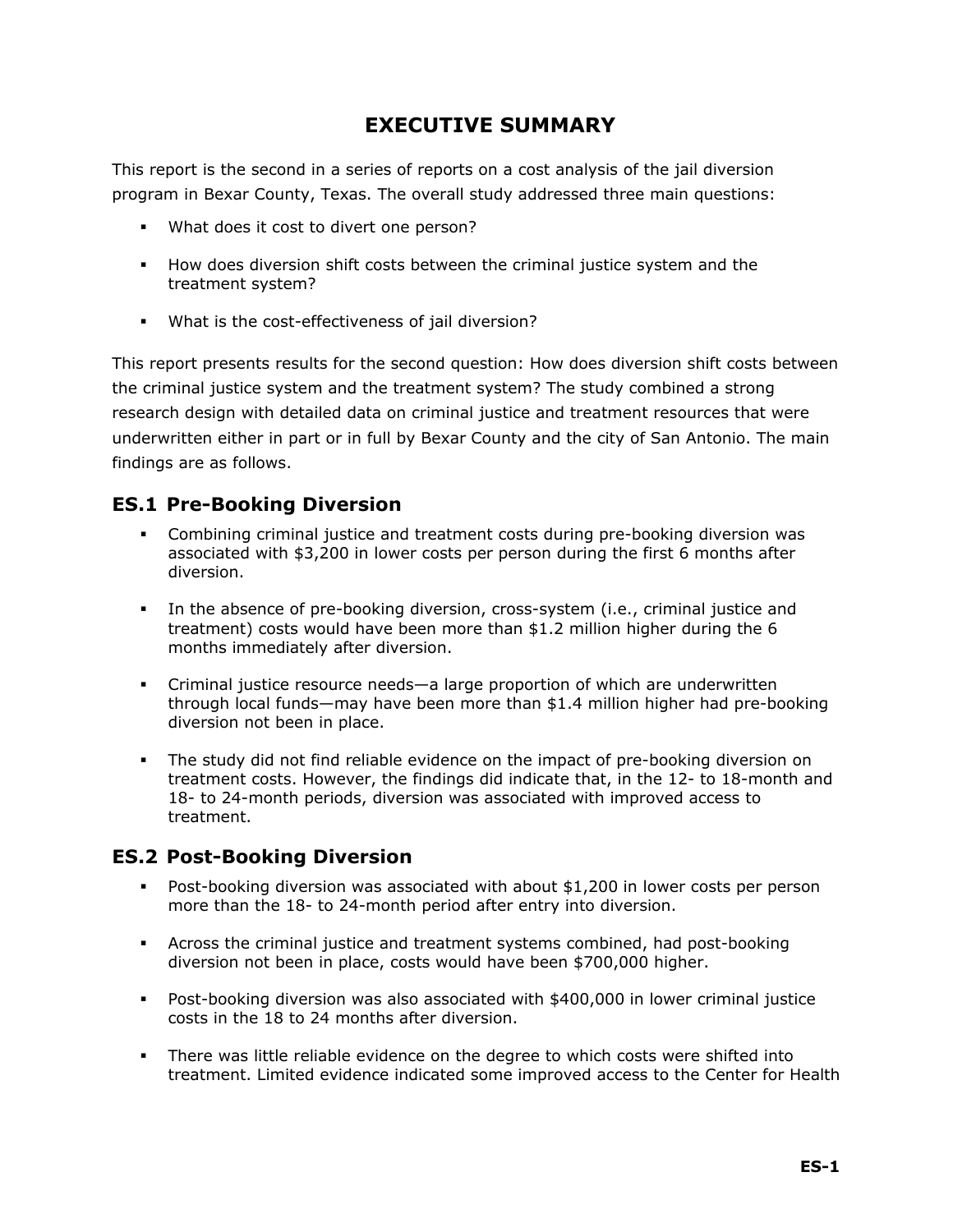# EXECUTIVE SUMMARY

This report is the second in a series of reports on a cost analysis of the jail diversion program in Bexar County, Texas. The overall study addressed three main questions:

- What does it cost to divert one person?
- How does diversion shift costs between the criminal justice system and the treatment system?
- What is the cost-effectiveness of jail diversion?

This report presents results for the second question: How does diversion shift costs between the criminal justice system and the treatment system? The study combined a strong research design with detailed data on criminal justice and treatment resources that were underwritten either in part or in full by Bexar County and the city of San Antonio. The main findings are as follows.

## ES.1 Pre-Booking Diversion

- Combining criminal justice and treatment costs during pre-booking diversion was associated with $3,200 in lower costs per person during the first 6 months after diversion.
- In the absence of pre-booking diversion, cross-system (i.e., criminal justice and treatment) costs would have been more than $1.2 million higher during the 6 months immediately after diversion.
- Criminal justice resource needs—a large proportion of which are underwritten through local funds—may have been more than $1.4 million higher had pre-booking diversion not been in place.
- The study did not find reliable evidence on the impact of pre-booking diversion on treatment costs. However, the findings did indicate that, in the 12- to 18-month and 18- to 24-month periods, diversion was associated with improved access to treatment.

## ES.2 Post-Booking Diversion

- Post-booking diversion was associated with about $1,200 in lower costs per person more than the 18- to 24-month period after entry into diversion.
- Across the criminal justice and treatment systems combined, had post-booking diversion not been in place, costs would have been $700,000 higher.
- Post-booking diversion was also associated with $400,000 in lower criminal justice costs in the 18 to 24 months after diversion.
- There was little reliable evidence on the degree to which costs were shifted into treatment. Limited evidence indicated some improved access to the Center for Health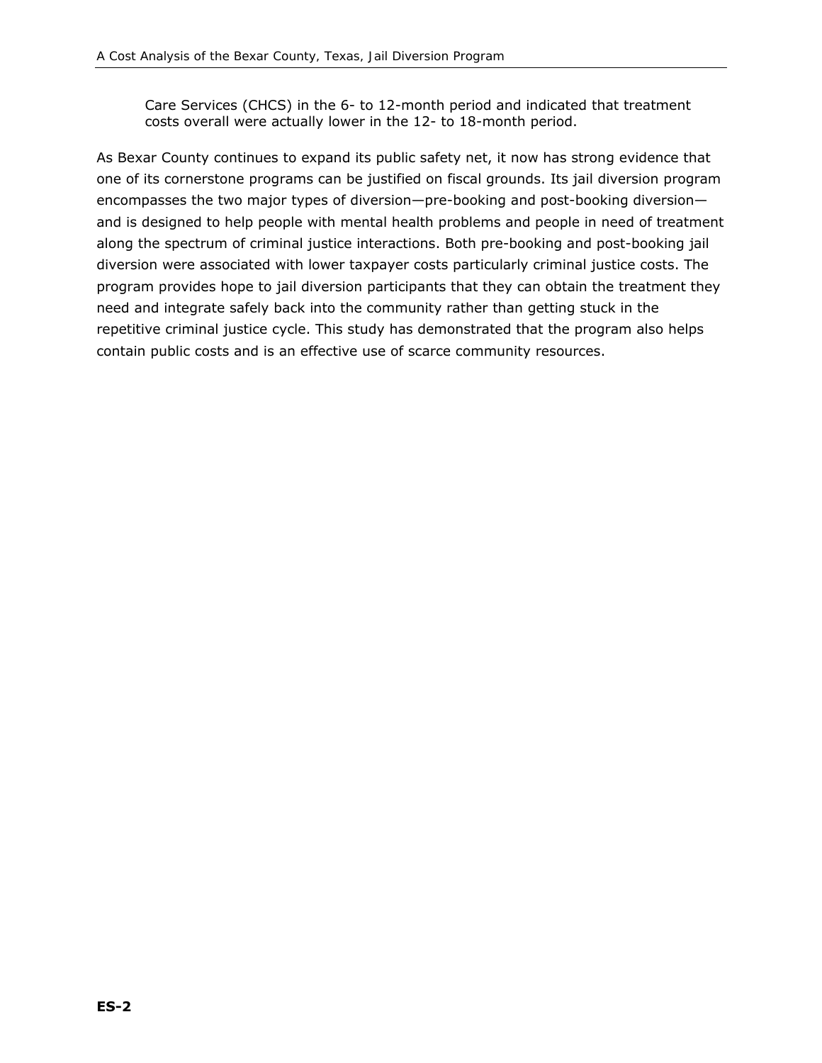Care Services (CHCS) in the 6- to 12-month period and indicated that treatment costs overall were actually lower in the 12- to 18-month period.

As Bexar County continues to expand its public safety net, it now has strong evidence that one of its cornerstone programs can be justified on fiscal grounds. Its jail diversion program encompasses the two major types of diversion—pre-booking and post-booking diversion—and is designed to help people with mental health problems and people in need of treatment along the spectrum of criminal justice interactions. Both pre-booking and post-booking jail diversion were associated with lower taxpayer costs particularly criminal justice costs. The program provides hope to jail diversion participants that they can obtain the treatment they need and integrate safely back into the community rather than getting stuck in the repetitive criminal justice cycle. This study has demonstrated that the program also helps contain public costs and is an effective use of scarce community resources.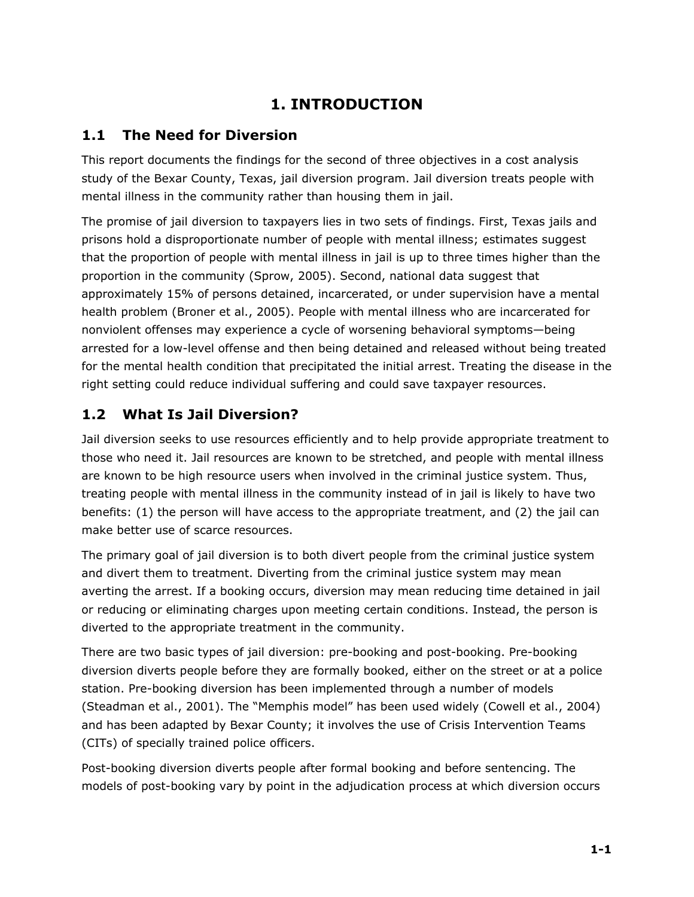# 1. INTRODUCTION

## 1.1 The Need for Diversion

This report documents the findings for the second of three objectives in a cost analysis study of the Bexar County, Texas, jail diversion program. Jail diversion treats people with mental illness in the community rather than housing them in jail.

The promise of jail diversion to taxpayers lies in two sets of findings. First, Texas jails and prisons hold a disproportionate number of people with mental illness; estimates suggest that the proportion of people with mental illness in jail is up to three times higher than the proportion in the community (Sprow, 2005). Second, national data suggest that approximately 15% of persons detained, incarcerated, or under supervision have a mental health problem (Broner et al., 2005). People with mental illness who are incarcerated for nonviolent offenses may experience a cycle of worsening behavioral symptoms—being arrested for a low-level offense and then being detained and released without being treated for the mental health condition that precipitated the initial arrest. Treating the disease in the right setting could reduce individual suffering and could save taxpayer resources.

## 1.2 What Is Jail Diversion?

Jail diversion seeks to use resources efficiently and to help provide appropriate treatment to those who need it. Jail resources are known to be stretched, and people with mental illness are known to be high resource users when involved in the criminal justice system. Thus, treating people with mental illness in the community instead of in jail is likely to have two benefits: (1) the person will have access to the appropriate treatment, and (2) the jail can make better use of scarce resources.

The primary goal of jail diversion is to both divert people from the criminal justice system and divert them to treatment. Diverting from the criminal justice system may mean averting the arrest. If a booking occurs, diversion may mean reducing time detained in jail or reducing or eliminating charges upon meeting certain conditions. Instead, the person is diverted to the appropriate treatment in the community.

There are two basic types of jail diversion: pre-booking and post-booking. Pre-booking diversion diverts people before they are formally booked, either on the street or at a police station. Pre-booking diversion has been implemented through a number of models (Steadman et al., 2001). The "Memphis model" has been used widely (Cowell et al., 2004) and has been adapted by Bexar County; it involves the use of Crisis Intervention Teams (CITs) of specially trained police officers.

Post-booking diversion diverts people after formal booking and before sentencing. The models of post-booking vary by point in the adjudication process at which diversion occurs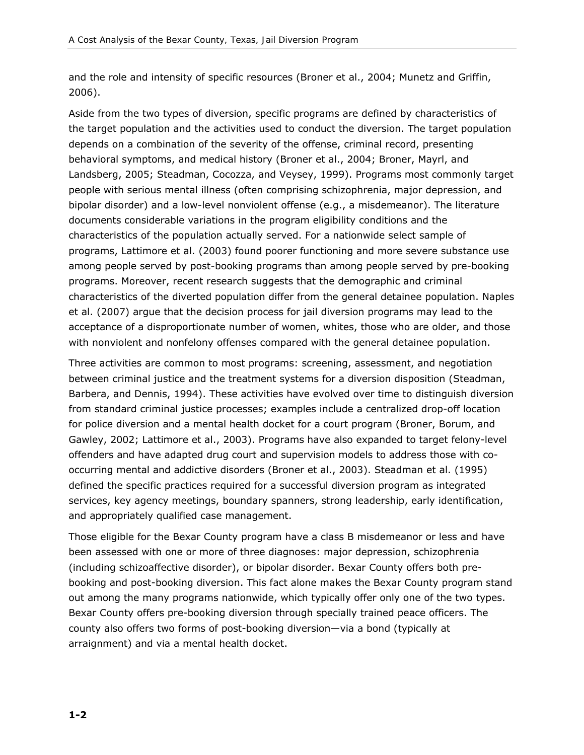and the role and intensity of specific resources (Broner et al., 2004; Munetz and Griffin, 2006).

Aside from the two types of diversion, specific programs are defined by characteristics of the target population and the activities used to conduct the diversion. The target population depends on a combination of the severity of the offense, criminal record, presenting behavioral symptoms, and medical history (Broner et al., 2004; Broner, Mayrl, and Landsberg, 2005; Steadman, Cocozza, and Veysey, 1999). Programs most commonly target people with serious mental illness (often comprising schizophrenia, major depression, and bipolar disorder) and a low-level nonviolent offense (e.g., a misdemeanor). The literature documents considerable variations in the program eligibility conditions and the characteristics of the population actually served. For a nationwide select sample of programs, Lattimore et al. (2003) found poorer functioning and more severe substance use among people served by post-booking programs than among people served by pre-booking programs. Moreover, recent research suggests that the demographic and criminal characteristics of the diverted population differ from the general detainee population. Naples et al. (2007) argue that the decision process for jail diversion programs may lead to the acceptance of a disproportionate number of women, whites, those who are older, and those with nonviolent and nonfelony offenses compared with the general detainee population.

Three activities are common to most programs: screening, assessment, and negotiation between criminal justice and the treatment systems for a diversion disposition (Steadman, Barbera, and Dennis, 1994). These activities have evolved over time to distinguish diversion from standard criminal justice processes; examples include a centralized drop-off location for police diversion and a mental health docket for a court program (Broner, Borum, and Gawley, 2002; Lattimore et al., 2003). Programs have also expanded to target felony-level offenders and have adapted drug court and supervision models to address those with co-occurring mental and addictive disorders (Broner et al., 2003). Steadman et al. (1995) defined the specific practices required for a successful diversion program as integrated services, key agency meetings, boundary spanners, strong leadership, early identification, and appropriately qualified case management.

Those eligible for the Bexar County program have a class B misdemeanor or less and have been assessed with one or more of three diagnoses: major depression, schizophrenia (including schizoaffective disorder), or bipolar disorder. Bexar County offers both pre-booking and post-booking diversion. This fact alone makes the Bexar County program stand out among the many programs nationwide, which typically offer only one of the two types. Bexar County offers pre-booking diversion through specially trained peace officers. The county also offers two forms of post-booking diversion—via a bond (typically at arraignment) and via a mental health docket.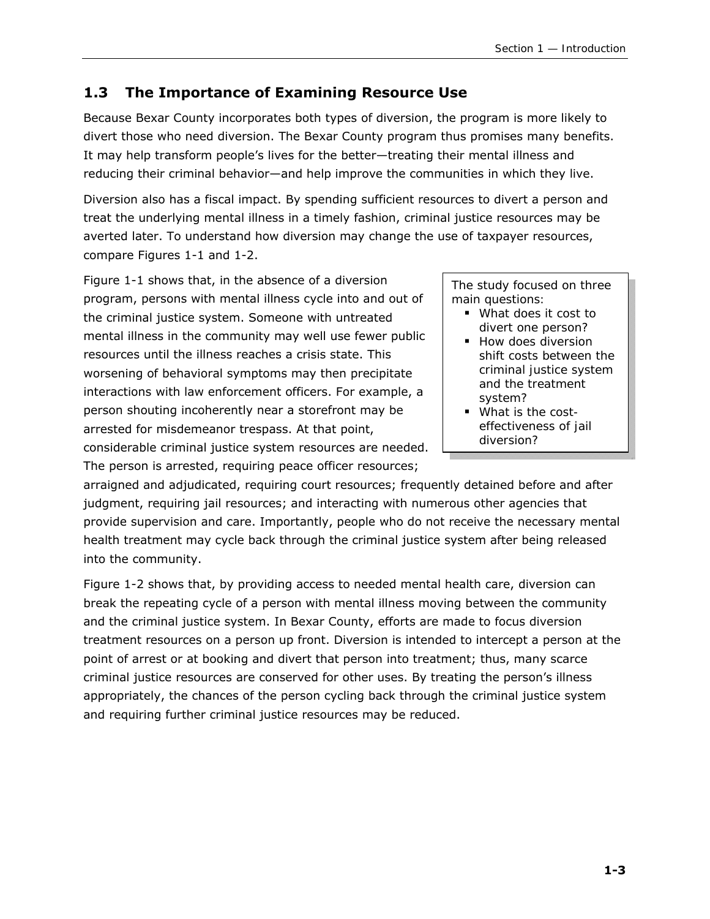## 1.3 The Importance of Examining Resource Use

Because Bexar County incorporates both types of diversion, the program is more likely to divert those who need diversion. The Bexar County program thus promises many benefits. It may help transform people's lives for the better—treating their mental illness and reducing their criminal behavior—and help improve the communities in which they live.

Diversion also has a fiscal impact. By spending sufficient resources to divert a person and treat the underlying mental illness in a timely fashion, criminal justice resources may be averted later. To understand how diversion may change the use of taxpayer resources, compare Figures 1-1 and 1-2.

> The study focused on three main questions:
>
> - What does it cost to divert one person?
> - How does diversion shift costs between the criminal justice system and the treatment system?
> - What is the cost-effectiveness of jail diversion?

Figure 1-1 shows that, in the absence of a diversion program, persons with mental illness cycle into and out of the criminal justice system. Someone with untreated mental illness in the community may well use fewer public resources until the illness reaches a crisis state. This worsening of behavioral symptoms may then precipitate interactions with law enforcement officers. For example, a person shouting incoherently near a storefront may be arrested for misdemeanor trespass. At that point, considerable criminal justice system resources are needed. The person is arrested, requiring peace officer resources; arraigned and adjudicated, requiring court resources; frequently detained before and after judgment, requiring jail resources; and interacting with numerous other agencies that provide supervision and care. Importantly, people who do not receive the necessary mental health treatment may cycle back through the criminal justice system after being released into the community.

Figure 1-2 shows that, by providing access to needed mental health care, diversion can break the repeating cycle of a person with mental illness moving between the community and the criminal justice system. In Bexar County, efforts are made to focus diversion treatment resources on a person up front. Diversion is intended to intercept a person at the point of arrest or at booking and divert that person into treatment; thus, many scarce criminal justice resources are conserved for other uses. By treating the person's illness appropriately, the chances of the person cycling back through the criminal justice system and requiring further criminal justice resources may be reduced.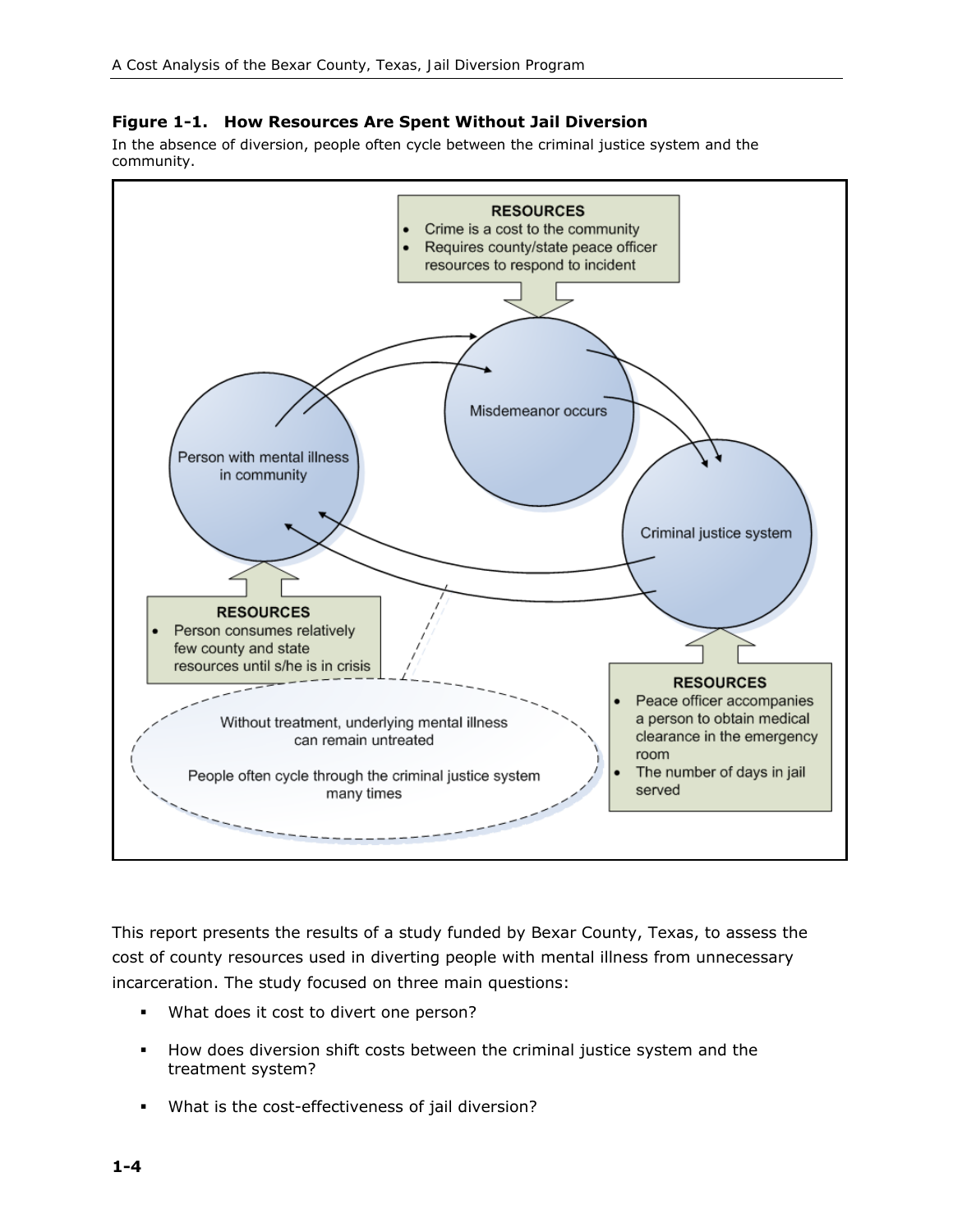**Figure 1-1. How Resources Are Spent Without Jail Diversion**

In the absence of diversion, people often cycle between the criminal justice system and the community.

**RESOURCES**
- Crime is a cost to the community
- Requires county/state peace officer resources to respond to incident

Misdemeanor occurs

Person with mental illness in community

Criminal justice system

**RESOURCES**
- Person consumes relatively few county and state resources until s/he is in crisis

**RESOURCES**
- Peace officer accompanies a person to obtain medical clearance in the emergency room
- The number of days in jail served

Without treatment, underlying mental illness can remain untreated

People often cycle through the criminal justice system many times

This report presents the results of a study funded by Bexar County, Texas, to assess the cost of county resources used in diverting people with mental illness from unnecessary incarceration. The study focused on three main questions:

- What does it cost to divert one person?
- How does diversion shift costs between the criminal justice system and the treatment system?
- What is the cost-effectiveness of jail diversion?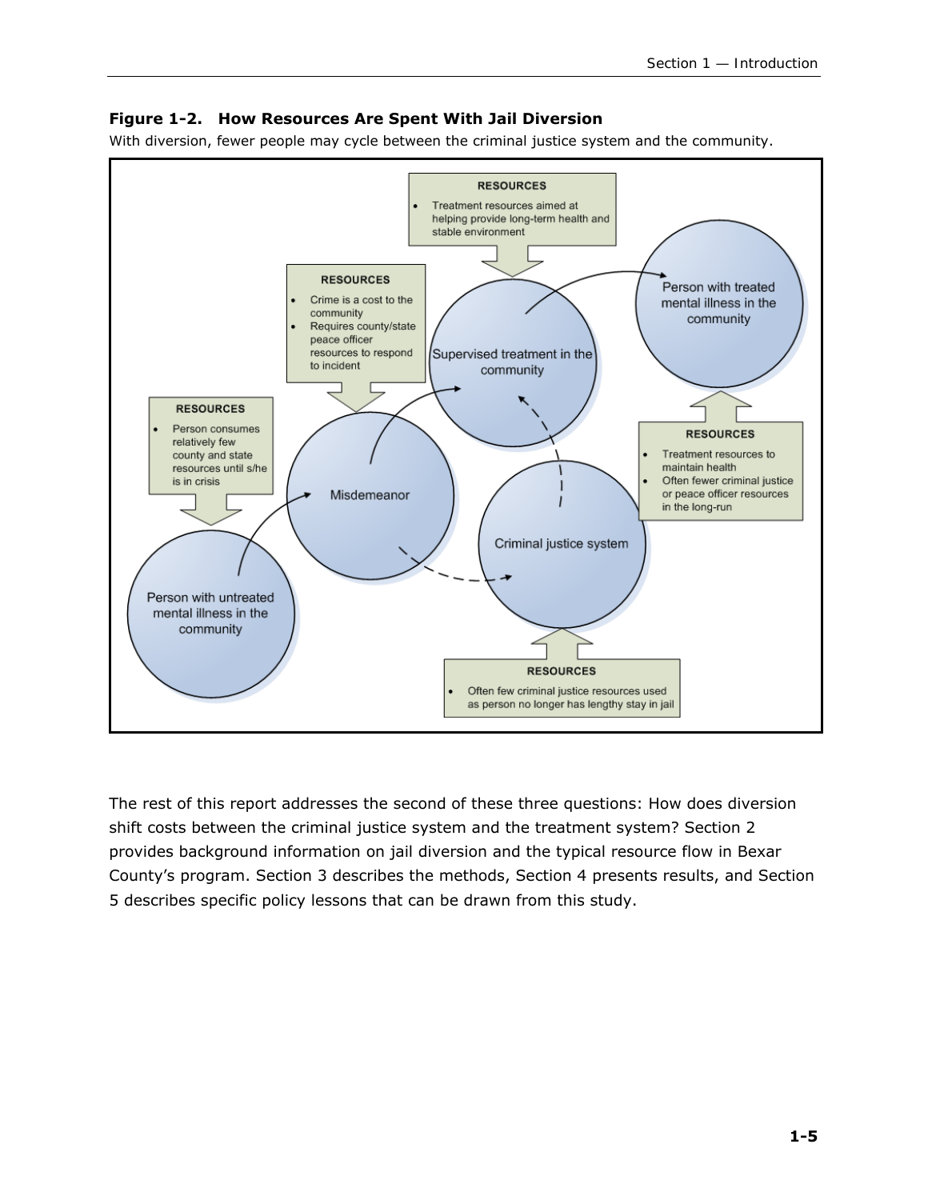**Figure 1-2. How Resources Are Spent With Jail Diversion**

With diversion, fewer people may cycle between the criminal justice system and the community.

**RESOURCES**

- Treatment resources aimed at helping provide long-term health and stable environment

**RESOURCES**

- Crime is a cost to the community
- Requires county/state peace officer resources to respond to incident

**RESOURCES**

- Person consumes relatively few county and state resources until s/he is in crisis

**RESOURCES**

- Treatment resources to maintain health
- Often fewer criminal justice or peace officer resources in the long-run

**RESOURCES**

- Often few criminal justice resources used as person no longer has lengthy stay in jail

Person with untreated mental illness in the community

Misdemeanor

Criminal justice system

Supervised treatment in the community

Person with treated mental illness in the community

The rest of this report addresses the second of these three questions: How does diversion shift costs between the criminal justice system and the treatment system? Section 2 provides background information on jail diversion and the typical resource flow in Bexar County's program. Section 3 describes the methods, Section 4 presents results, and Section 5 describes specific policy lessons that can be drawn from this study.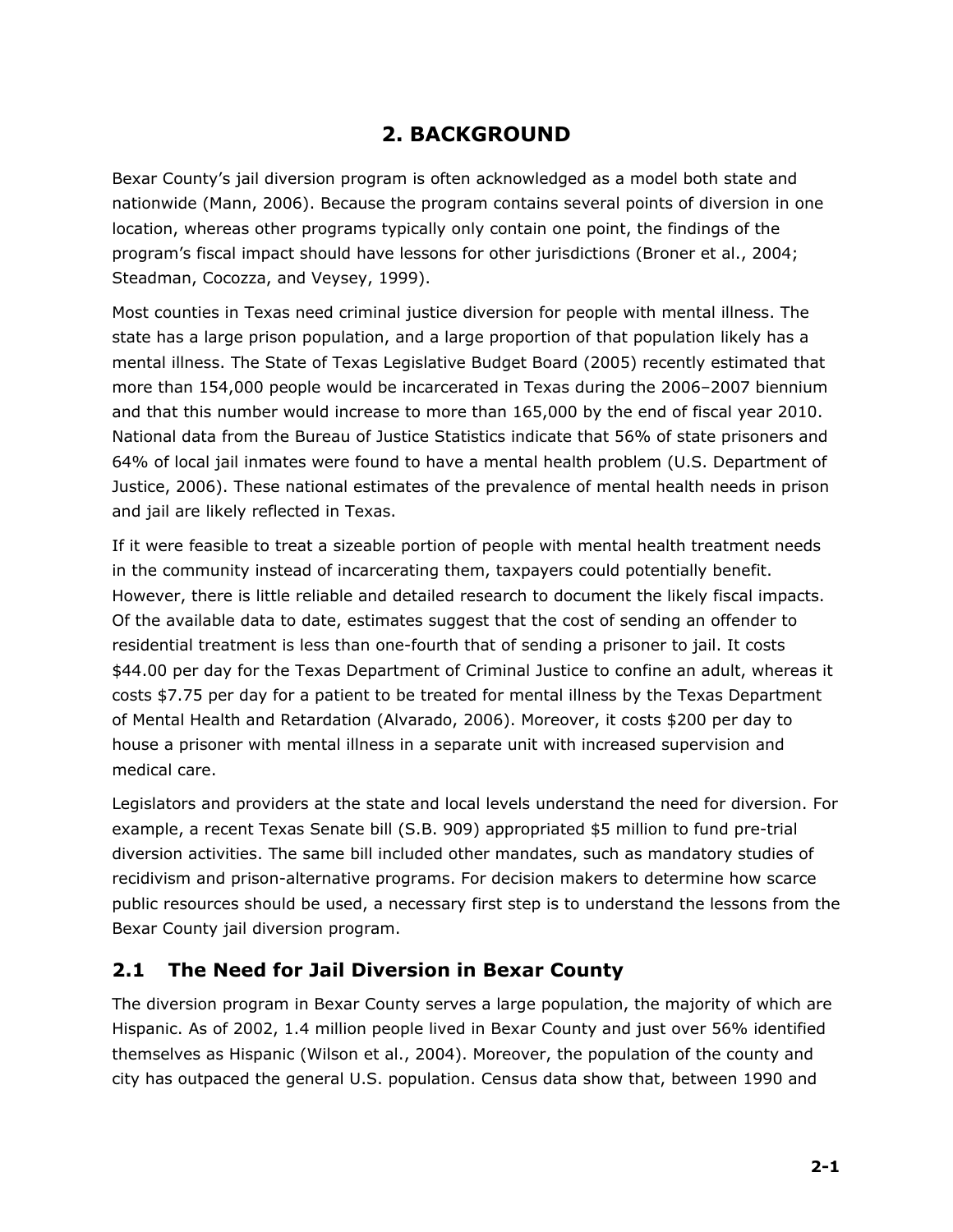# 2. BACKGROUND

Bexar County's jail diversion program is often acknowledged as a model both state and nationwide (Mann, 2006). Because the program contains several points of diversion in one location, whereas other programs typically only contain one point, the findings of the program's fiscal impact should have lessons for other jurisdictions (Broner et al., 2004; Steadman, Cocozza, and Veysey, 1999).

Most counties in Texas need criminal justice diversion for people with mental illness. The state has a large prison population, and a large proportion of that population likely has a mental illness. The State of Texas Legislative Budget Board (2005) recently estimated that more than 154,000 people would be incarcerated in Texas during the 2006–2007 biennium and that this number would increase to more than 165,000 by the end of fiscal year 2010. National data from the Bureau of Justice Statistics indicate that 56% of state prisoners and 64% of local jail inmates were found to have a mental health problem (U.S. Department of Justice, 2006). These national estimates of the prevalence of mental health needs in prison and jail are likely reflected in Texas.

If it were feasible to treat a sizeable portion of people with mental health treatment needs in the community instead of incarcerating them, taxpayers could potentially benefit. However, there is little reliable and detailed research to document the likely fiscal impacts. Of the available data to date, estimates suggest that the cost of sending an offender to residential treatment is less than one-fourth that of sending a prisoner to jail. It costs $44.00 per day for the Texas Department of Criminal Justice to confine an adult, whereas it costs $7.75 per day for a patient to be treated for mental illness by the Texas Department of Mental Health and Retardation (Alvarado, 2006). Moreover, it costs $200 per day to house a prisoner with mental illness in a separate unit with increased supervision and medical care.

Legislators and providers at the state and local levels understand the need for diversion. For example, a recent Texas Senate bill (S.B. 909) appropriated $5 million to fund pre-trial diversion activities. The same bill included other mandates, such as mandatory studies of recidivism and prison-alternative programs. For decision makers to determine how scarce public resources should be used, a necessary first step is to understand the lessons from the Bexar County jail diversion program.

## 2.1 The Need for Jail Diversion in Bexar County

The diversion program in Bexar County serves a large population, the majority of which are Hispanic. As of 2002, 1.4 million people lived in Bexar County and just over 56% identified themselves as Hispanic (Wilson et al., 2004). Moreover, the population of the county and city has outpaced the general U.S. population. Census data show that, between 1990 and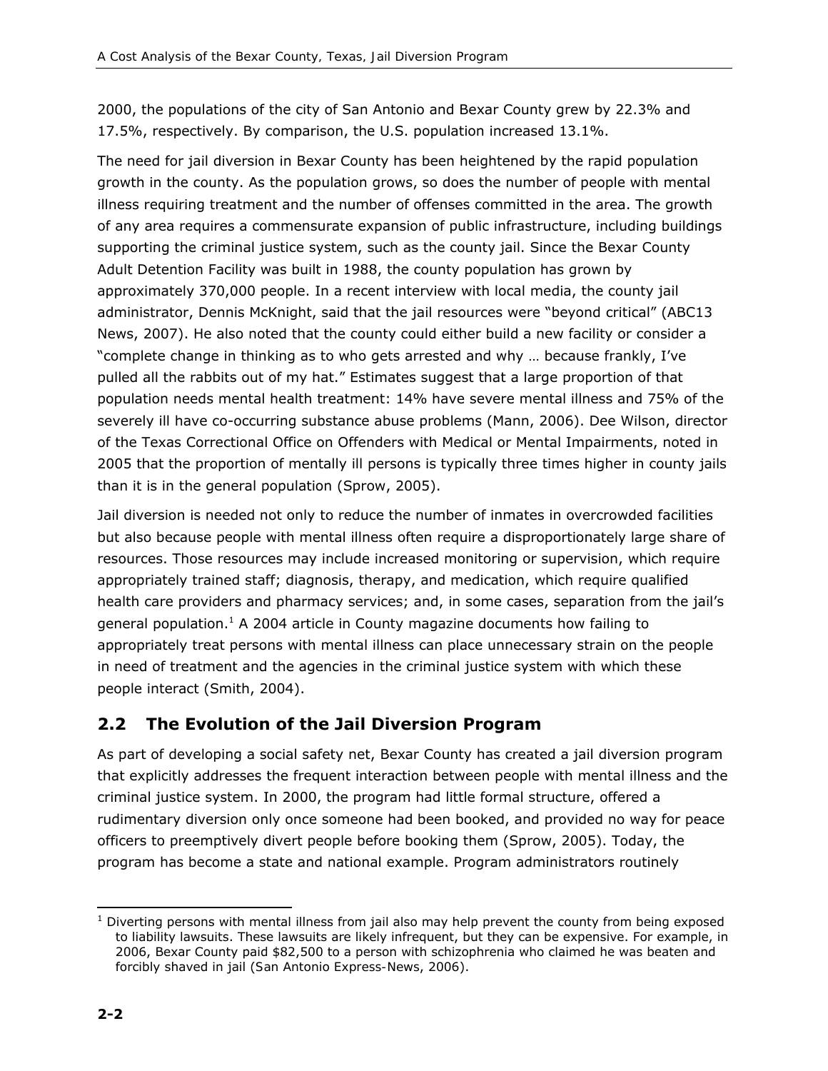2000, the populations of the city of San Antonio and Bexar County grew by 22.3% and 17.5%, respectively. By comparison, the U.S. population increased 13.1%.

The need for jail diversion in Bexar County has been heightened by the rapid population growth in the county. As the population grows, so does the number of people with mental illness requiring treatment and the number of offenses committed in the area. The growth of any area requires a commensurate expansion of public infrastructure, including buildings supporting the criminal justice system, such as the county jail. Since the Bexar County Adult Detention Facility was built in 1988, the county population has grown by approximately 370,000 people. In a recent interview with local media, the county jail administrator, Dennis McKnight, said that the jail resources were "beyond critical" (ABC13 News, 2007). He also noted that the county could either build a new facility or consider a "complete change in thinking as to who gets arrested and why … because frankly, I've pulled all the rabbits out of my hat." Estimates suggest that a large proportion of that population needs mental health treatment: 14% have severe mental illness and 75% of the severely ill have co-occurring substance abuse problems (Mann, 2006). Dee Wilson, director of the Texas Correctional Office on Offenders with Medical or Mental Impairments, noted in 2005 that the proportion of mentally ill persons is typically three times higher in county jails than it is in the general population (Sprow, 2005).

Jail diversion is needed not only to reduce the number of inmates in overcrowded facilities but also because people with mental illness often require a disproportionately large share of resources. Those resources may include increased monitoring or supervision, which require appropriately trained staff; diagnosis, therapy, and medication, which require qualified health care providers and pharmacy services; and, in some cases, separation from the jail's general population.[1] A 2004 article in County magazine documents how failing to appropriately treat persons with mental illness can place unnecessary strain on the people in need of treatment and the agencies in the criminal justice system with which these people interact (Smith, 2004).

## 2.2 The Evolution of the Jail Diversion Program

As part of developing a social safety net, Bexar County has created a jail diversion program that explicitly addresses the frequent interaction between people with mental illness and the criminal justice system. In 2000, the program had little formal structure, offered a rudimentary diversion only once someone had been booked, and provided no way for peace officers to preemptively divert people before booking them (Sprow, 2005). Today, the program has become a state and national example. Program administrators routinely

[1] Diverting persons with mental illness from jail also may help prevent the county from being exposed to liability lawsuits. These lawsuits are likely infrequent, but they can be expensive. For example, in 2006, Bexar County paid $82,500 to a person with schizophrenia who claimed he was beaten and forcibly shaved in jail (San Antonio Express-News, 2006).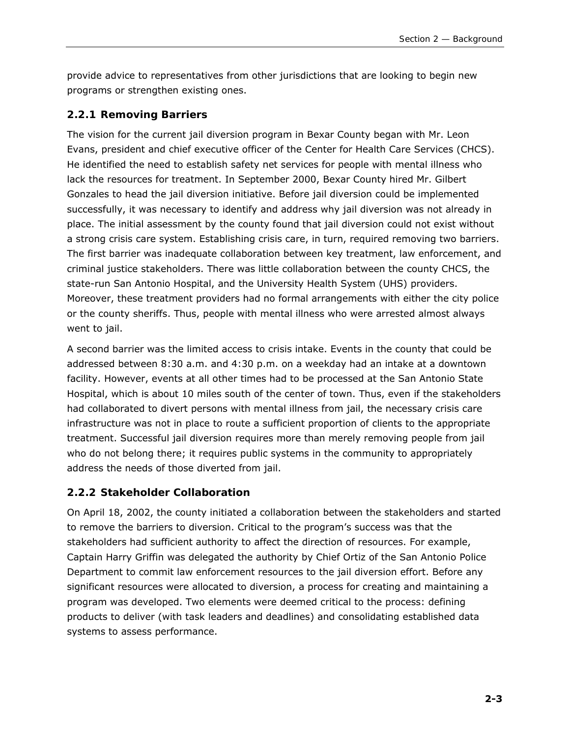provide advice to representatives from other jurisdictions that are looking to begin new programs or strengthen existing ones.

### 2.2.1 Removing Barriers

The vision for the current jail diversion program in Bexar County began with Mr. Leon Evans, president and chief executive officer of the Center for Health Care Services (CHCS). He identified the need to establish safety net services for people with mental illness who lack the resources for treatment. In September 2000, Bexar County hired Mr. Gilbert Gonzales to head the jail diversion initiative. Before jail diversion could be implemented successfully, it was necessary to identify and address why jail diversion was not already in place. The initial assessment by the county found that jail diversion could not exist without a strong crisis care system. Establishing crisis care, in turn, required removing two barriers. The first barrier was inadequate collaboration between key treatment, law enforcement, and criminal justice stakeholders. There was little collaboration between the county CHCS, the state-run San Antonio Hospital, and the University Health System (UHS) providers. Moreover, these treatment providers had no formal arrangements with either the city police or the county sheriffs. Thus, people with mental illness who were arrested almost always went to jail.

A second barrier was the limited access to crisis intake. Events in the county that could be addressed between 8:30 a.m. and 4:30 p.m. on a weekday had an intake at a downtown facility. However, events at all other times had to be processed at the San Antonio State Hospital, which is about 10 miles south of the center of town. Thus, even if the stakeholders had collaborated to divert persons with mental illness from jail, the necessary crisis care infrastructure was not in place to route a sufficient proportion of clients to the appropriate treatment. Successful jail diversion requires more than merely removing people from jail who do not belong there; it requires public systems in the community to appropriately address the needs of those diverted from jail.

### 2.2.2 Stakeholder Collaboration

On April 18, 2002, the county initiated a collaboration between the stakeholders and started to remove the barriers to diversion. Critical to the program's success was that the stakeholders had sufficient authority to affect the direction of resources. For example, Captain Harry Griffin was delegated the authority by Chief Ortiz of the San Antonio Police Department to commit law enforcement resources to the jail diversion effort. Before any significant resources were allocated to diversion, a process for creating and maintaining a program was developed. Two elements were deemed critical to the process: defining products to deliver (with task leaders and deadlines) and consolidating established data systems to assess performance.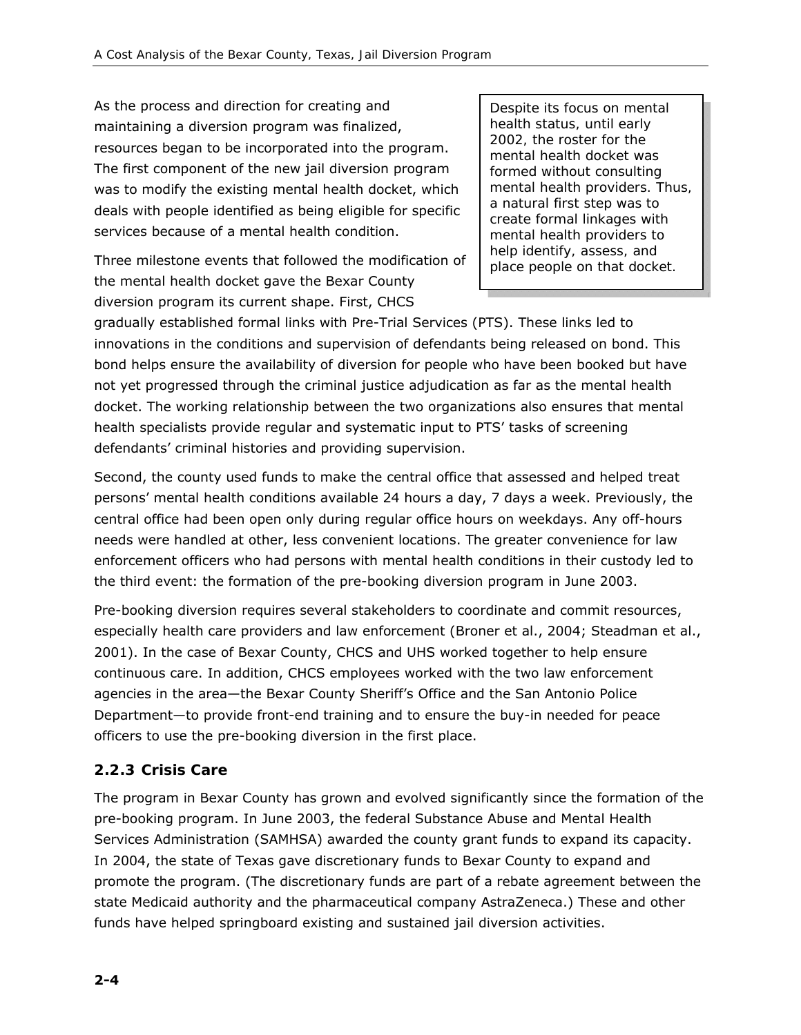As the process and direction for creating and maintaining a diversion program was finalized, resources began to be incorporated into the program. The first component of the new jail diversion program was to modify the existing mental health docket, which deals with people identified as being eligible for specific services because of a mental health condition.

> Despite its focus on mental health status, until early 2002, the roster for the mental health docket was formed without consulting mental health providers. Thus, a natural first step was to create formal linkages with mental health providers to help identify, assess, and place people on that docket.

Three milestone events that followed the modification of the mental health docket gave the Bexar County diversion program its current shape. First, CHCS gradually established formal links with Pre-Trial Services (PTS). These links led to innovations in the conditions and supervision of defendants being released on bond. This bond helps ensure the availability of diversion for people who have been booked but have not yet progressed through the criminal justice adjudication as far as the mental health docket. The working relationship between the two organizations also ensures that mental health specialists provide regular and systematic input to PTS' tasks of screening defendants' criminal histories and providing supervision.

Second, the county used funds to make the central office that assessed and helped treat persons' mental health conditions available 24 hours a day, 7 days a week. Previously, the central office had been open only during regular office hours on weekdays. Any off-hours needs were handled at other, less convenient locations. The greater convenience for law enforcement officers who had persons with mental health conditions in their custody led to the third event: the formation of the pre-booking diversion program in June 2003.

Pre-booking diversion requires several stakeholders to coordinate and commit resources, especially health care providers and law enforcement (Broner et al., 2004; Steadman et al., 2001). In the case of Bexar County, CHCS and UHS worked together to help ensure continuous care. In addition, CHCS employees worked with the two law enforcement agencies in the area—the Bexar County Sheriff's Office and the San Antonio Police Department—to provide front-end training and to ensure the buy-in needed for peace officers to use the pre-booking diversion in the first place.

### 2.2.3 Crisis Care

The program in Bexar County has grown and evolved significantly since the formation of the pre-booking program. In June 2003, the federal Substance Abuse and Mental Health Services Administration (SAMHSA) awarded the county grant funds to expand its capacity. In 2004, the state of Texas gave discretionary funds to Bexar County to expand and promote the program. (The discretionary funds are part of a rebate agreement between the state Medicaid authority and the pharmaceutical company AstraZeneca.) These and other funds have helped springboard existing and sustained jail diversion activities.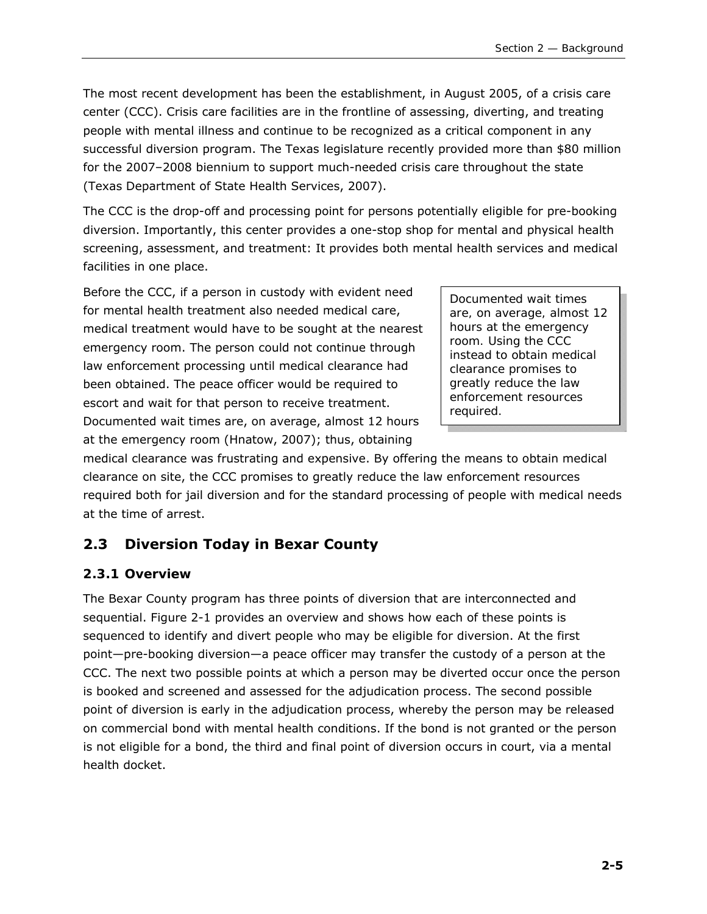The most recent development has been the establishment, in August 2005, of a crisis care center (CCC). Crisis care facilities are in the frontline of assessing, diverting, and treating people with mental illness and continue to be recognized as a critical component in any successful diversion program. The Texas legislature recently provided more than $80 million for the 2007–2008 biennium to support much-needed crisis care throughout the state (Texas Department of State Health Services, 2007).

The CCC is the drop-off and processing point for persons potentially eligible for pre-booking diversion. Importantly, this center provides a one-stop shop for mental and physical health screening, assessment, and treatment: It provides both mental health services and medical facilities in one place.

> Documented wait times are, on average, almost 12 hours at the emergency room. Using the CCC instead to obtain medical clearance promises to greatly reduce the law enforcement resources required.

Before the CCC, if a person in custody with evident need for mental health treatment also needed medical care, medical treatment would have to be sought at the nearest emergency room. The person could not continue through law enforcement processing until medical clearance had been obtained. The peace officer would be required to escort and wait for that person to receive treatment. Documented wait times are, on average, almost 12 hours at the emergency room (Hnatow, 2007); thus, obtaining medical clearance was frustrating and expensive. By offering the means to obtain medical clearance on site, the CCC promises to greatly reduce the law enforcement resources required both for jail diversion and for the standard processing of people with medical needs at the time of arrest.

## 2.3 Diversion Today in Bexar County

### 2.3.1 Overview

The Bexar County program has three points of diversion that are interconnected and sequential. Figure 2-1 provides an overview and shows how each of these points is sequenced to identify and divert people who may be eligible for diversion. At the first point—pre-booking diversion—a peace officer may transfer the custody of a person at the CCC. The next two possible points at which a person may be diverted occur once the person is booked and screened and assessed for the adjudication process. The second possible point of diversion is early in the adjudication process, whereby the person may be released on commercial bond with mental health conditions. If the bond is not granted or the person is not eligible for a bond, the third and final point of diversion occurs in court, via a mental health docket.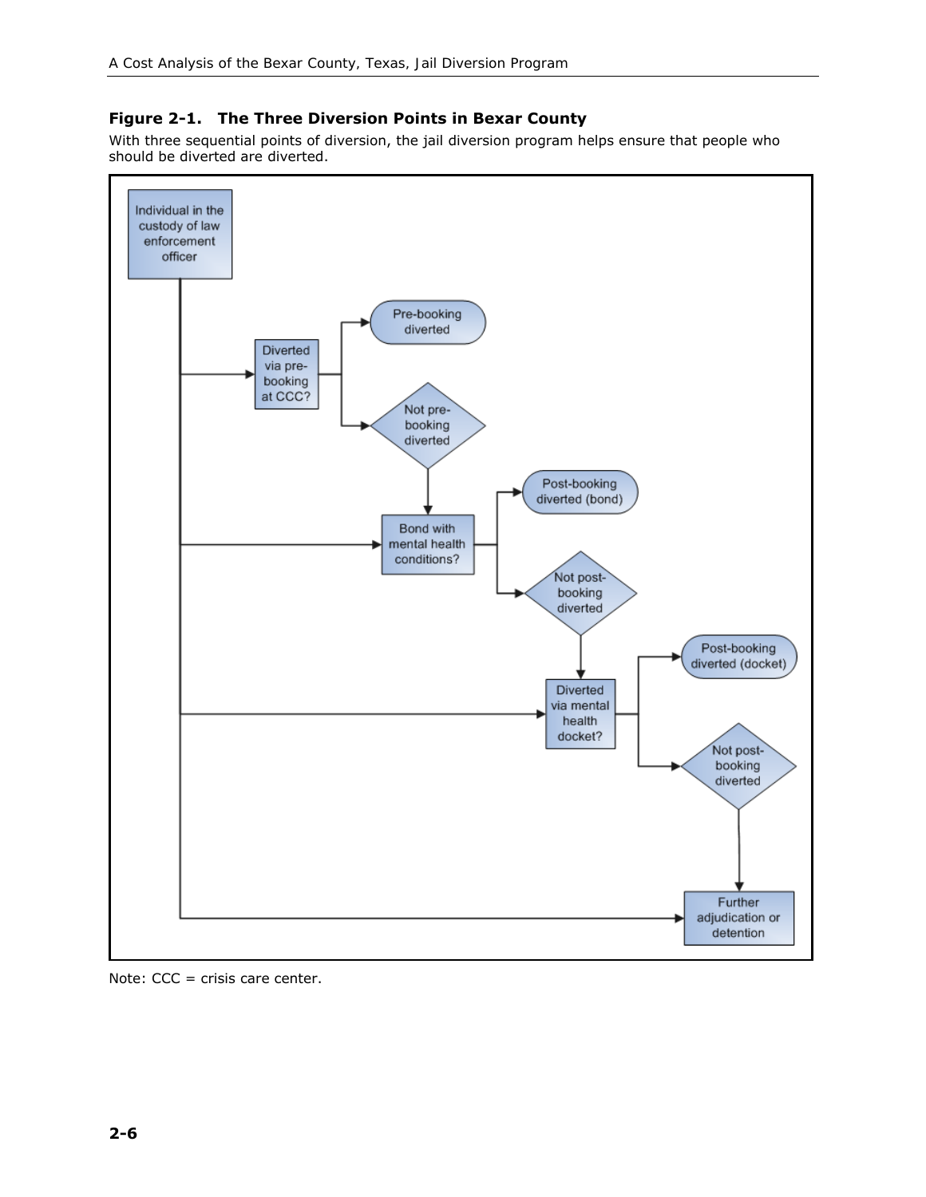**Figure 2-1. The Three Diversion Points in Bexar County**

With three sequential points of diversion, the jail diversion program helps ensure that people who should be diverted are diverted.

Individual in the custody of law enforcement officer

Diverted via pre-booking at CCC?

Pre-booking diverted

Not pre-booking diverted

Bond with mental health conditions?

Post-booking diverted (bond)

Not post-booking diverted

Diverted via mental health docket?

Post-booking diverted (docket)

Not post-booking diverted

Further adjudication or detention

Note: CCC = crisis care center.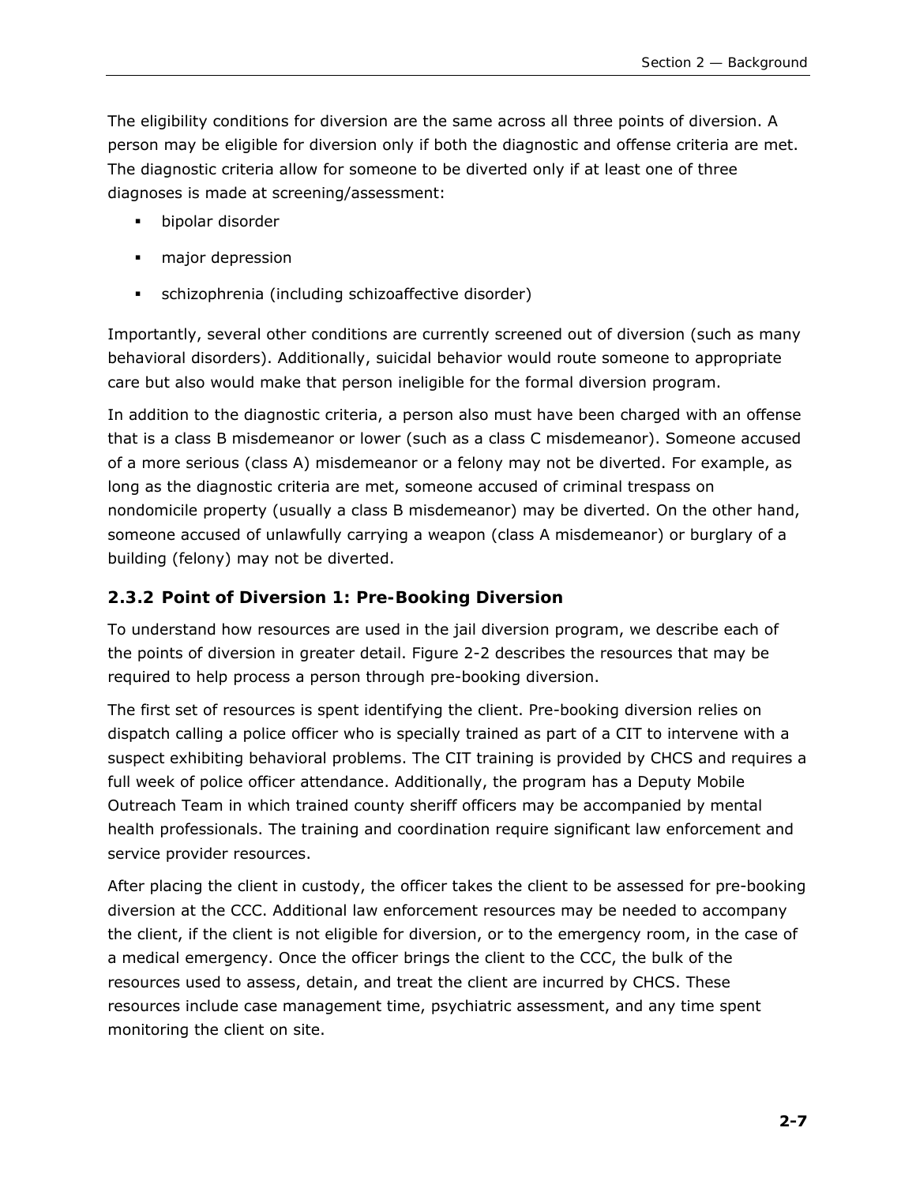The eligibility conditions for diversion are the same across all three points of diversion. A person may be eligible for diversion only if both the diagnostic and offense criteria are met. The diagnostic criteria allow for someone to be diverted only if at least one of three diagnoses is made at screening/assessment:

- bipolar disorder
- major depression
- schizophrenia (including schizoaffective disorder)

Importantly, several other conditions are currently screened out of diversion (such as many behavioral disorders). Additionally, suicidal behavior would route someone to appropriate care but also would make that person ineligible for the formal diversion program.

In addition to the diagnostic criteria, a person also must have been charged with an offense that is a class B misdemeanor or lower (such as a class C misdemeanor). Someone accused of a more serious (class A) misdemeanor or a felony may not be diverted. For example, as long as the diagnostic criteria are met, someone accused of criminal trespass on nondomicile property (usually a class B misdemeanor) may be diverted. On the other hand, someone accused of unlawfully carrying a weapon (class A misdemeanor) or burglary of a building (felony) may not be diverted.

### 2.3.2 Point of Diversion 1: Pre-Booking Diversion

To understand how resources are used in the jail diversion program, we describe each of the points of diversion in greater detail. Figure 2-2 describes the resources that may be required to help process a person through pre-booking diversion.

The first set of resources is spent identifying the client. Pre-booking diversion relies on dispatch calling a police officer who is specially trained as part of a CIT to intervene with a suspect exhibiting behavioral problems. The CIT training is provided by CHCS and requires a full week of police officer attendance. Additionally, the program has a Deputy Mobile Outreach Team in which trained county sheriff officers may be accompanied by mental health professionals. The training and coordination require significant law enforcement and service provider resources.

After placing the client in custody, the officer takes the client to be assessed for pre-booking diversion at the CCC. Additional law enforcement resources may be needed to accompany the client, if the client is not eligible for diversion, or to the emergency room, in the case of a medical emergency. Once the officer brings the client to the CCC, the bulk of the resources used to assess, detain, and treat the client are incurred by CHCS. These resources include case management time, psychiatric assessment, and any time spent monitoring the client on site.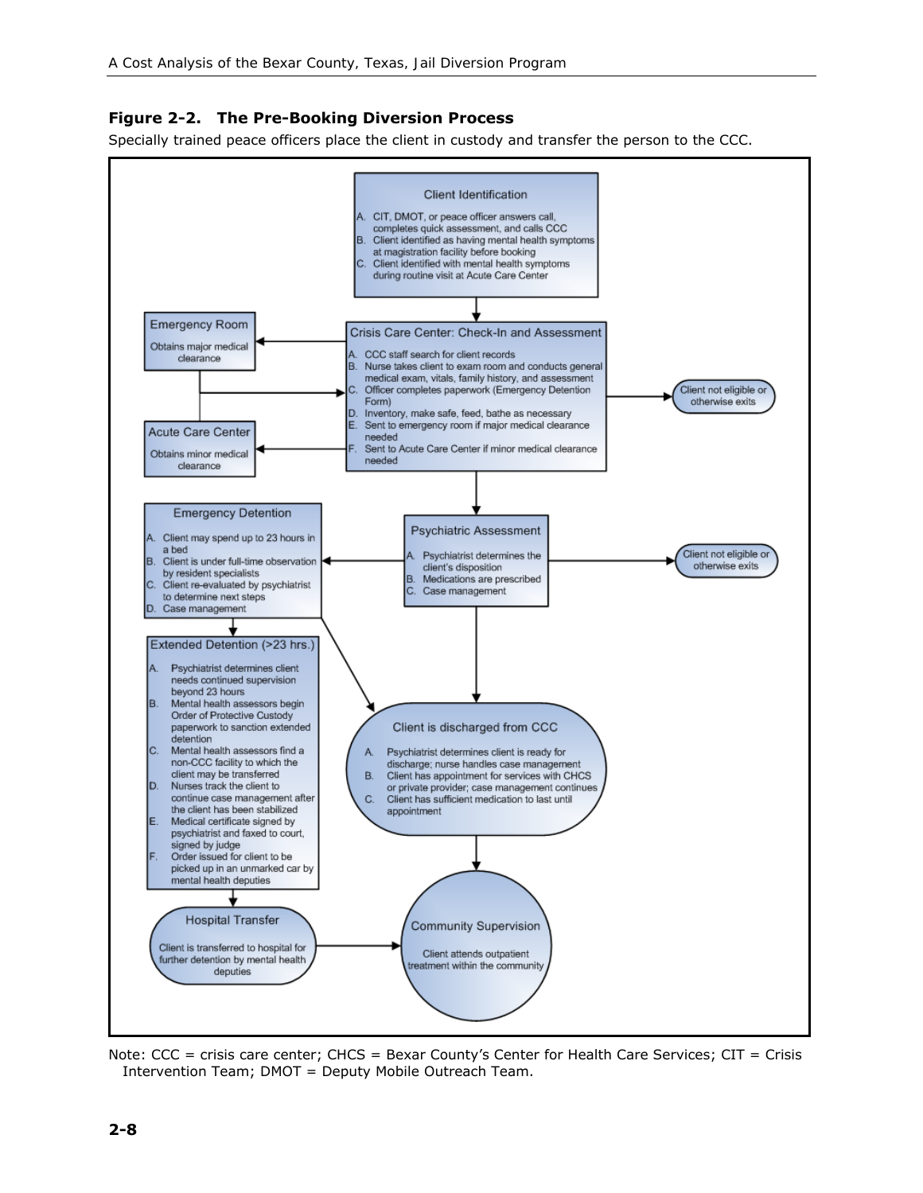**Figure 2-2. The Pre-Booking Diversion Process**

Specially trained peace officers place the client in custody and transfer the person to the CCC.

**Client Identification**

A. CIT, DMOT, or peace officer answers call, completes quick assessment, and calls CCC
B. Client identified as having mental health symptoms at magistration facility before booking
C. Client identified with mental health symptoms during routine visit at Acute Care Center

**Crisis Care Center: Check-In and Assessment**

A. CCC staff search for client records
B. Nurse takes client to exam room and conducts general medical exam, vitals, family history, and assessment
C. Officer completes paperwork (Emergency Detention Form)
D. Inventory, make safe, feed, bathe as necessary
E. Sent to emergency room if major medical clearance needed
F. Sent to Acute Care Center if minor medical clearance needed

**Emergency Room**

Obtains major medical clearance

**Acute Care Center**

Obtains minor medical clearance

Client not eligible or otherwise exits

**Psychiatric Assessment**

A. Psychiatrist determines the client's disposition
B. Medications are prescribed
C. Case management

Client not eligible or otherwise exits

**Emergency Detention**

A. Client may spend up to 23 hours in a bed
B. Client is under full-time observation by resident specialists
C. Client re-evaluated by psychiatrist to determine next steps
D. Case management

**Extended Detention (>23 hrs.)**

A. Psychiatrist determines client needs continued supervision beyond 23 hours
B. Mental health assessors begin Order of Protective Custody paperwork to sanction extended detention
C. Mental health assessors find a non-CCC facility to which the client may be transferred
D. Nurses track the client to continue case management after the client has been stabilized
E. Medical certificate signed by psychiatrist and faxed to court, signed by judge
F. Order issued for client to be picked up in an unmarked car by mental health deputies

**Client is discharged from CCC**

A. Psychiatrist determines client is ready for discharge; nurse handles case management
B. Client has appointment for services with CHCS or private provider; case management continues
C. Client has sufficient medication to last until appointment

**Hospital Transfer**

Client is transferred to hospital for further detention by mental health deputies

**Community Supervision**

Client attends outpatient treatment within the community

Note: CCC = crisis care center; CHCS = Bexar County's Center for Health Care Services; CIT = Crisis Intervention Team; DMOT = Deputy Mobile Outreach Team.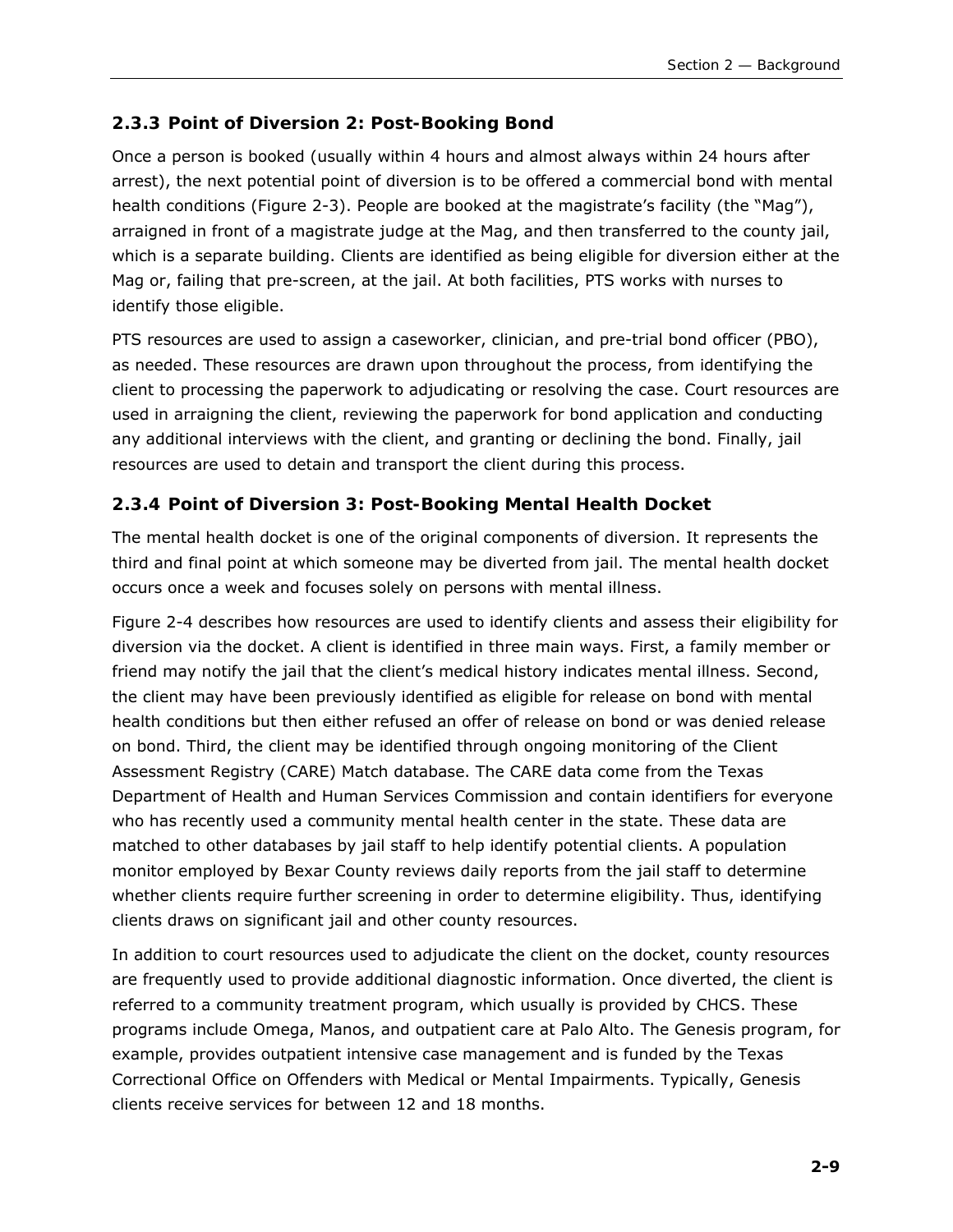### 2.3.3 Point of Diversion 2: Post-Booking Bond

Once a person is booked (usually within 4 hours and almost always within 24 hours after arrest), the next potential point of diversion is to be offered a commercial bond with mental health conditions (Figure 2-3). People are booked at the magistrate's facility (the "Mag"), arraigned in front of a magistrate judge at the Mag, and then transferred to the county jail, which is a separate building. Clients are identified as being eligible for diversion either at the Mag or, failing that pre-screen, at the jail. At both facilities, PTS works with nurses to identify those eligible.

PTS resources are used to assign a caseworker, clinician, and pre-trial bond officer (PBO), as needed. These resources are drawn upon throughout the process, from identifying the client to processing the paperwork to adjudicating or resolving the case. Court resources are used in arraigning the client, reviewing the paperwork for bond application and conducting any additional interviews with the client, and granting or declining the bond. Finally, jail resources are used to detain and transport the client during this process.

### 2.3.4 Point of Diversion 3: Post-Booking Mental Health Docket

The mental health docket is one of the original components of diversion. It represents the third and final point at which someone may be diverted from jail. The mental health docket occurs once a week and focuses solely on persons with mental illness.

Figure 2-4 describes how resources are used to identify clients and assess their eligibility for diversion via the docket. A client is identified in three main ways. First, a family member or friend may notify the jail that the client's medical history indicates mental illness. Second, the client may have been previously identified as eligible for release on bond with mental health conditions but then either refused an offer of release on bond or was denied release on bond. Third, the client may be identified through ongoing monitoring of the Client Assessment Registry (CARE) Match database. The CARE data come from the Texas Department of Health and Human Services Commission and contain identifiers for everyone who has recently used a community mental health center in the state. These data are matched to other databases by jail staff to help identify potential clients. A population monitor employed by Bexar County reviews daily reports from the jail staff to determine whether clients require further screening in order to determine eligibility. Thus, identifying clients draws on significant jail and other county resources.

In addition to court resources used to adjudicate the client on the docket, county resources are frequently used to provide additional diagnostic information. Once diverted, the client is referred to a community treatment program, which usually is provided by CHCS. These programs include Omega, Manos, and outpatient care at Palo Alto. The Genesis program, for example, provides outpatient intensive case management and is funded by the Texas Correctional Office on Offenders with Medical or Mental Impairments. Typically, Genesis clients receive services for between 12 and 18 months.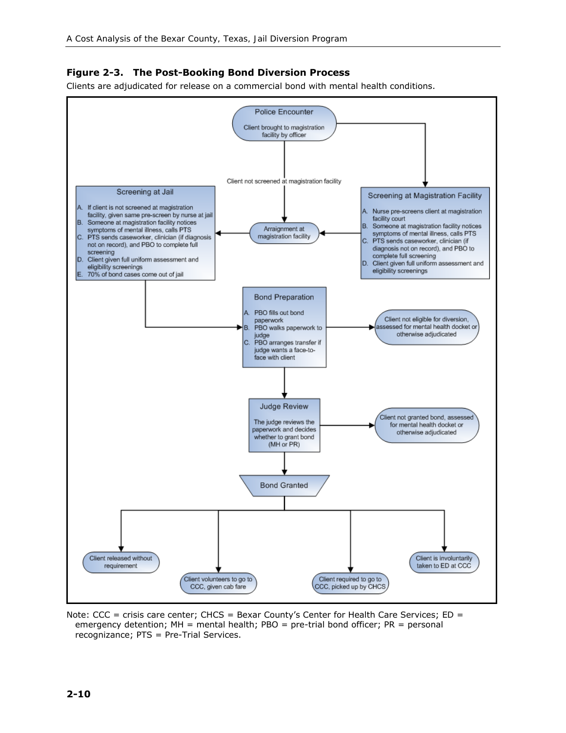**Figure 2-3. The Post-Booking Bond Diversion Process**

Clients are adjudicated for release on a commercial bond with mental health conditions.

**Police Encounter**

Client brought to magistration facility by officer

Client not screened at magistration facility

**Screening at Magistration Facility**

A. Nurse pre-screens client at magistration facility court
B. Someone at magistration facility notices symptoms of mental illness, calls PTS
C. PTS sends caseworker, clinician (if diagnosis not on record), and PBO to complete full screening
D. Client given full uniform assessment and eligibility screenings

**Arraignment at magistration facility**

**Screening at Jail**

A. If client is not screened at magistration facility, given same pre-screen by nurse at jail
B. Someone at magistration facility notices symptoms of mental illness, calls PTS
C. PTS sends caseworker, clinician (if diagnosis not on record), and PBO to complete full screening
D. Client given full uniform assessment and eligibility screenings
E. 70% of bond cases come out of jail

**Bond Preparation**

A. PBO fills out bond paperwork
B. PBO walks paperwork to judge
C. PBO arranges transfer if judge wants a face-to-face with client

Client not eligible for diversion, assessed for mental health docket or otherwise adjudicated

**Judge Review**

The judge reviews the paperwork and decides whether to grant bond (MH or PR)

Client not granted bond, assessed for mental health docket or otherwise adjudicated

**Bond Granted**

- Client released without requirement
- Client volunteers to go to CCC, given cab fare
- Client required to go to CCC, picked up by CHCS
- Client is involuntarily taken to ED at CCC

Note: CCC = crisis care center; CHCS = Bexar County's Center for Health Care Services; ED = emergency detention; MH = mental health; PBO = pre-trial bond officer; PR = personal recognizance; PTS = Pre-Trial Services.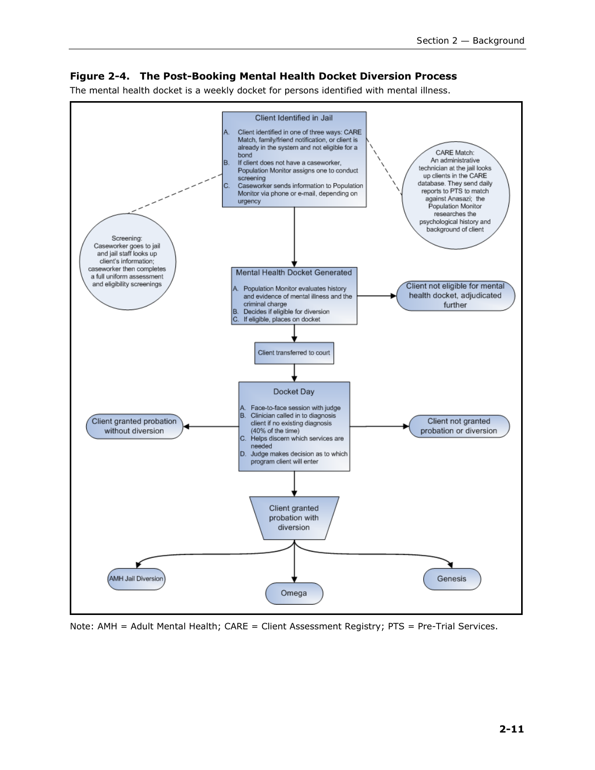**Figure 2-4. The Post-Booking Mental Health Docket Diversion Process**

The mental health docket is a weekly docket for persons identified with mental illness.

**Client Identified in Jail**

A. Client identified in one of three ways: CARE Match, family/friend notification, or client is already in the system and not eligible for a bond
B. If client does not have a caseworker, Population Monitor assigns one to conduct screening
C. Caseworker sends information to Population Monitor via phone or e-mail, depending on urgency

Screening: Caseworker goes to jail and jail staff looks up client's information; caseworker then completes a full uniform assessment and eligibility screenings

CARE Match: An administrative technician at the jail looks up clients in the CARE database. They send daily reports to PTS to match against Anasazi; the Population Monitor researches the psychological history and background of client

**Mental Health Docket Generated**

A. Population Monitor evaluates history and evidence of mental illness and the criminal charge
B. Decides if eligible for diversion
C. If eligible, places on docket

Client not eligible for mental health docket, adjudicated further

Client transferred to court

**Docket Day**

A. Face-to-face session with judge
B. Clinician called in to diagnosis client if no existing diagnosis (40% of the time)
C. Helps discern which services are needed
D. Judge makes decision as to which program client will enter

Client granted probation without diversion

Client not granted probation or diversion

Client granted probation with diversion

AMH Jail Diversion

Omega

Genesis

Note: AMH = Adult Mental Health; CARE = Client Assessment Registry; PTS = Pre-Trial Services.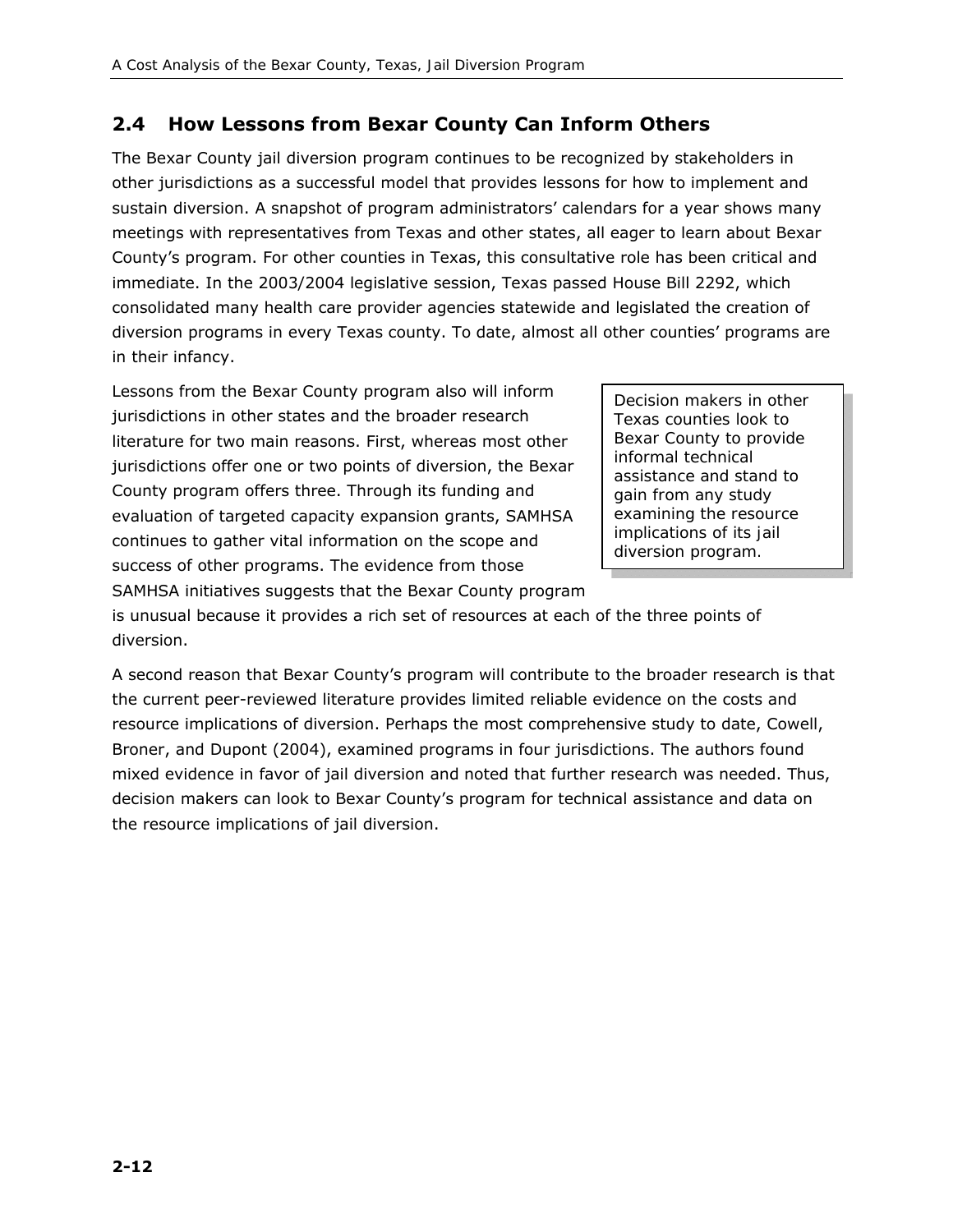## 2.4 How Lessons from Bexar County Can Inform Others

The Bexar County jail diversion program continues to be recognized by stakeholders in other jurisdictions as a successful model that provides lessons for how to implement and sustain diversion. A snapshot of program administrators' calendars for a year shows many meetings with representatives from Texas and other states, all eager to learn about Bexar County's program. For other counties in Texas, this consultative role has been critical and immediate. In the 2003/2004 legislative session, Texas passed House Bill 2292, which consolidated many health care provider agencies statewide and legislated the creation of diversion programs in every Texas county. To date, almost all other counties' programs are in their infancy.

Lessons from the Bexar County program also will inform jurisdictions in other states and the broader research literature for two main reasons. First, whereas most other jurisdictions offer one or two points of diversion, the Bexar County program offers three. Through its funding and evaluation of targeted capacity expansion grants, SAMHSA continues to gather vital information on the scope and success of other programs. The evidence from those SAMHSA initiatives suggests that the Bexar County program is unusual because it provides a rich set of resources at each of the three points of diversion.

> Decision makers in other Texas counties look to Bexar County to provide informal technical assistance and stand to gain from any study examining the resource implications of its jail diversion program.

A second reason that Bexar County's program will contribute to the broader research is that the current peer-reviewed literature provides limited reliable evidence on the costs and resource implications of diversion. Perhaps the most comprehensive study to date, Cowell, Broner, and Dupont (2004), examined programs in four jurisdictions. The authors found mixed evidence in favor of jail diversion and noted that further research was needed. Thus, decision makers can look to Bexar County's program for technical assistance and data on the resource implications of jail diversion.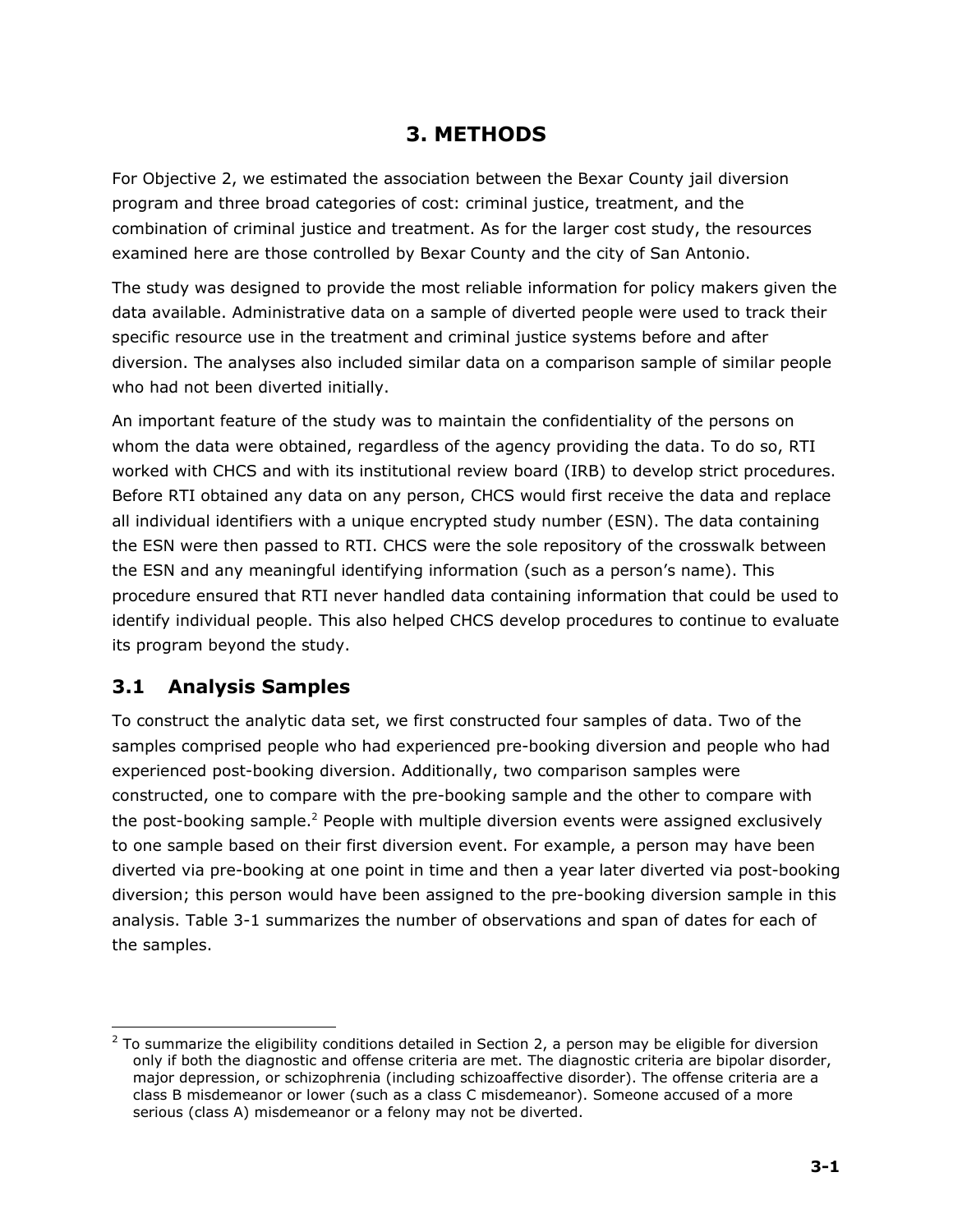# 3. METHODS

For Objective 2, we estimated the association between the Bexar County jail diversion program and three broad categories of cost: criminal justice, treatment, and the combination of criminal justice and treatment. As for the larger cost study, the resources examined here are those controlled by Bexar County and the city of San Antonio.

The study was designed to provide the most reliable information for policy makers given the data available. Administrative data on a sample of diverted people were used to track their specific resource use in the treatment and criminal justice systems before and after diversion. The analyses also included similar data on a comparison sample of similar people who had not been diverted initially.

An important feature of the study was to maintain the confidentiality of the persons on whom the data were obtained, regardless of the agency providing the data. To do so, RTI worked with CHCS and with its institutional review board (IRB) to develop strict procedures. Before RTI obtained any data on any person, CHCS would first receive the data and replace all individual identifiers with a unique encrypted study number (ESN). The data containing the ESN were then passed to RTI. CHCS were the sole repository of the crosswalk between the ESN and any meaningful identifying information (such as a person's name). This procedure ensured that RTI never handled data containing information that could be used to identify individual people. This also helped CHCS develop procedures to continue to evaluate its program beyond the study.

## 3.1 Analysis Samples

To construct the analytic data set, we first constructed four samples of data. Two of the samples comprised people who had experienced pre-booking diversion and people who had experienced post-booking diversion. Additionally, two comparison samples were constructed, one to compare with the pre-booking sample and the other to compare with the post-booking sample.[2] People with multiple diversion events were assigned exclusively to one sample based on their first diversion event. For example, a person may have been diverted via pre-booking at one point in time and then a year later diverted via post-booking diversion; this person would have been assigned to the pre-booking diversion sample in this analysis. Table 3-1 summarizes the number of observations and span of dates for each of the samples.

---

[2] To summarize the eligibility conditions detailed in Section 2, a person may be eligible for diversion only if both the diagnostic and offense criteria are met. The diagnostic criteria are bipolar disorder, major depression, or schizophrenia (including schizoaffective disorder). The offense criteria are a class B misdemeanor or lower (such as a class C misdemeanor). Someone accused of a more serious (class A) misdemeanor or a felony may not be diverted.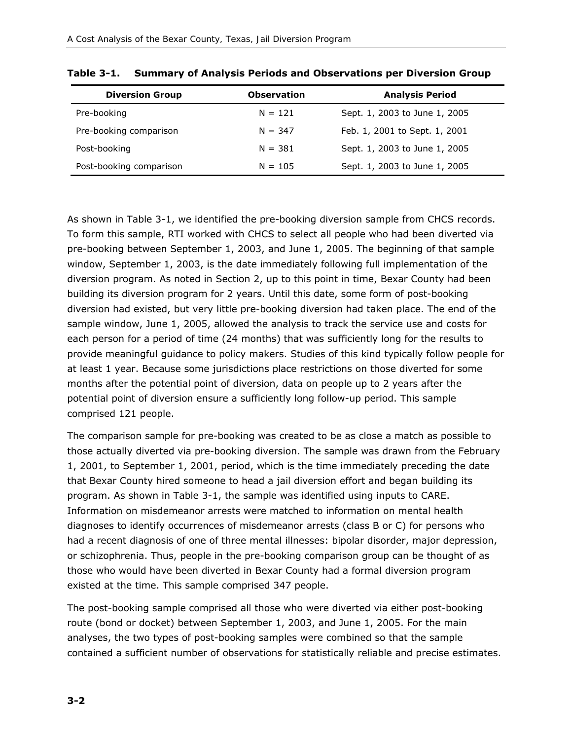**Table 3-1. Summary of Analysis Periods and Observations per Diversion Group**

| Diversion Group | Observation | Analysis Period |
|---|---|---|
| Pre-booking | N = 121 | Sept. 1, 2003 to June 1, 2005 |
| Pre-booking comparison | N = 347 | Feb. 1, 2001 to Sept. 1, 2001 |
| Post-booking | N = 381 | Sept. 1, 2003 to June 1, 2005 |
| Post-booking comparison | N = 105 | Sept. 1, 2003 to June 1, 2005 |

As shown in Table 3-1, we identified the pre-booking diversion sample from CHCS records. To form this sample, RTI worked with CHCS to select all people who had been diverted via pre-booking between September 1, 2003, and June 1, 2005. The beginning of that sample window, September 1, 2003, is the date immediately following full implementation of the diversion program. As noted in Section 2, up to this point in time, Bexar County had been building its diversion program for 2 years. Until this date, some form of post-booking diversion had existed, but very little pre-booking diversion had taken place. The end of the sample window, June 1, 2005, allowed the analysis to track the service use and costs for each person for a period of time (24 months) that was sufficiently long for the results to provide meaningful guidance to policy makers. Studies of this kind typically follow people for at least 1 year. Because some jurisdictions place restrictions on those diverted for some months after the potential point of diversion, data on people up to 2 years after the potential point of diversion ensure a sufficiently long follow-up period. This sample comprised 121 people.

The comparison sample for pre-booking was created to be as close a match as possible to those actually diverted via pre-booking diversion. The sample was drawn from the February 1, 2001, to September 1, 2001, period, which is the time immediately preceding the date that Bexar County hired someone to head a jail diversion effort and began building its program. As shown in Table 3-1, the sample was identified using inputs to CARE. Information on misdemeanor arrests were matched to information on mental health diagnoses to identify occurrences of misdemeanor arrests (class B or C) for persons who had a recent diagnosis of one of three mental illnesses: bipolar disorder, major depression, or schizophrenia. Thus, people in the pre-booking comparison group can be thought of as those who would have been diverted in Bexar County had a formal diversion program existed at the time. This sample comprised 347 people.

The post-booking sample comprised all those who were diverted via either post-booking route (bond or docket) between September 1, 2003, and June 1, 2005. For the main analyses, the two types of post-booking samples were combined so that the sample contained a sufficient number of observations for statistically reliable and precise estimates.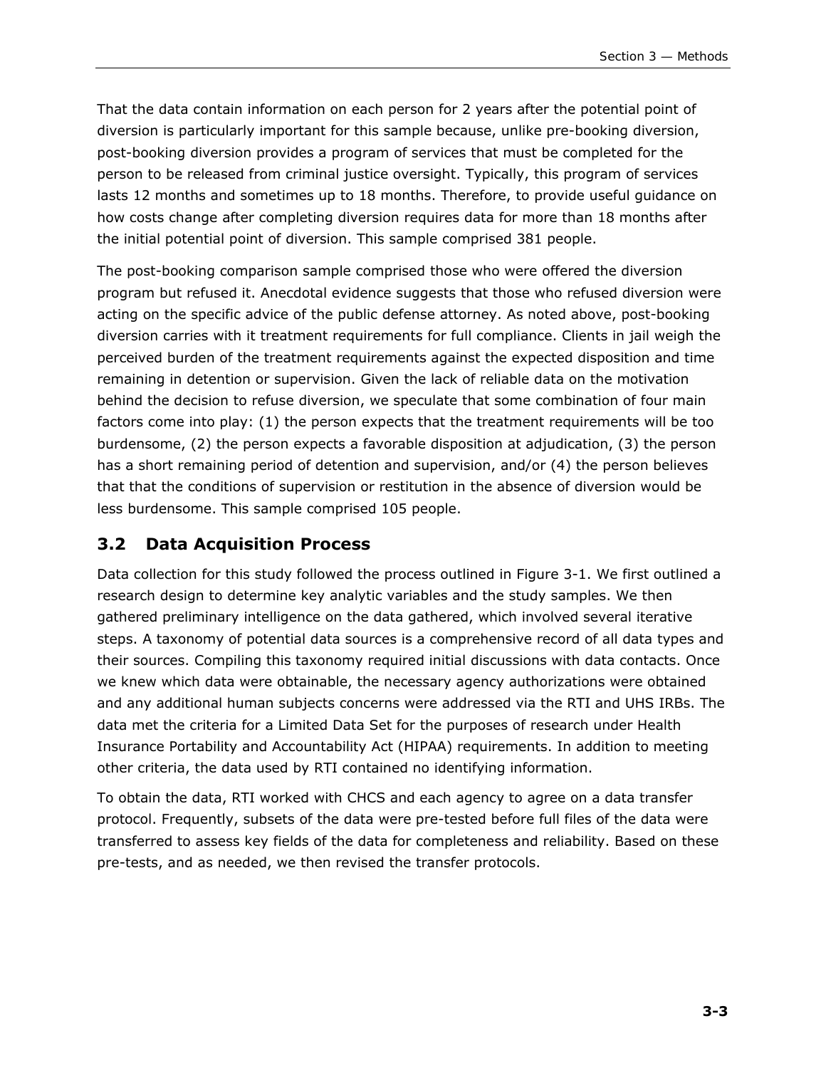That the data contain information on each person for 2 years after the potential point of diversion is particularly important for this sample because, unlike pre-booking diversion, post-booking diversion provides a program of services that must be completed for the person to be released from criminal justice oversight. Typically, this program of services lasts 12 months and sometimes up to 18 months. Therefore, to provide useful guidance on how costs change after completing diversion requires data for more than 18 months after the initial potential point of diversion. This sample comprised 381 people.

The post-booking comparison sample comprised those who were offered the diversion program but refused it. Anecdotal evidence suggests that those who refused diversion were acting on the specific advice of the public defense attorney. As noted above, post-booking diversion carries with it treatment requirements for full compliance. Clients in jail weigh the perceived burden of the treatment requirements against the expected disposition and time remaining in detention or supervision. Given the lack of reliable data on the motivation behind the decision to refuse diversion, we speculate that some combination of four main factors come into play: (1) the person expects that the treatment requirements will be too burdensome, (2) the person expects a favorable disposition at adjudication, (3) the person has a short remaining period of detention and supervision, and/or (4) the person believes that that the conditions of supervision or restitution in the absence of diversion would be less burdensome. This sample comprised 105 people.

## 3.2 Data Acquisition Process

Data collection for this study followed the process outlined in Figure 3-1. We first outlined a research design to determine key analytic variables and the study samples. We then gathered preliminary intelligence on the data gathered, which involved several iterative steps. A taxonomy of potential data sources is a comprehensive record of all data types and their sources. Compiling this taxonomy required initial discussions with data contacts. Once we knew which data were obtainable, the necessary agency authorizations were obtained and any additional human subjects concerns were addressed via the RTI and UHS IRBs. The data met the criteria for a Limited Data Set for the purposes of research under Health Insurance Portability and Accountability Act (HIPAA) requirements. In addition to meeting other criteria, the data used by RTI contained no identifying information.

To obtain the data, RTI worked with CHCS and each agency to agree on a data transfer protocol. Frequently, subsets of the data were pre-tested before full files of the data were transferred to assess key fields of the data for completeness and reliability. Based on these pre-tests, and as needed, we then revised the transfer protocols.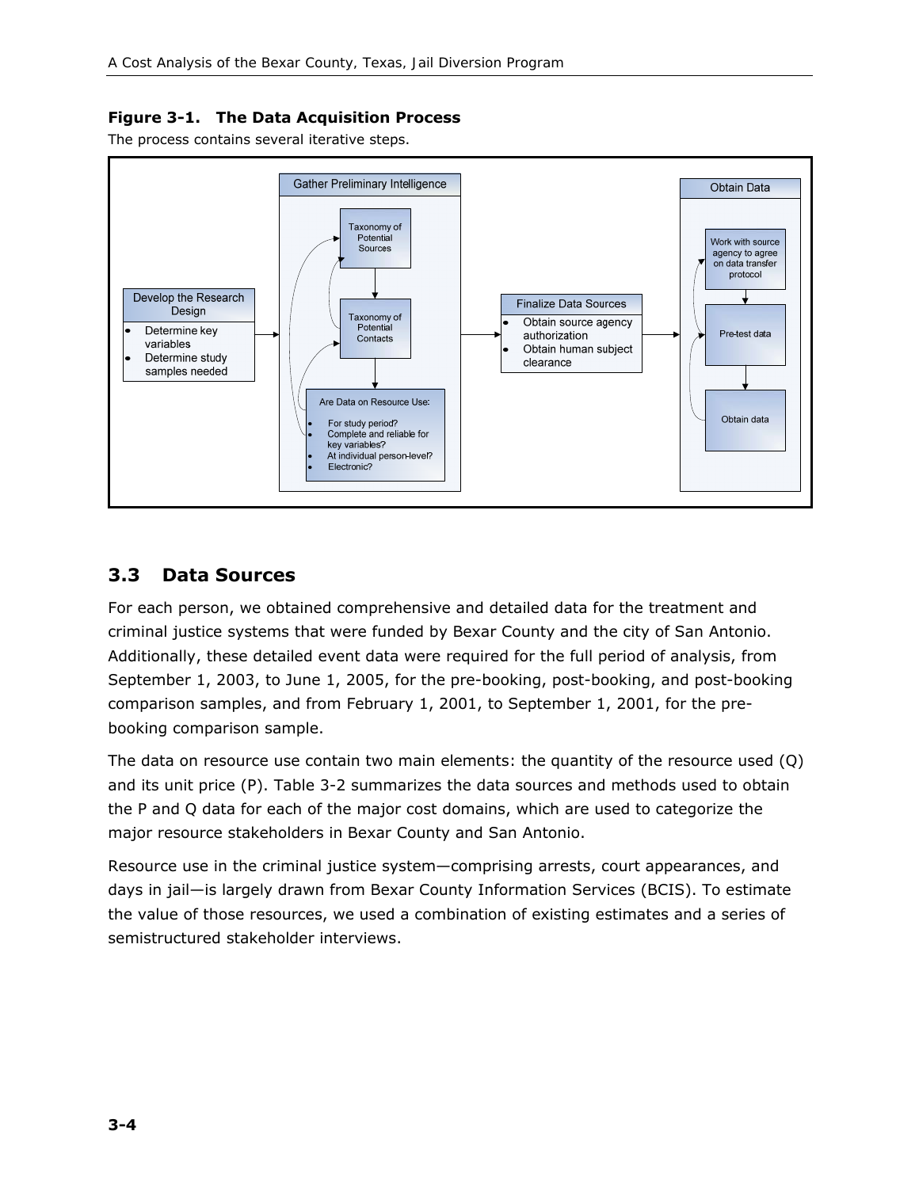**Figure 3-1. The Data Acquisition Process**

The process contains several iterative steps.

Develop the Research Design
- Determine key variables
- Determine study samples needed

Gather Preliminary Intelligence

Taxonomy of Potential Sources

Taxonomy of Potential Contacts

Are Data on Resource Use:
- For study period?
- Complete and reliable for key variables?
- At individual person-level?
- Electronic?

Finalize Data Sources
- Obtain source agency authorization
- Obtain human subject clearance

Obtain Data

Work with source agency to agree on data transfer protocol

Pre-test data

Obtain data

## 3.3 Data Sources

For each person, we obtained comprehensive and detailed data for the treatment and criminal justice systems that were funded by Bexar County and the city of San Antonio. Additionally, these detailed event data were required for the full period of analysis, from September 1, 2003, to June 1, 2005, for the pre-booking, post-booking, and post-booking comparison samples, and from February 1, 2001, to September 1, 2001, for the pre-booking comparison sample.

The data on resource use contain two main elements: the quantity of the resource used (Q) and its unit price (P). Table 3-2 summarizes the data sources and methods used to obtain the P and Q data for each of the major cost domains, which are used to categorize the major resource stakeholders in Bexar County and San Antonio.

Resource use in the criminal justice system—comprising arrests, court appearances, and days in jail—is largely drawn from Bexar County Information Services (BCIS). To estimate the value of those resources, we used a combination of existing estimates and a series of semistructured stakeholder interviews.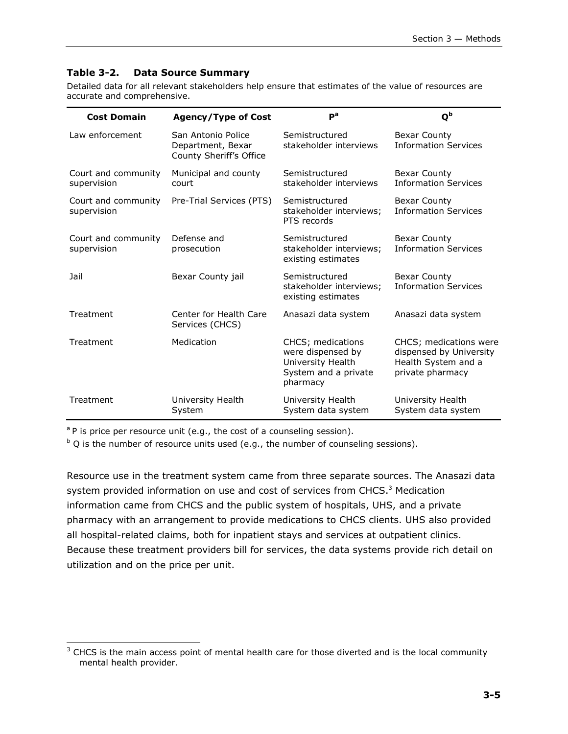**Table 3-2. Data Source Summary**

Detailed data for all relevant stakeholders help ensure that estimates of the value of resources are accurate and comprehensive.

| Cost Domain | Agency/Type of Cost | P[a] | Q[b] |
|---|---|---|---|
| Law enforcement | San Antonio Police Department, Bexar County Sheriff's Office | Semistructured stakeholder interviews | Bexar County Information Services |
| Court and community supervision | Municipal and county court | Semistructured stakeholder interviews | Bexar County Information Services |
| Court and community supervision | Pre-Trial Services (PTS) | Semistructured stakeholder interviews; PTS records | Bexar County Information Services |
| Court and community supervision | Defense and prosecution | Semistructured stakeholder interviews; existing estimates | Bexar County Information Services |
| Jail | Bexar County jail | Semistructured stakeholder interviews; existing estimates | Bexar County Information Services |
| Treatment | Center for Health Care Services (CHCS) | Anasazi data system | Anasazi data system |
| Treatment | Medication | CHCS; medications were dispensed by University Health System and a private pharmacy | CHCS; medications were dispensed by University Health System and a private pharmacy |
| Treatment | University Health System | University Health System data system | University Health System data system |

[a] P is price per resource unit (e.g., the cost of a counseling session).

[b] Q is the number of resource units used (e.g., the number of counseling sessions).

Resource use in the treatment system came from three separate sources. The Anasazi data system provided information on use and cost of services from CHCS.[3] Medication information came from CHCS and the public system of hospitals, UHS, and a private pharmacy with an arrangement to provide medications to CHCS clients. UHS also provided all hospital-related claims, both for inpatient stays and services at outpatient clinics. Because these treatment providers bill for services, the data systems provide rich detail on utilization and on the price per unit.

[3] CHCS is the main access point of mental health care for those diverted and is the local community mental health provider.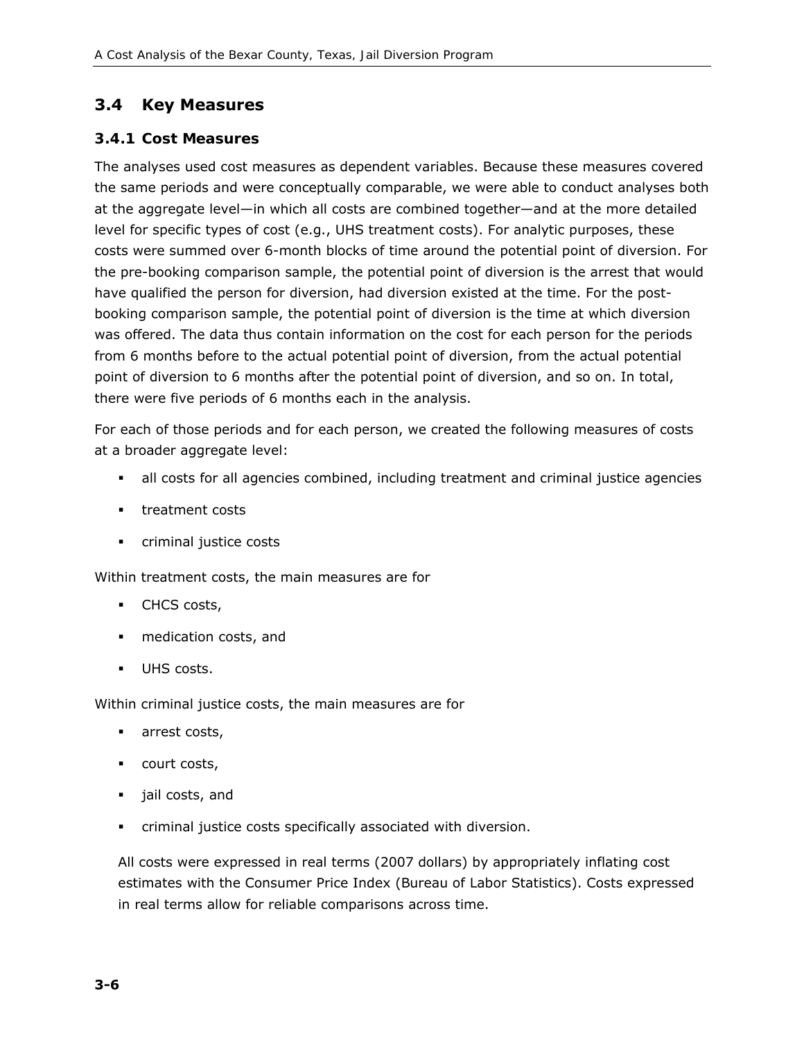## 3.4 Key Measures

### 3.4.1 Cost Measures

The analyses used cost measures as dependent variables. Because these measures covered the same periods and were conceptually comparable, we were able to conduct analyses both at the aggregate level—in which all costs are combined together—and at the more detailed level for specific types of cost (e.g., UHS treatment costs). For analytic purposes, these costs were summed over 6-month blocks of time around the potential point of diversion. For the pre-booking comparison sample, the potential point of diversion is the arrest that would have qualified the person for diversion, had diversion existed at the time. For the post-booking comparison sample, the potential point of diversion is the time at which diversion was offered. The data thus contain information on the cost for each person for the periods from 6 months before to the actual potential point of diversion, from the actual potential point of diversion to 6 months after the potential point of diversion, and so on. In total, there were five periods of 6 months each in the analysis.

For each of those periods and for each person, we created the following measures of costs at a broader aggregate level:

- all costs for all agencies combined, including treatment and criminal justice agencies
- treatment costs
- criminal justice costs

Within treatment costs, the main measures are for

- CHCS costs,
- medication costs, and
- UHS costs.

Within criminal justice costs, the main measures are for

- arrest costs,
- court costs,
- jail costs, and
- criminal justice costs specifically associated with diversion.

All costs were expressed in real terms (2007 dollars) by appropriately inflating cost estimates with the Consumer Price Index (Bureau of Labor Statistics). Costs expressed in real terms allow for reliable comparisons across time.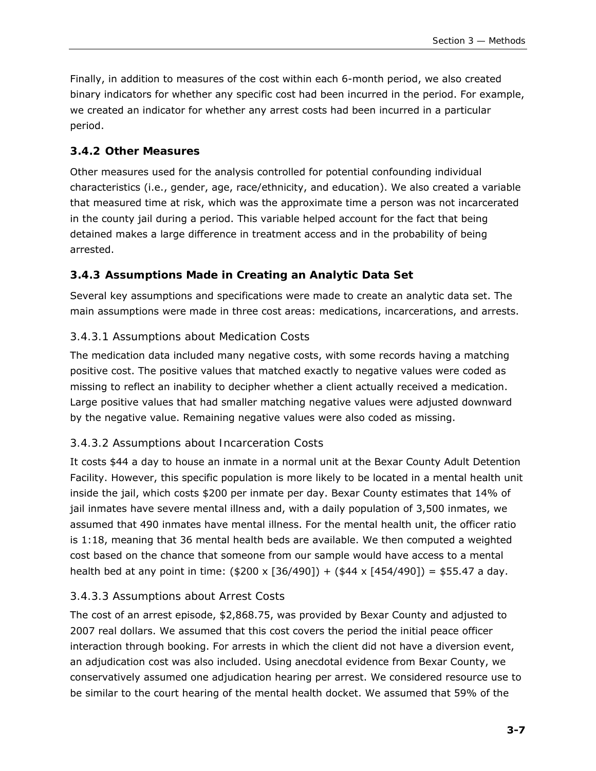Finally, in addition to measures of the cost within each 6-month period, we also created binary indicators for whether any specific cost had been incurred in the period. For example, we created an indicator for whether any arrest costs had been incurred in a particular period.

### 3.4.2 Other Measures

Other measures used for the analysis controlled for potential confounding individual characteristics (i.e., gender, age, race/ethnicity, and education). We also created a variable that measured time at risk, which was the approximate time a person was not incarcerated in the county jail during a period. This variable helped account for the fact that being detained makes a large difference in treatment access and in the probability of being arrested.

### 3.4.3 Assumptions Made in Creating an Analytic Data Set

Several key assumptions and specifications were made to create an analytic data set. The main assumptions were made in three cost areas: medications, incarcerations, and arrests.

#### 3.4.3.1 Assumptions about Medication Costs

The medication data included many negative costs, with some records having a matching positive cost. The positive values that matched exactly to negative values were coded as missing to reflect an inability to decipher whether a client actually received a medication. Large positive values that had smaller matching negative values were adjusted downward by the negative value. Remaining negative values were also coded as missing.

#### 3.4.3.2 Assumptions about Incarceration Costs

It costs $44 a day to house an inmate in a normal unit at the Bexar County Adult Detention Facility. However, this specific population is more likely to be located in a mental health unit inside the jail, which costs $200 per inmate per day. Bexar County estimates that 14% of jail inmates have severe mental illness and, with a daily population of 3,500 inmates, we assumed that 490 inmates have mental illness. For the mental health unit, the officer ratio is 1:18, meaning that 36 mental health beds are available. We then computed a weighted cost based on the chance that someone from our sample would have access to a mental health bed at any point in time: ($200 x [36/490]) + ($44 x [454/490]) = $55.47 a day.

#### 3.4.3.3 Assumptions about Arrest Costs

The cost of an arrest episode, $2,868.75, was provided by Bexar County and adjusted to 2007 real dollars. We assumed that this cost covers the period the initial peace officer interaction through booking. For arrests in which the client did not have a diversion event, an adjudication cost was also included. Using anecdotal evidence from Bexar County, we conservatively assumed one adjudication hearing per arrest. We considered resource use to be similar to the court hearing of the mental health docket. We assumed that 59% of the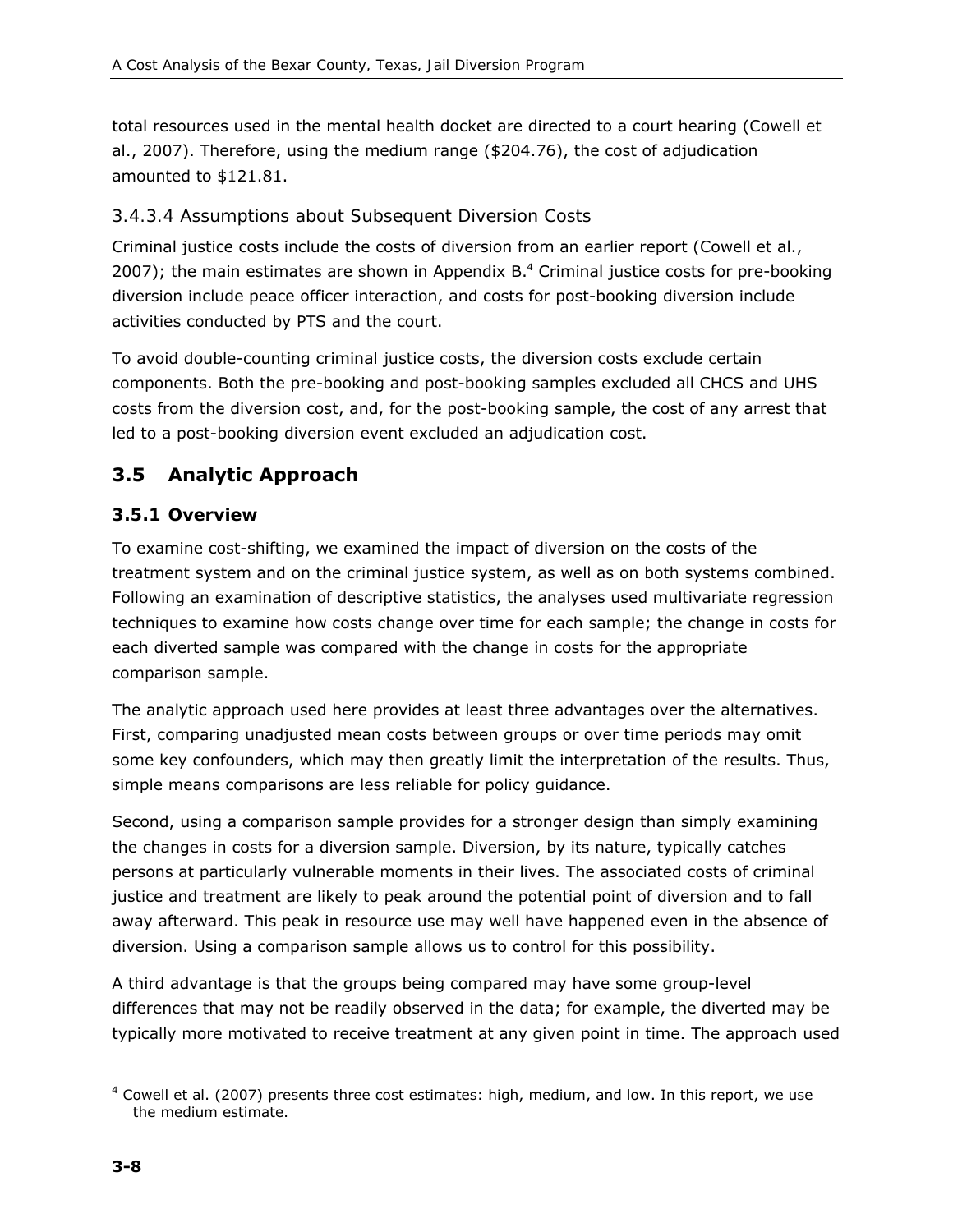total resources used in the mental health docket are directed to a court hearing (Cowell et al., 2007). Therefore, using the medium range ($204.76), the cost of adjudication amounted to $121.81.

#### 3.4.3.4 Assumptions about Subsequent Diversion Costs

Criminal justice costs include the costs of diversion from an earlier report (Cowell et al., 2007); the main estimates are shown in Appendix B.[4] Criminal justice costs for pre-booking diversion include peace officer interaction, and costs for post-booking diversion include activities conducted by PTS and the court.

To avoid double-counting criminal justice costs, the diversion costs exclude certain components. Both the pre-booking and post-booking samples excluded all CHCS and UHS costs from the diversion cost, and, for the post-booking sample, the cost of any arrest that led to a post-booking diversion event excluded an adjudication cost.

## 3.5 Analytic Approach

### 3.5.1 Overview

To examine cost-shifting, we examined the impact of diversion on the costs of the treatment system and on the criminal justice system, as well as on both systems combined. Following an examination of descriptive statistics, the analyses used multivariate regression techniques to examine how costs change over time for each sample; the change in costs for each diverted sample was compared with the change in costs for the appropriate comparison sample.

The analytic approach used here provides at least three advantages over the alternatives. First, comparing unadjusted mean costs between groups or over time periods may omit some key confounders, which may then greatly limit the interpretation of the results. Thus, simple means comparisons are less reliable for policy guidance.

Second, using a comparison sample provides for a stronger design than simply examining the changes in costs for a diversion sample. Diversion, by its nature, typically catches persons at particularly vulnerable moments in their lives. The associated costs of criminal justice and treatment are likely to peak around the potential point of diversion and to fall away afterward. This peak in resource use may well have happened even in the absence of diversion. Using a comparison sample allows us to control for this possibility.

A third advantage is that the groups being compared may have some group-level differences that may not be readily observed in the data; for example, the diverted may be typically more motivated to receive treatment at any given point in time. The approach used

[4] Cowell et al. (2007) presents three cost estimates: high, medium, and low. In this report, we use the medium estimate.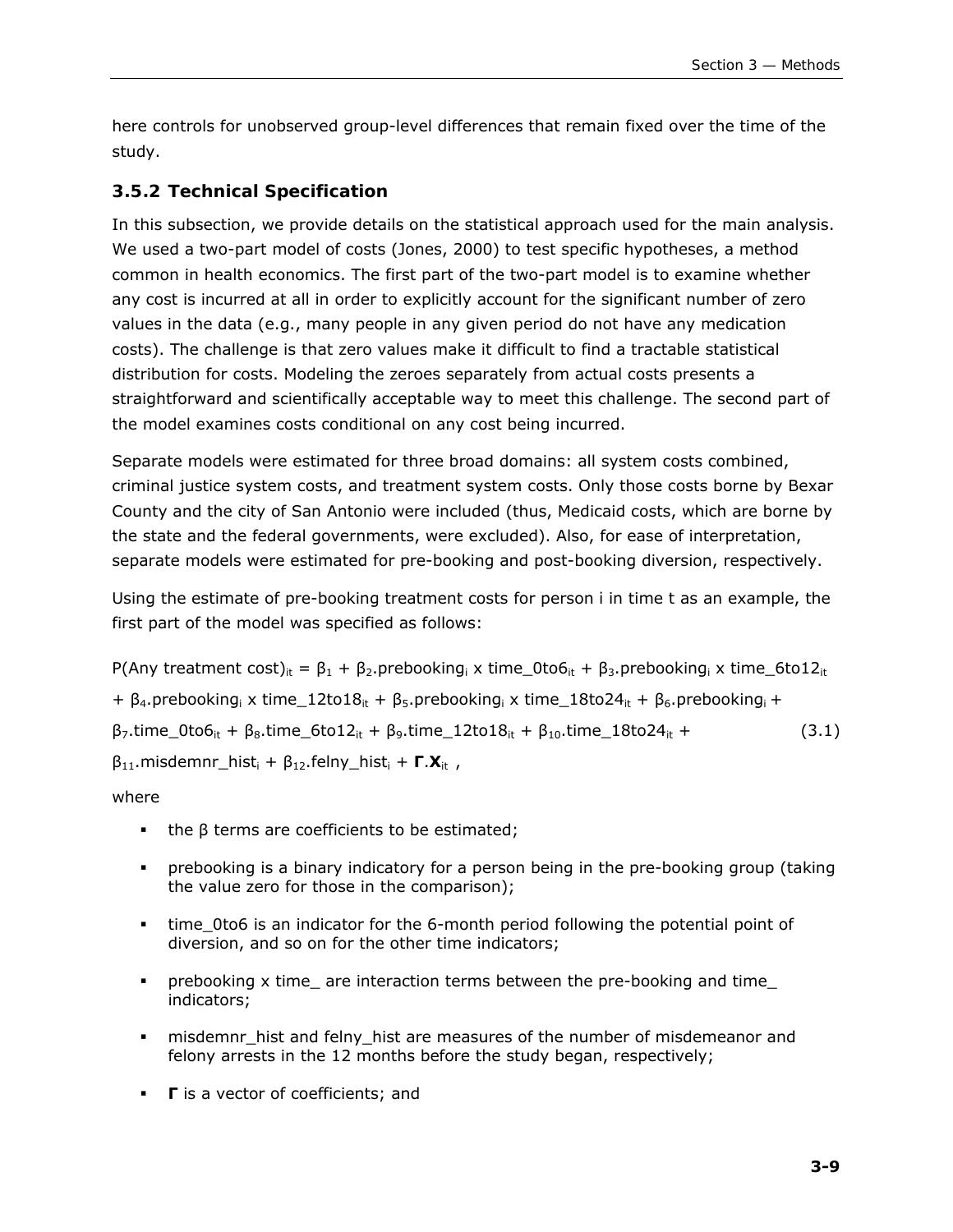here controls for unobserved group-level differences that remain fixed over the time of the study.

### 3.5.2 Technical Specification

In this subsection, we provide details on the statistical approach used for the main analysis. We used a two-part model of costs (Jones, 2000) to test specific hypotheses, a method common in health economics. The first part of the two-part model is to examine whether any cost is incurred at all in order to explicitly account for the significant number of zero values in the data (e.g., many people in any given period do not have any medication costs). The challenge is that zero values make it difficult to find a tractable statistical distribution for costs. Modeling the zeroes separately from actual costs presents a straightforward and scientifically acceptable way to meet this challenge. The second part of the model examines costs conditional on any cost being incurred.

Separate models were estimated for three broad domains: all system costs combined, criminal justice system costs, and treatment system costs. Only those costs borne by Bexar County and the city of San Antonio were included (thus, Medicaid costs, which are borne by the state and the federal governments, were excluded). Also, for ease of interpretation, separate models were estimated for pre-booking and post-booking diversion, respectively.

Using the estimate of pre-booking treatment costs for person i in time t as an example, the first part of the model was specified as follows:

$$\begin{aligned}
P(\text{Any treatment cost})_{it} = {} & \beta_1 + \beta_2.\text{prebooking}_i \times \text{time\_0to6}_{it} + \beta_3.\text{prebooking}_i \times \text{time\_6to12}_{it} \\
& + \beta_4.\text{prebooking}_i \times \text{time\_12to18}_{it} + \beta_5.\text{prebooking}_i \times \text{time\_18to24}_{it} + \beta_6.\text{prebooking}_i + \\
& \beta_7.\text{time\_0to6}_{it} + \beta_8.\text{time\_6to12}_{it} + \beta_9.\text{time\_12to18}_{it} + \beta_{10}.\text{time\_18to24}_{it} + \\
& \beta_{11}.\text{misdemnr\_hist}_i + \beta_{12}.\text{felny\_hist}_i + \mathbf{\Gamma}.\mathbf{X}_{it}\ ,
\end{aligned} \tag{3.1}$$

where

- the β terms are coefficients to be estimated;
- prebooking is a binary indicatory for a person being in the pre-booking group (taking the value zero for those in the comparison);
- time_0to6 is an indicator for the 6-month period following the potential point of diversion, and so on for the other time indicators;
- prebooking x time_ are interaction terms between the pre-booking and time_ indicators;
- misdemnr_hist and felny_hist are measures of the number of misdemeanor and felony arrests in the 12 months before the study began, respectively;
- **Γ** is a vector of coefficients; and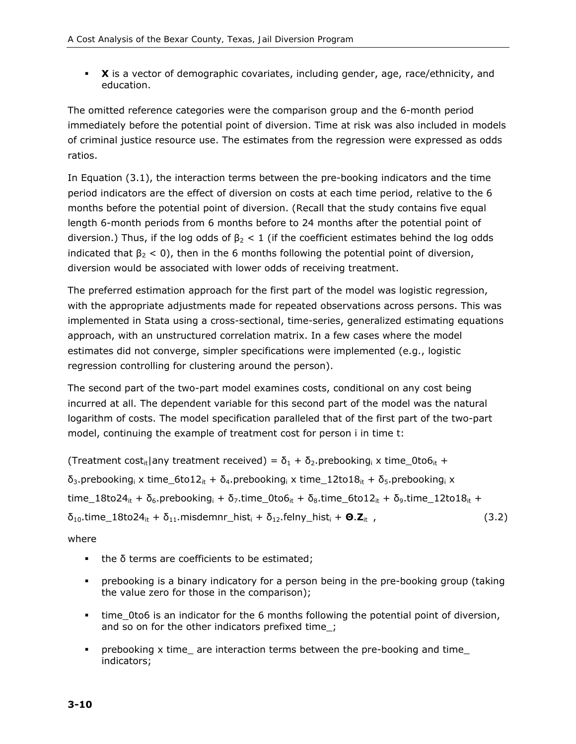- **X** is a vector of demographic covariates, including gender, age, race/ethnicity, and education.

The omitted reference categories were the comparison group and the 6-month period immediately before the potential point of diversion. Time at risk was also included in models of criminal justice resource use. The estimates from the regression were expressed as odds ratios.

In Equation (3.1), the interaction terms between the pre-booking indicators and the time period indicators are the effect of diversion on costs at each time period, relative to the 6 months before the potential point of diversion. (Recall that the study contains five equal length 6-month periods from 6 months before to 24 months after the potential point of diversion.) Thus, if the log odds of $\beta_2 < 1$ (if the coefficient estimates behind the log odds indicated that $\beta_2 < 0$), then in the 6 months following the potential point of diversion, diversion would be associated with lower odds of receiving treatment.

The preferred estimation approach for the first part of the model was logistic regression, with the appropriate adjustments made for repeated observations across persons. This was implemented in Stata using a cross-sectional, time-series, generalized estimating equations approach, with an unstructured correlation matrix. In a few cases where the model estimates did not converge, simpler specifications were implemented (e.g., logistic regression controlling for clustering around the person).

The second part of the two-part model examines costs, conditional on any cost being incurred at all. The dependent variable for this second part of the model was the natural logarithm of costs. The model specification paralleled that of the first part of the two-part model, continuing the example of treatment cost for person i in time t:

$$(\text{Treatment cost}_{it}|\text{any treatment received}) = \delta_1 + \delta_2.\text{prebooking}_i \times \text{time\_0to6}_{it} + \delta_3.\text{prebooking}_i \times \text{time\_6to12}_{it} + \delta_4.\text{prebooking}_i \times \text{time\_12to18}_{it} + \delta_5.\text{prebooking}_i \times \text{time\_18to24}_{it} + \delta_6.\text{prebooking}_i + \delta_7.\text{time\_0to6}_{it} + \delta_8.\text{time\_6to12}_{it} + \delta_9.\text{time\_12to18}_{it} + \delta_{10}.\text{time\_18to24}_{it} + \delta_{11}.\text{misdemnr\_hist}_i + \delta_{12}.\text{felny\_hist}_i + \boldsymbol{\Theta}.\mathbf{Z}_{it}\ , \qquad (3.2)$$

where

- the δ terms are coefficients to be estimated;
- prebooking is a binary indicatory for a person being in the pre-booking group (taking the value zero for those in the comparison);
- time_0to6 is an indicator for the 6 months following the potential point of diversion, and so on for the other indicators prefixed time_;
- prebooking x time_ are interaction terms between the pre-booking and time_ indicators;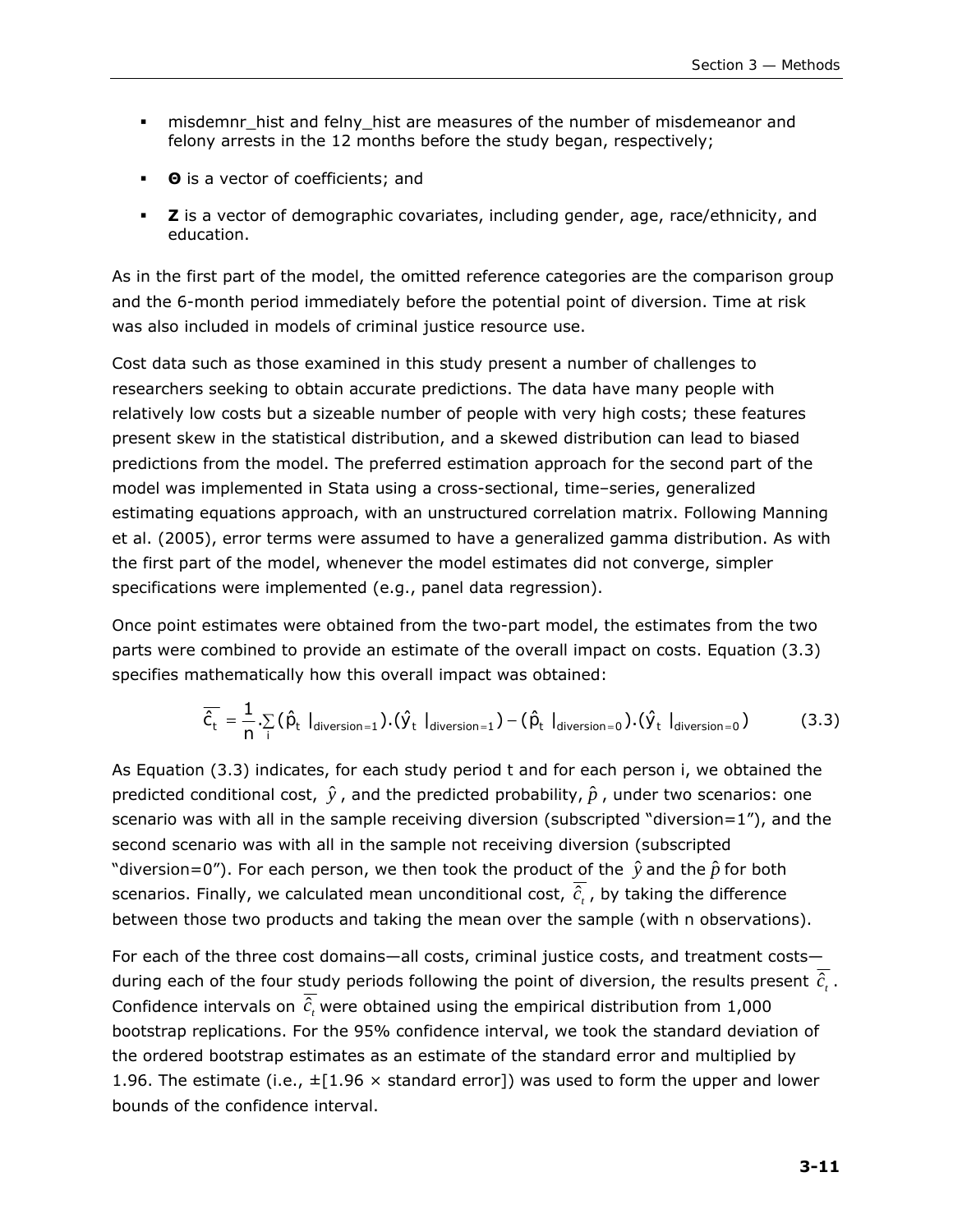- misdemnr_hist and felny_hist are measures of the number of misdemeanor and felony arrests in the 12 months before the study began, respectively;
- **Θ** is a vector of coefficients; and
- **Z** is a vector of demographic covariates, including gender, age, race/ethnicity, and education.

As in the first part of the model, the omitted reference categories are the comparison group and the 6-month period immediately before the potential point of diversion. Time at risk was also included in models of criminal justice resource use.

Cost data such as those examined in this study present a number of challenges to researchers seeking to obtain accurate predictions. The data have many people with relatively low costs but a sizeable number of people with very high costs; these features present skew in the statistical distribution, and a skewed distribution can lead to biased predictions from the model. The preferred estimation approach for the second part of the model was implemented in Stata using a cross-sectional, time–series, generalized estimating equations approach, with an unstructured correlation matrix. Following Manning et al. (2005), error terms were assumed to have a generalized gamma distribution. As with the first part of the model, whenever the model estimates did not converge, simpler specifications were implemented (e.g., panel data regression).

Once point estimates were obtained from the two-part model, the estimates from the two parts were combined to provide an estimate of the overall impact on costs. Equation (3.3) specifies mathematically how this overall impact was obtained:

$$\overline{\hat{c}_t} = \frac{1}{n} \cdot \sum_i (\hat{p}_t \mid_{\text{diversion}=1}) \cdot (\hat{y}_t \mid_{\text{diversion}=1}) - (\hat{p}_t \mid_{\text{diversion}=0}) \cdot (\hat{y}_t \mid_{\text{diversion}=0}) \tag{3.3}$$

As Equation (3.3) indicates, for each study period t and for each person i, we obtained the predicted conditional cost, $\hat{y}$, and the predicted probability, $\hat{p}$, under two scenarios: one scenario was with all in the sample receiving diversion (subscripted "diversion=1"), and the second scenario was with all in the sample not receiving diversion (subscripted "diversion=0"). For each person, we then took the product of the $\hat{y}$ and the $\hat{p}$ for both scenarios. Finally, we calculated mean unconditional cost, $\overline{\hat{c}_t}$, by taking the difference between those two products and taking the mean over the sample (with n observations).

For each of the three cost domains—all costs, criminal justice costs, and treatment costs—during each of the four study periods following the point of diversion, the results present $\overline{\hat{c}_t}$. Confidence intervals on $\overline{\hat{c}_t}$ were obtained using the empirical distribution from 1,000 bootstrap replications. For the 95% confidence interval, we took the standard deviation of the ordered bootstrap estimates as an estimate of the standard error and multiplied by 1.96. The estimate (i.e., ±[1.96 × standard error]) was used to form the upper and lower bounds of the confidence interval.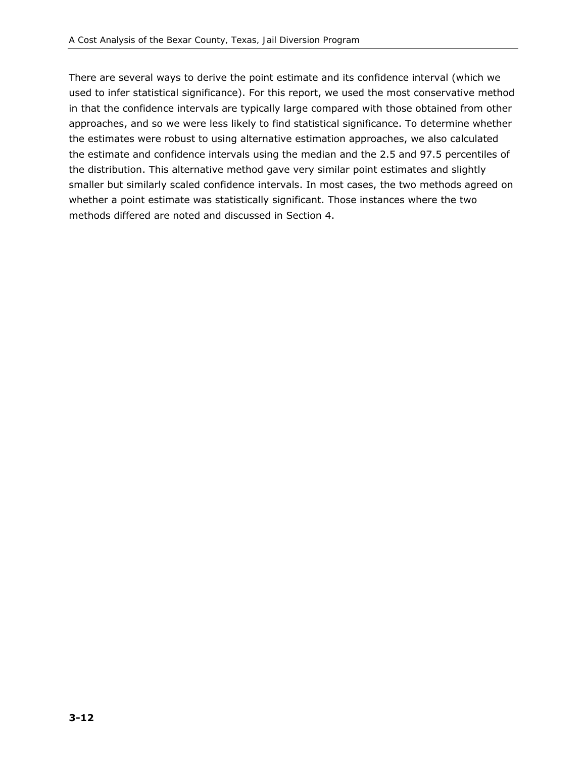There are several ways to derive the point estimate and its confidence interval (which we used to infer statistical significance). For this report, we used the most conservative method in that the confidence intervals are typically large compared with those obtained from other approaches, and so we were less likely to find statistical significance. To determine whether the estimates were robust to using alternative estimation approaches, we also calculated the estimate and confidence intervals using the median and the 2.5 and 97.5 percentiles of the distribution. This alternative method gave very similar point estimates and slightly smaller but similarly scaled confidence intervals. In most cases, the two methods agreed on whether a point estimate was statistically significant. Those instances where the two methods differed are noted and discussed in Section 4.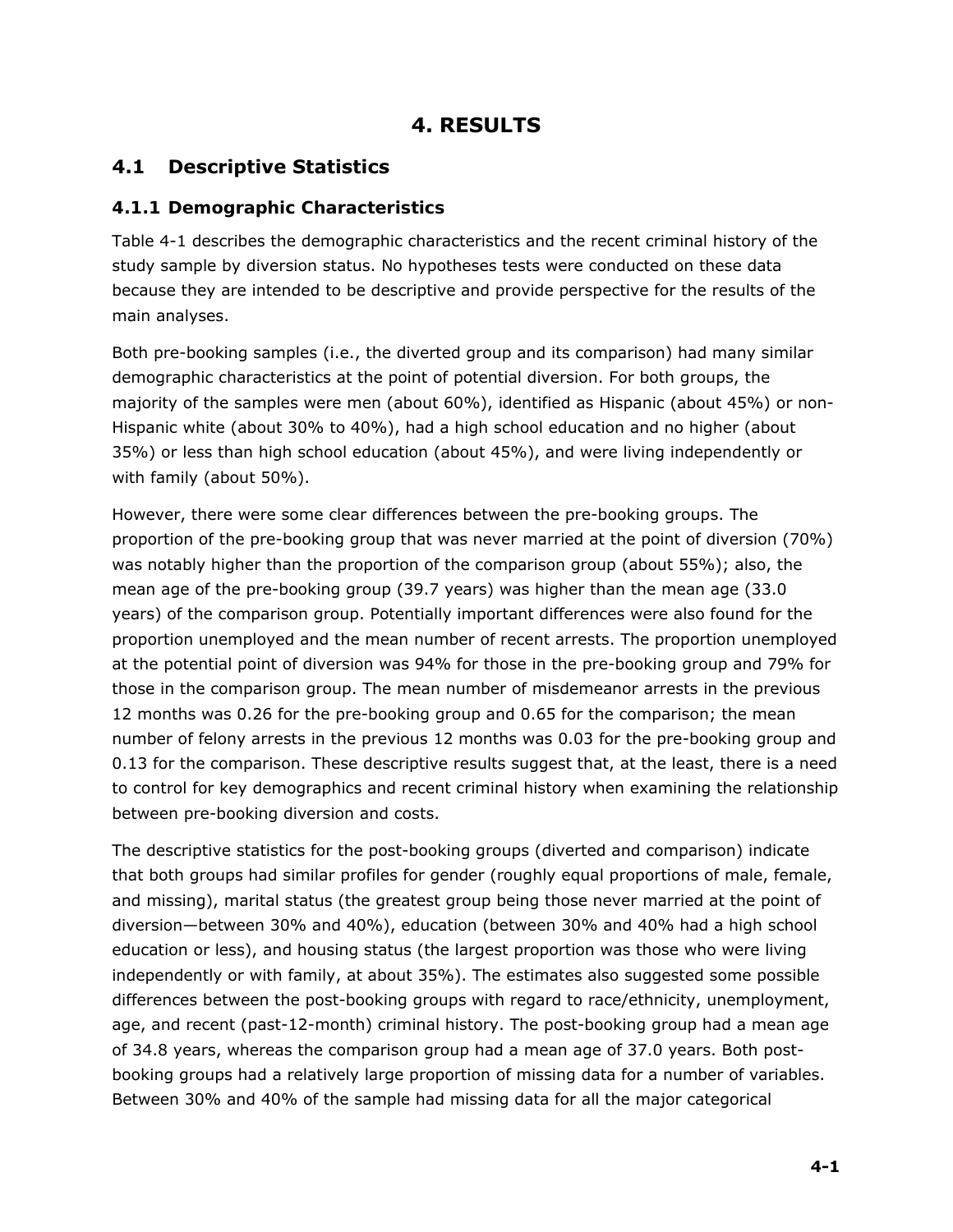# 4. RESULTS

## 4.1 Descriptive Statistics

### 4.1.1 Demographic Characteristics

Table 4-1 describes the demographic characteristics and the recent criminal history of the study sample by diversion status. No hypotheses tests were conducted on these data because they are intended to be descriptive and provide perspective for the results of the main analyses.

Both pre-booking samples (i.e., the diverted group and its comparison) had many similar demographic characteristics at the point of potential diversion. For both groups, the majority of the samples were men (about 60%), identified as Hispanic (about 45%) or non-Hispanic white (about 30% to 40%), had a high school education and no higher (about 35%) or less than high school education (about 45%), and were living independently or with family (about 50%).

However, there were some clear differences between the pre-booking groups. The proportion of the pre-booking group that was never married at the point of diversion (70%) was notably higher than the proportion of the comparison group (about 55%); also, the mean age of the pre-booking group (39.7 years) was higher than the mean age (33.0 years) of the comparison group. Potentially important differences were also found for the proportion unemployed and the mean number of recent arrests. The proportion unemployed at the potential point of diversion was 94% for those in the pre-booking group and 79% for those in the comparison group. The mean number of misdemeanor arrests in the previous 12 months was 0.26 for the pre-booking group and 0.65 for the comparison; the mean number of felony arrests in the previous 12 months was 0.03 for the pre-booking group and 0.13 for the comparison. These descriptive results suggest that, at the least, there is a need to control for key demographics and recent criminal history when examining the relationship between pre-booking diversion and costs.

The descriptive statistics for the post-booking groups (diverted and comparison) indicate that both groups had similar profiles for gender (roughly equal proportions of male, female, and missing), marital status (the greatest group being those never married at the point of diversion—between 30% and 40%), education (between 30% and 40% had a high school education or less), and housing status (the largest proportion was those who were living independently or with family, at about 35%). The estimates also suggested some possible differences between the post-booking groups with regard to race/ethnicity, unemployment, age, and recent (past-12-month) criminal history. The post-booking group had a mean age of 34.8 years, whereas the comparison group had a mean age of 37.0 years. Both post-booking groups had a relatively large proportion of missing data for a number of variables. Between 30% and 40% of the sample had missing data for all the major categorical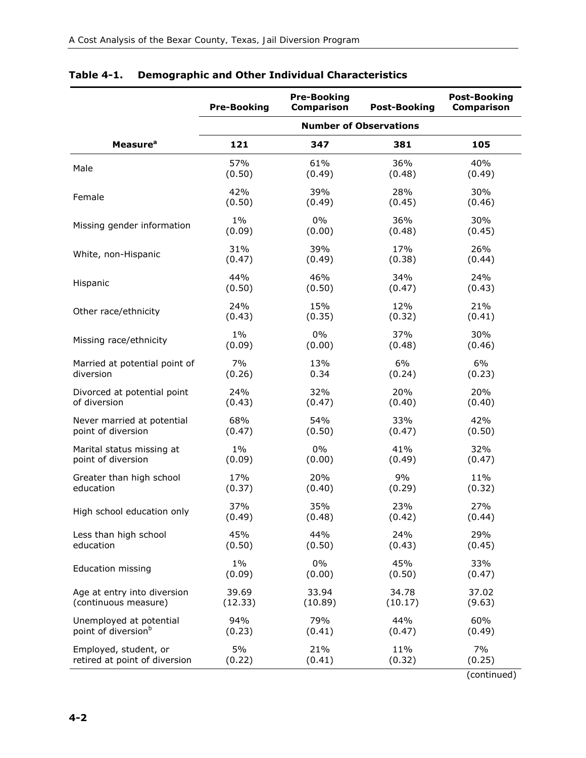**Table 4-1. Demographic and Other Individual Characteristics**

| | Pre-Booking | Pre-Booking Comparison | Post-Booking | Post-Booking Comparison |
|---|---|---|---|---|
| | **Number of Observations** | | | |
| **Measure[a]** | **121** | **347** | **381** | **105** |
| Male | 57% (0.50) | 61% (0.49) | 36% (0.48) | 40% (0.49) |
| Female | 42% (0.50) | 39% (0.49) | 28% (0.45) | 30% (0.46) |
| Missing gender information | 1% (0.09) | 0% (0.00) | 36% (0.48) | 30% (0.45) |
| White, non-Hispanic | 31% (0.47) | 39% (0.49) | 17% (0.38) | 26% (0.44) |
| Hispanic | 44% (0.50) | 46% (0.50) | 34% (0.47) | 24% (0.43) |
| Other race/ethnicity | 24% (0.43) | 15% (0.35) | 12% (0.32) | 21% (0.41) |
| Missing race/ethnicity | 1% (0.09) | 0% (0.00) | 37% (0.48) | 30% (0.46) |
| Married at potential point of diversion | 7% (0.26) | 13% 0.34 | 6% (0.24) | 6% (0.23) |
| Divorced at potential point of diversion | 24% (0.43) | 32% (0.47) | 20% (0.40) | 20% (0.40) |
| Never married at potential point of diversion | 68% (0.47) | 54% (0.50) | 33% (0.47) | 42% (0.50) |
| Marital status missing at point of diversion | 1% (0.09) | 0% (0.00) | 41% (0.49) | 32% (0.47) |
| Greater than high school education | 17% (0.37) | 20% (0.40) | 9% (0.29) | 11% (0.32) |
| High school education only | 37% (0.49) | 35% (0.48) | 23% (0.42) | 27% (0.44) |
| Less than high school education | 45% (0.50) | 44% (0.50) | 24% (0.43) | 29% (0.45) |
| Education missing | 1% (0.09) | 0% (0.00) | 45% (0.50) | 33% (0.47) |
| Age at entry into diversion (continuous measure) | 39.69 (12.33) | 33.94 (10.89) | 34.78 (10.17) | 37.02 (9.63) |
| Unemployed at potential point of diversion[b] | 94% (0.23) | 79% (0.41) | 44% (0.47) | 60% (0.49) |
| Employed, student, or retired at point of diversion | 5% (0.22) | 21% (0.41) | 11% (0.32) | 7% (0.25) |

(continued)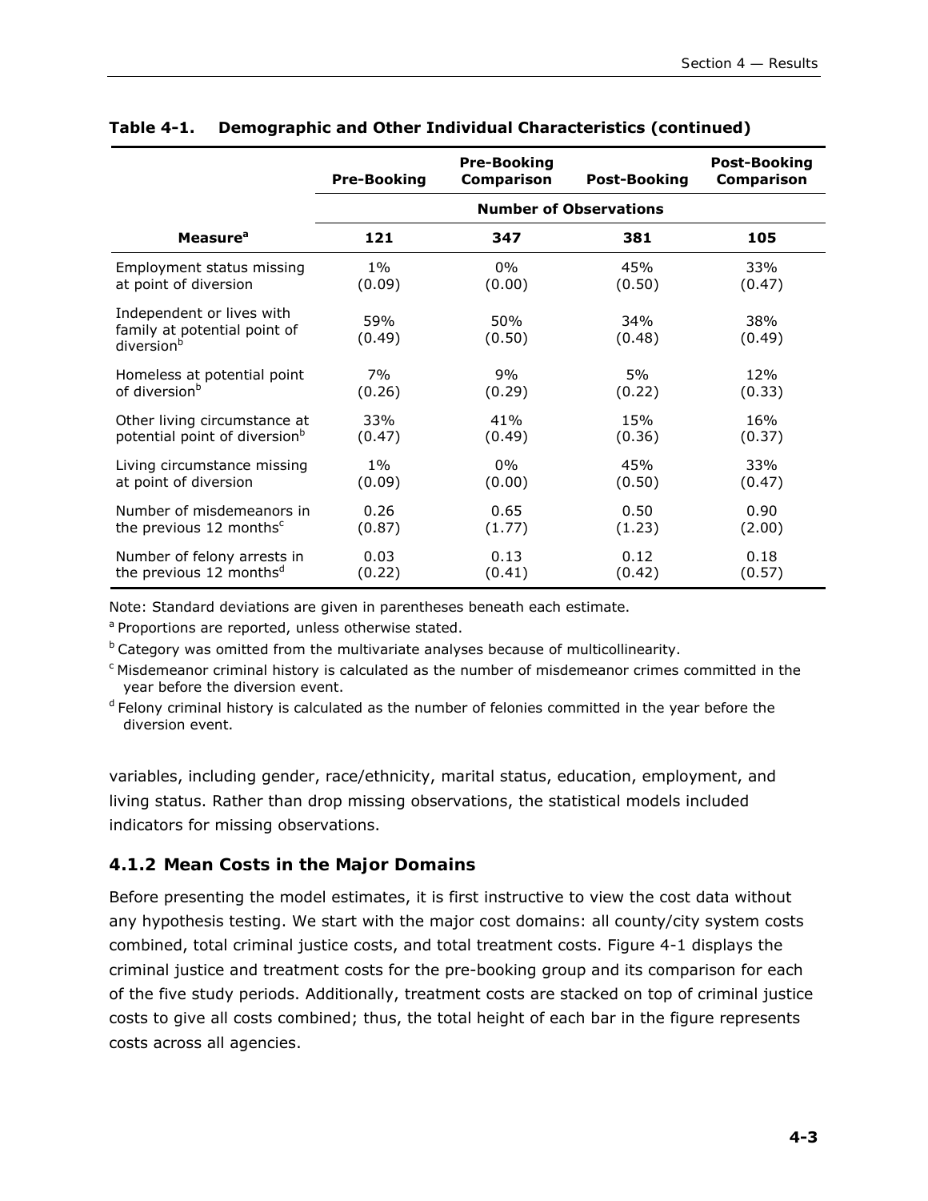**Table 4-1. Demographic and Other Individual Characteristics (continued)**

| | Pre-Booking | Pre-Booking Comparison | Post-Booking | Post-Booking Comparison |
|---|---|---|---|---|
| | Number of Observations | | | |
| Measure[a] | 121 | 347 | 381 | 105 |
| Employment status missing at point of diversion | 1% (0.09) | 0% (0.00) | 45% (0.50) | 33% (0.47) |
| Independent or lives with family at potential point of diversion[b] | 59% (0.49) | 50% (0.50) | 34% (0.48) | 38% (0.49) |
| Homeless at potential point of diversion[b] | 7% (0.26) | 9% (0.29) | 5% (0.22) | 12% (0.33) |
| Other living circumstance at potential point of diversion[b] | 33% (0.47) | 41% (0.49) | 15% (0.36) | 16% (0.37) |
| Living circumstance missing at point of diversion | 1% (0.09) | 0% (0.00) | 45% (0.50) | 33% (0.47) |
| Number of misdemeanors in the previous 12 months[c] | 0.26 (0.87) | 0.65 (1.77) | 0.50 (1.23) | 0.90 (2.00) |
| Number of felony arrests in the previous 12 months[d] | 0.03 (0.22) | 0.13 (0.41) | 0.12 (0.42) | 0.18 (0.57) |

Note: Standard deviations are given in parentheses beneath each estimate.

[a] Proportions are reported, unless otherwise stated.

[b] Category was omitted from the multivariate analyses because of multicollinearity.

[c] Misdemeanor criminal history is calculated as the number of misdemeanor crimes committed in the year before the diversion event.

[d] Felony criminal history is calculated as the number of felonies committed in the year before the diversion event.

variables, including gender, race/ethnicity, marital status, education, employment, and living status. Rather than drop missing observations, the statistical models included indicators for missing observations.

### 4.1.2 Mean Costs in the Major Domains

Before presenting the model estimates, it is first instructive to view the cost data without any hypothesis testing. We start with the major cost domains: all county/city system costs combined, total criminal justice costs, and total treatment costs. Figure 4-1 displays the criminal justice and treatment costs for the pre-booking group and its comparison for each of the five study periods. Additionally, treatment costs are stacked on top of criminal justice costs to give all costs combined; thus, the total height of each bar in the figure represents costs across all agencies.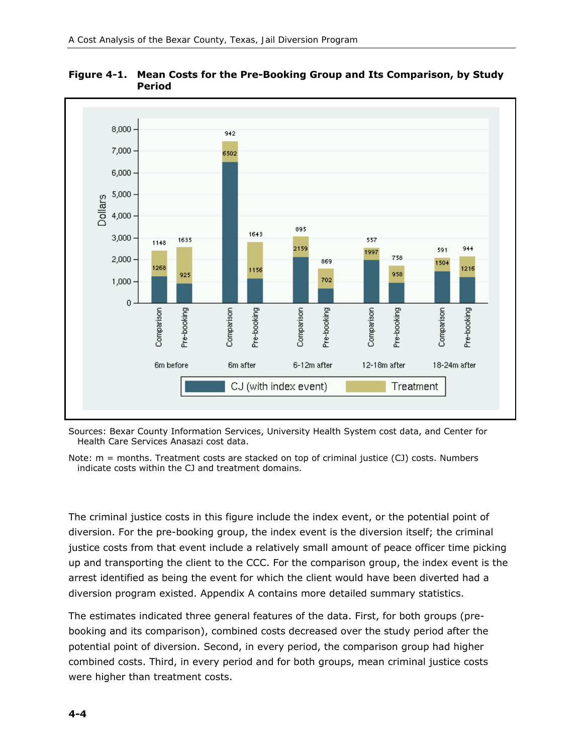**Figure 4-1. Mean Costs for the Pre-Booking Group and Its Comparison, by Study Period**

| Study period | Group | CJ (with index event) | Treatment |
|---|---|---|---|
| 6m before | Comparison | 1268 | 1148 |
| 6m before | Pre-booking | 925 | 1635 |
| 6m after | Comparison | 6502 | 942 |
| 6m after | Pre-booking | 1156 | 1643 |
| 6-12m after | Comparison | 2159 | 895 |
| 6-12m after | Pre-booking | 702 | 869 |
| 12-18m after | Comparison | 1997 | 557 |
| 12-18m after | Pre-booking | 958 | 758 |
| 18-24m after | Comparison | 1504 | 591 |
| 18-24m after | Pre-booking | 1216 | 944 |

Sources: Bexar County Information Services, University Health System cost data, and Center for Health Care Services Anasazi cost data.

Note: m = months. Treatment costs are stacked on top of criminal justice (CJ) costs. Numbers indicate costs within the CJ and treatment domains.

The criminal justice costs in this figure include the index event, or the potential point of diversion. For the pre-booking group, the index event is the diversion itself; the criminal justice costs from that event include a relatively small amount of peace officer time picking up and transporting the client to the CCC. For the comparison group, the index event is the arrest identified as being the event for which the client would have been diverted had a diversion program existed. Appendix A contains more detailed summary statistics.

The estimates indicated three general features of the data. First, for both groups (pre-booking and its comparison), combined costs decreased over the study period after the potential point of diversion. Second, in every period, the comparison group had higher combined costs. Third, in every period and for both groups, mean criminal justice costs were higher than treatment costs.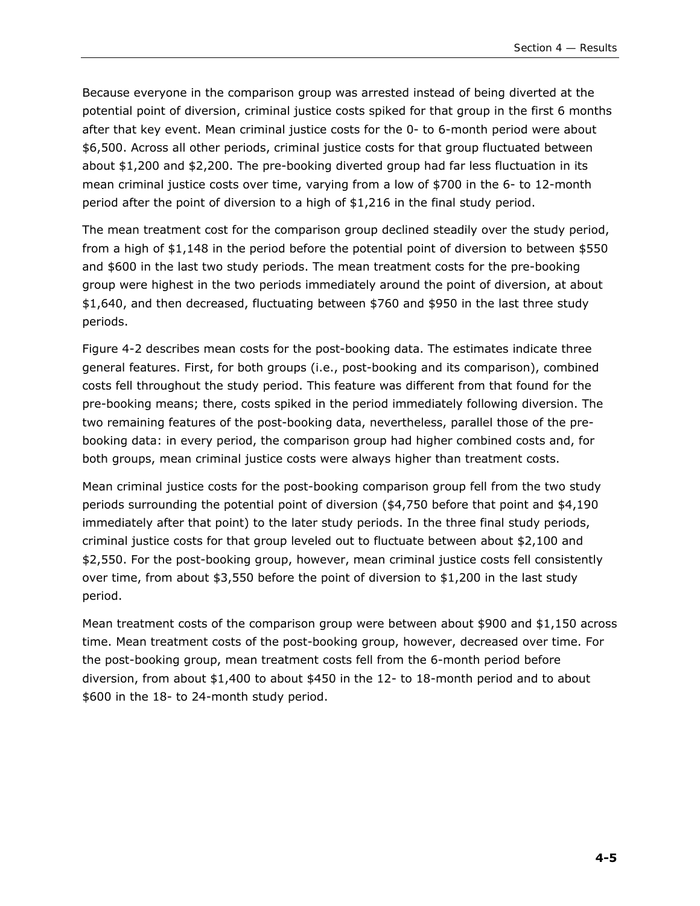Because everyone in the comparison group was arrested instead of being diverted at the potential point of diversion, criminal justice costs spiked for that group in the first 6 months after that key event. Mean criminal justice costs for the 0- to 6-month period were about $6,500. Across all other periods, criminal justice costs for that group fluctuated between about $1,200 and $2,200. The pre-booking diverted group had far less fluctuation in its mean criminal justice costs over time, varying from a low of $700 in the 6- to 12-month period after the point of diversion to a high of $1,216 in the final study period.

The mean treatment cost for the comparison group declined steadily over the study period, from a high of $1,148 in the period before the potential point of diversion to between $550 and $600 in the last two study periods. The mean treatment costs for the pre-booking group were highest in the two periods immediately around the point of diversion, at about $1,640, and then decreased, fluctuating between $760 and $950 in the last three study periods.

Figure 4-2 describes mean costs for the post-booking data. The estimates indicate three general features. First, for both groups (i.e., post-booking and its comparison), combined costs fell throughout the study period. This feature was different from that found for the pre-booking means; there, costs spiked in the period immediately following diversion. The two remaining features of the post-booking data, nevertheless, parallel those of the pre-booking data: in every period, the comparison group had higher combined costs and, for both groups, mean criminal justice costs were always higher than treatment costs.

Mean criminal justice costs for the post-booking comparison group fell from the two study periods surrounding the potential point of diversion ($4,750 before that point and $4,190 immediately after that point) to the later study periods. In the three final study periods, criminal justice costs for that group leveled out to fluctuate between about $2,100 and $2,550. For the post-booking group, however, mean criminal justice costs fell consistently over time, from about $3,550 before the point of diversion to $1,200 in the last study period.

Mean treatment costs of the comparison group were between about $900 and $1,150 across time. Mean treatment costs of the post-booking group, however, decreased over time. For the post-booking group, mean treatment costs fell from the 6-month period before diversion, from about $1,400 to about $450 in the 12- to 18-month period and to about $600 in the 18- to 24-month study period.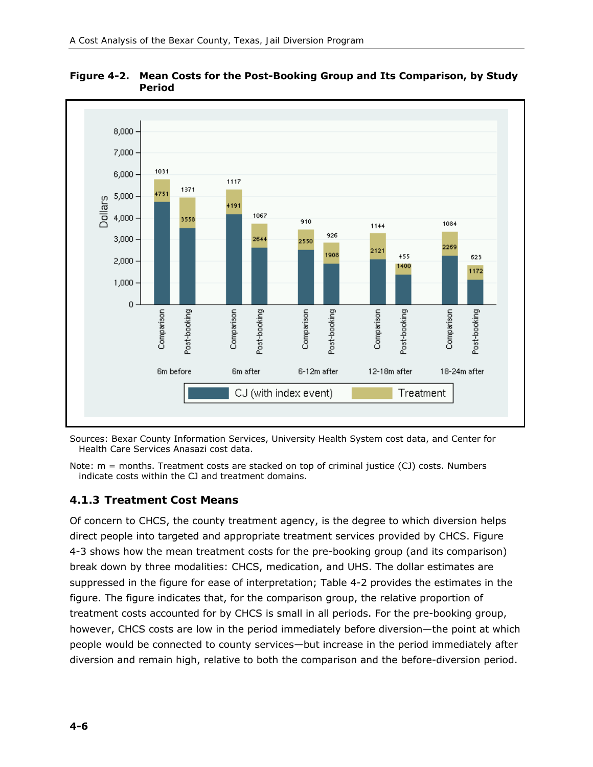**Figure 4-2. Mean Costs for the Post-Booking Group and Its Comparison, by Study Period**

Sources: Bexar County Information Services, University Health System cost data, and Center for Health Care Services Anasazi cost data.

Note: m = months. Treatment costs are stacked on top of criminal justice (CJ) costs. Numbers indicate costs within the CJ and treatment domains.

### 4.1.3 Treatment Cost Means

Of concern to CHCS, the county treatment agency, is the degree to which diversion helps direct people into targeted and appropriate treatment services provided by CHCS. Figure 4-3 shows how the mean treatment costs for the pre-booking group (and its comparison) break down by three modalities: CHCS, medication, and UHS. The dollar estimates are suppressed in the figure for ease of interpretation; Table 4-2 provides the estimates in the figure. The figure indicates that, for the comparison group, the relative proportion of treatment costs accounted for by CHCS is small in all periods. For the pre-booking group, however, CHCS costs are low in the period immediately before diversion—the point at which people would be connected to county services—but increase in the period immediately after diversion and remain high, relative to both the comparison and the before-diversion period.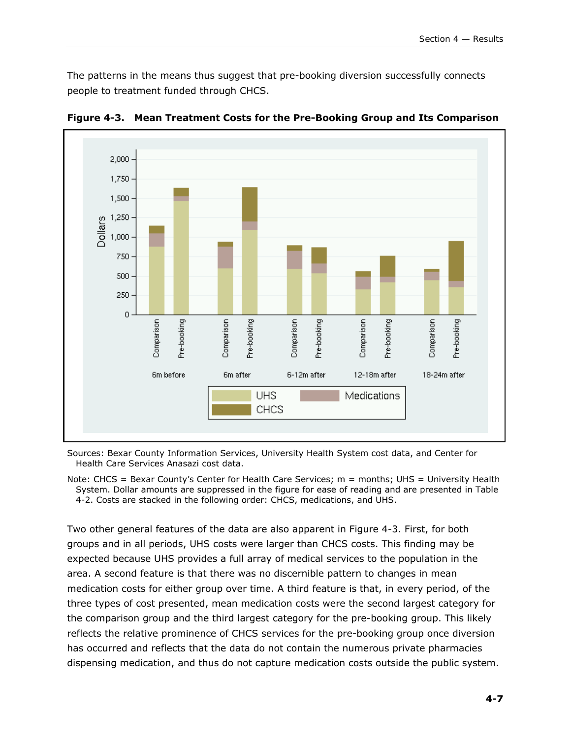The patterns in the means thus suggest that pre-booking diversion successfully connects people to treatment funded through CHCS.

**Figure 4-3. Mean Treatment Costs for the Pre-Booking Group and Its Comparison**

Sources: Bexar County Information Services, University Health System cost data, and Center for Health Care Services Anasazi cost data.

Note: CHCS = Bexar County's Center for Health Care Services; m = months; UHS = University Health System. Dollar amounts are suppressed in the figure for ease of reading and are presented in Table 4-2. Costs are stacked in the following order: CHCS, medications, and UHS.

Two other general features of the data are also apparent in Figure 4-3. First, for both groups and in all periods, UHS costs were larger than CHCS costs. This finding may be expected because UHS provides a full array of medical services to the population in the area. A second feature is that there was no discernible pattern to changes in mean medication costs for either group over time. A third feature is that, in every period, of the three types of cost presented, mean medication costs were the second largest category for the comparison group and the third largest category for the pre-booking group. This likely reflects the relative prominence of CHCS services for the pre-booking group once diversion has occurred and reflects that the data do not contain the numerous private pharmacies dispensing medication, and thus do not capture medication costs outside the public system.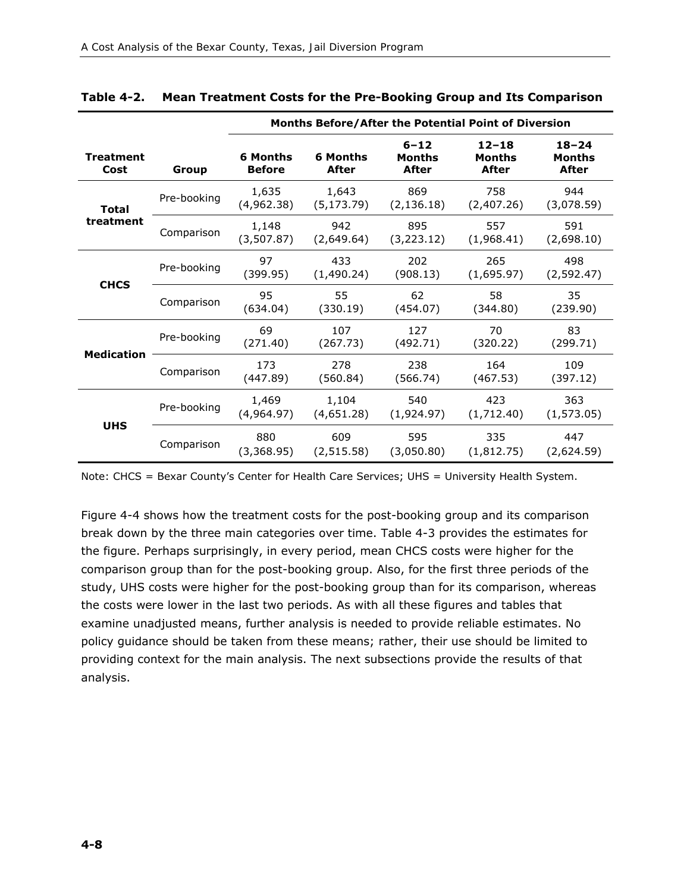**Table 4-2. Mean Treatment Costs for the Pre-Booking Group and Its Comparison**

| Treatment Cost | Group | Months Before/After the Potential Point of Diversion | | | | |
|---|---|---|---|---|---|---|
| | | 6 Months Before | 6 Months After | 6–12 Months After | 12–18 Months After | 18–24 Months After |
| Total treatment | Pre-booking | 1,635 (4,962.38) | 1,643 (5,173.79) | 869 (2,136.18) | 758 (2,407.26) | 944 (3,078.59) |
| | Comparison | 1,148 (3,507.87) | 942 (2,649.64) | 895 (3,223.12) | 557 (1,968.41) | 591 (2,698.10) |
| CHCS | Pre-booking | 97 (399.95) | 433 (1,490.24) | 202 (908.13) | 265 (1,695.97) | 498 (2,592.47) |
| | Comparison | 95 (634.04) | 55 (330.19) | 62 (454.07) | 58 (344.80) | 35 (239.90) |
| Medication | Pre-booking | 69 (271.40) | 107 (267.73) | 127 (492.71) | 70 (320.22) | 83 (299.71) |
| | Comparison | 173 (447.89) | 278 (560.84) | 238 (566.74) | 164 (467.53) | 109 (397.12) |
| UHS | Pre-booking | 1,469 (4,964.97) | 1,104 (4,651.28) | 540 (1,924.97) | 423 (1,712.40) | 363 (1,573.05) |
| | Comparison | 880 (3,368.95) | 609 (2,515.58) | 595 (3,050.80) | 335 (1,812.75) | 447 (2,624.59) |

Note: CHCS = Bexar County's Center for Health Care Services; UHS = University Health System.

Figure 4-4 shows how the treatment costs for the post-booking group and its comparison break down by the three main categories over time. Table 4-3 provides the estimates for the figure. Perhaps surprisingly, in every period, mean CHCS costs were higher for the comparison group than for the post-booking group. Also, for the first three periods of the study, UHS costs were higher for the post-booking group than for its comparison, whereas the costs were lower in the last two periods. As with all these figures and tables that examine unadjusted means, further analysis is needed to provide reliable estimates. No policy guidance should be taken from these means; rather, their use should be limited to providing context for the main analysis. The next subsections provide the results of that analysis.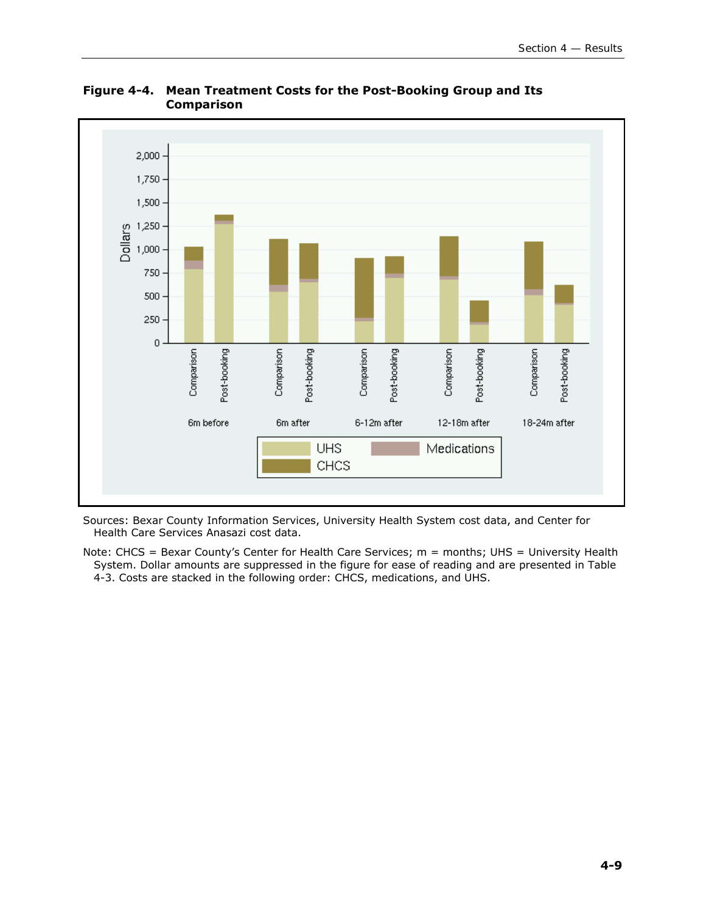**Figure 4-4. Mean Treatment Costs for the Post-Booking Group and Its Comparison**

Sources: Bexar County Information Services, University Health System cost data, and Center for Health Care Services Anasazi cost data.

Note: CHCS = Bexar County's Center for Health Care Services; m = months; UHS = University Health System. Dollar amounts are suppressed in the figure for ease of reading and are presented in Table 4-3. Costs are stacked in the following order: CHCS, medications, and UHS.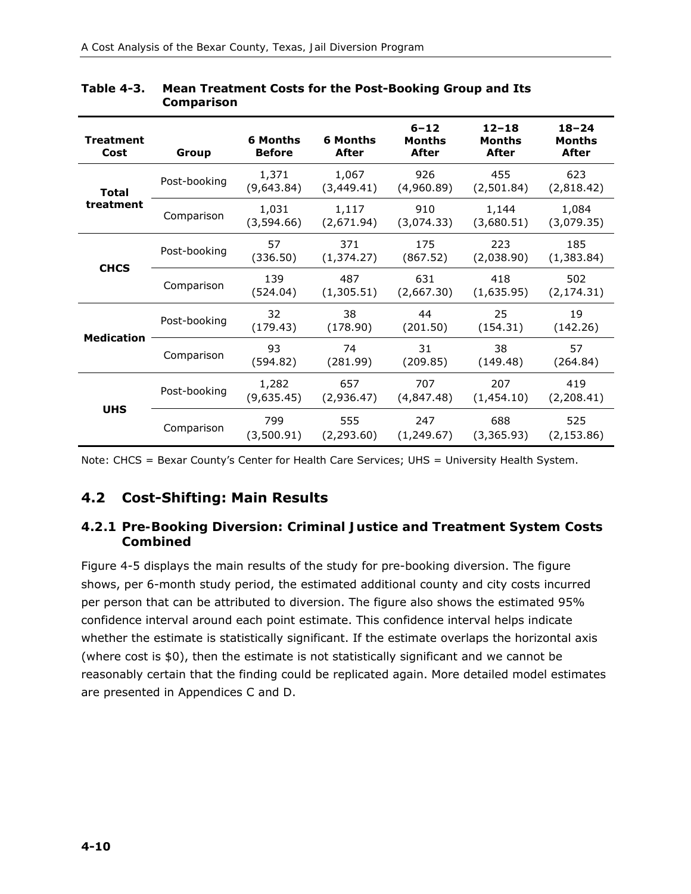**Table 4-3. Mean Treatment Costs for the Post-Booking Group and Its Comparison**

| Treatment Cost | Group | 6 Months Before | 6 Months After | 6–12 Months After | 12–18 Months After | 18–24 Months After |
|---|---|---|---|---|---|---|
| Total treatment | Post-booking | 1,371 (9,643.84) | 1,067 (3,449.41) | 926 (4,960.89) | 455 (2,501.84) | 623 (2,818.42) |
| | Comparison | 1,031 (3,594.66) | 1,117 (2,671.94) | 910 (3,074.33) | 1,144 (3,680.51) | 1,084 (3,079.35) |
| CHCS | Post-booking | 57 (336.50) | 371 (1,374.27) | 175 (867.52) | 223 (2,038.90) | 185 (1,383.84) |
| | Comparison | 139 (524.04) | 487 (1,305.51) | 631 (2,667.30) | 418 (1,635.95) | 502 (2,174.31) |
| Medication | Post-booking | 32 (179.43) | 38 (178.90) | 44 (201.50) | 25 (154.31) | 19 (142.26) |
| | Comparison | 93 (594.82) | 74 (281.99) | 31 (209.85) | 38 (149.48) | 57 (264.84) |
| UHS | Post-booking | 1,282 (9,635.45) | 657 (2,936.47) | 707 (4,847.48) | 207 (1,454.10) | 419 (2,208.41) |
| | Comparison | 799 (3,500.91) | 555 (2,293.60) | 247 (1,249.67) | 688 (3,365.93) | 525 (2,153.86) |

Note: CHCS = Bexar County's Center for Health Care Services; UHS = University Health System.

## 4.2 Cost-Shifting: Main Results

### 4.2.1 Pre-Booking Diversion: Criminal Justice and Treatment System Costs Combined

Figure 4-5 displays the main results of the study for pre-booking diversion. The figure shows, per 6-month study period, the estimated additional county and city costs incurred per person that can be attributed to diversion. The figure also shows the estimated 95% confidence interval around each point estimate. This confidence interval helps indicate whether the estimate is statistically significant. If the estimate overlaps the horizontal axis (where cost is $0), then the estimate is not statistically significant and we cannot be reasonably certain that the finding could be replicated again. More detailed model estimates are presented in Appendices C and D.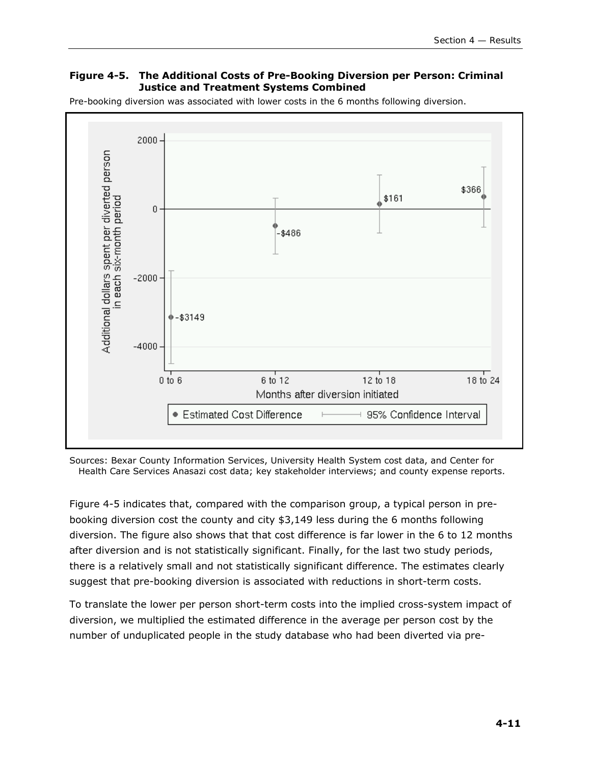**Figure 4-5. The Additional Costs of Pre-Booking Diversion per Person: Criminal Justice and Treatment Systems Combined**

Pre-booking diversion was associated with lower costs in the 6 months following diversion.

Sources: Bexar County Information Services, University Health System cost data, and Center for Health Care Services Anasazi cost data; key stakeholder interviews; and county expense reports.

Figure 4-5 indicates that, compared with the comparison group, a typical person in pre-booking diversion cost the county and city $3,149 less during the 6 months following diversion. The figure also shows that that cost difference is far lower in the 6 to 12 months after diversion and is not statistically significant. Finally, for the last two study periods, there is a relatively small and not statistically significant difference. The estimates clearly suggest that pre-booking diversion is associated with reductions in short-term costs.

To translate the lower per person short-term costs into the implied cross-system impact of diversion, we multiplied the estimated difference in the average per person cost by the number of unduplicated people in the study database who had been diverted via pre-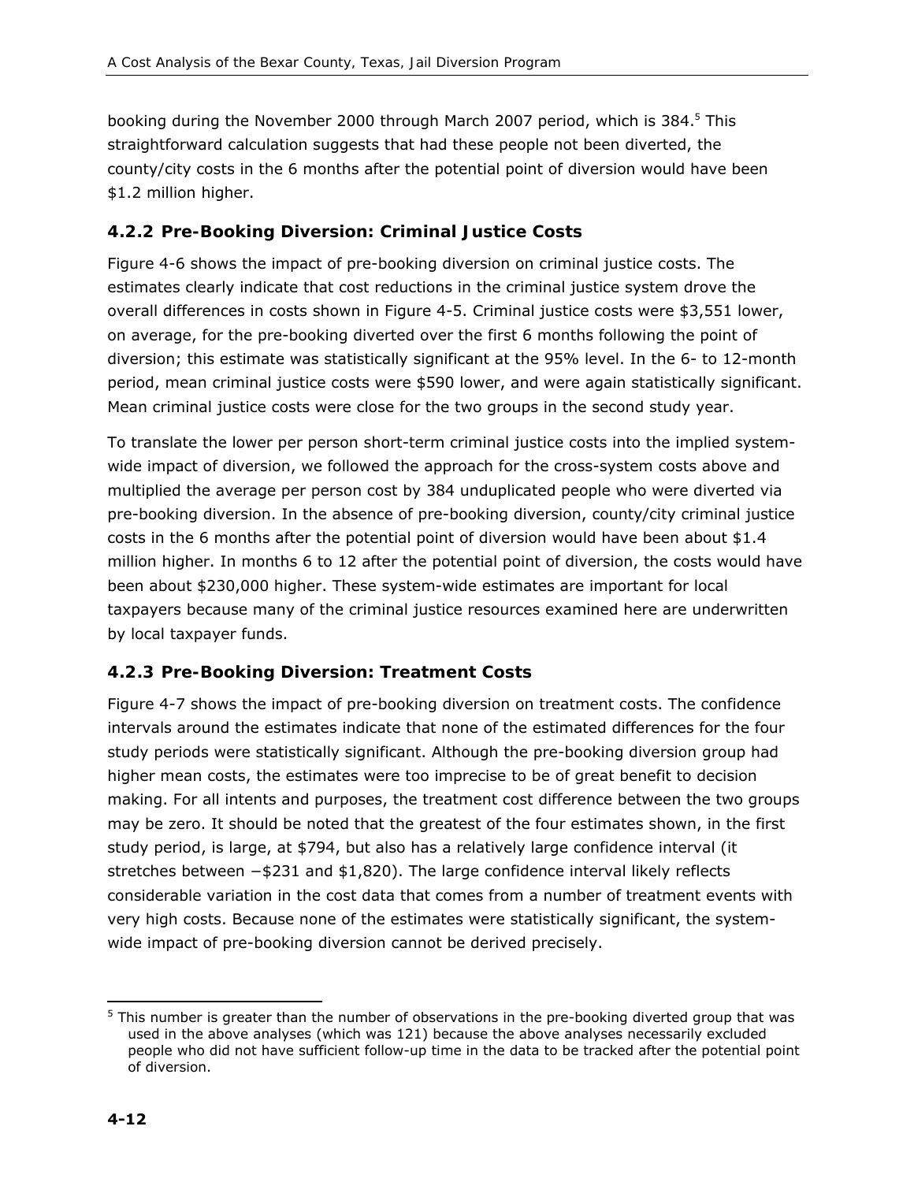booking during the November 2000 through March 2007 period, which is 384.[5] This straightforward calculation suggests that had these people not been diverted, the county/city costs in the 6 months after the potential point of diversion would have been $1.2 million higher.

### 4.2.2 Pre-Booking Diversion: Criminal Justice Costs

Figure 4-6 shows the impact of pre-booking diversion on criminal justice costs. The estimates clearly indicate that cost reductions in the criminal justice system drove the overall differences in costs shown in Figure 4-5. Criminal justice costs were $3,551 lower, on average, for the pre-booking diverted over the first 6 months following the point of diversion; this estimate was statistically significant at the 95% level. In the 6- to 12-month period, mean criminal justice costs were $590 lower, and were again statistically significant. Mean criminal justice costs were close for the two groups in the second study year.

To translate the lower per person short-term criminal justice costs into the implied system-wide impact of diversion, we followed the approach for the cross-system costs above and multiplied the average per person cost by 384 unduplicated people who were diverted via pre-booking diversion. In the absence of pre-booking diversion, county/city criminal justice costs in the 6 months after the potential point of diversion would have been about $1.4 million higher. In months 6 to 12 after the potential point of diversion, the costs would have been about $230,000 higher. These system-wide estimates are important for local taxpayers because many of the criminal justice resources examined here are underwritten by local taxpayer funds.

### 4.2.3 Pre-Booking Diversion: Treatment Costs

Figure 4-7 shows the impact of pre-booking diversion on treatment costs. The confidence intervals around the estimates indicate that none of the estimated differences for the four study periods were statistically significant. Although the pre-booking diversion group had higher mean costs, the estimates were too imprecise to be of great benefit to decision making. For all intents and purposes, the treatment cost difference between the two groups may be zero. It should be noted that the greatest of the four estimates shown, in the first study period, is large, at $794, but also has a relatively large confidence interval (it stretches between −$231 and $1,820). The large confidence interval likely reflects considerable variation in the cost data that comes from a number of treatment events with very high costs. Because none of the estimates were statistically significant, the system-wide impact of pre-booking diversion cannot be derived precisely.

---

[5] This number is greater than the number of observations in the pre-booking diverted group that was used in the above analyses (which was 121) because the above analyses necessarily excluded people who did not have sufficient follow-up time in the data to be tracked after the potential point of diversion.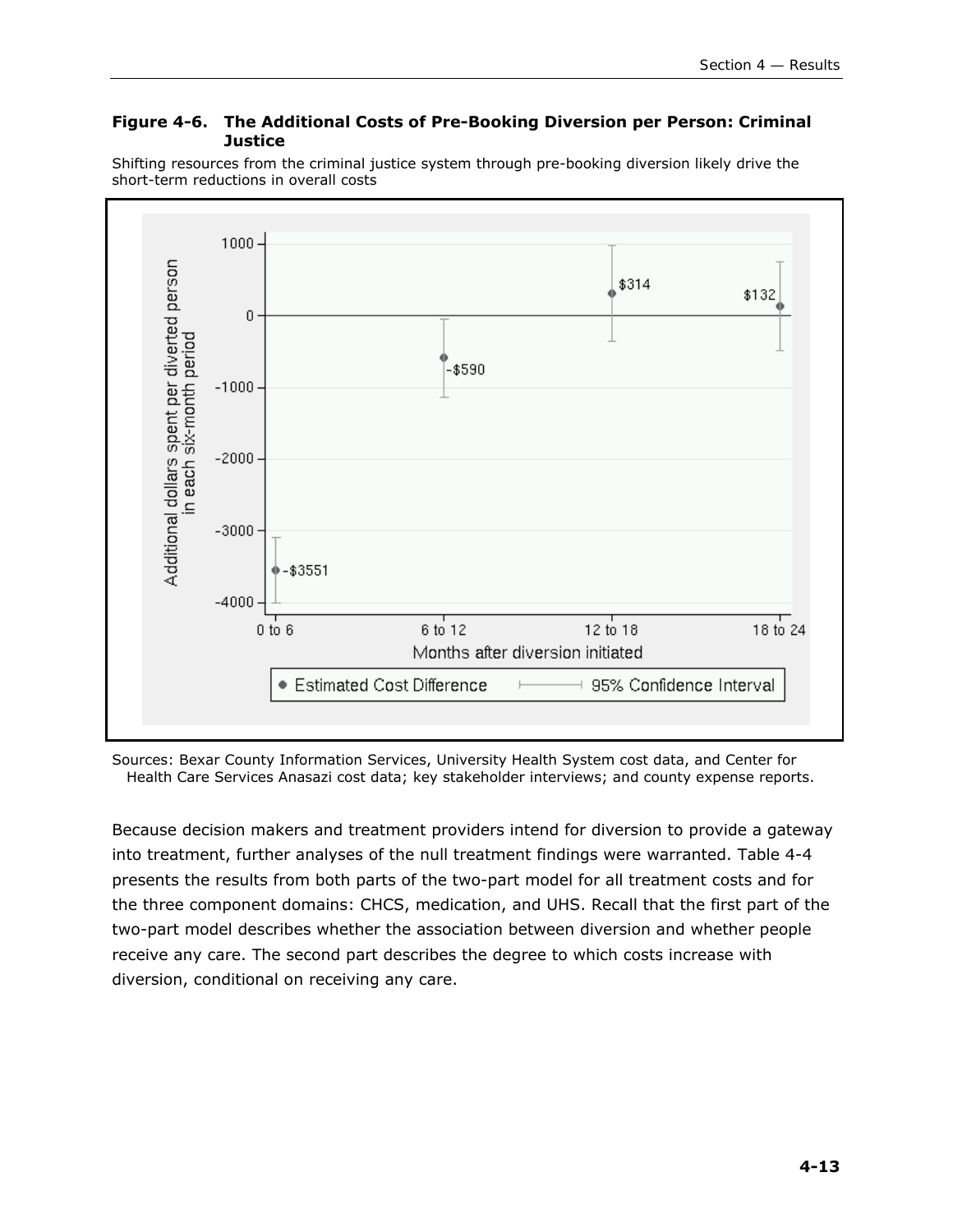**Figure 4-6. The Additional Costs of Pre-Booking Diversion per Person: Criminal Justice**

Shifting resources from the criminal justice system through pre-booking diversion likely drive the short-term reductions in overall costs

Sources: Bexar County Information Services, University Health System cost data, and Center for Health Care Services Anasazi cost data; key stakeholder interviews; and county expense reports.

Because decision makers and treatment providers intend for diversion to provide a gateway into treatment, further analyses of the null treatment findings were warranted. Table 4-4 presents the results from both parts of the two-part model for all treatment costs and for the three component domains: CHCS, medication, and UHS. Recall that the first part of the two-part model describes whether the association between diversion and whether people receive any care. The second part describes the degree to which costs increase with diversion, conditional on receiving any care.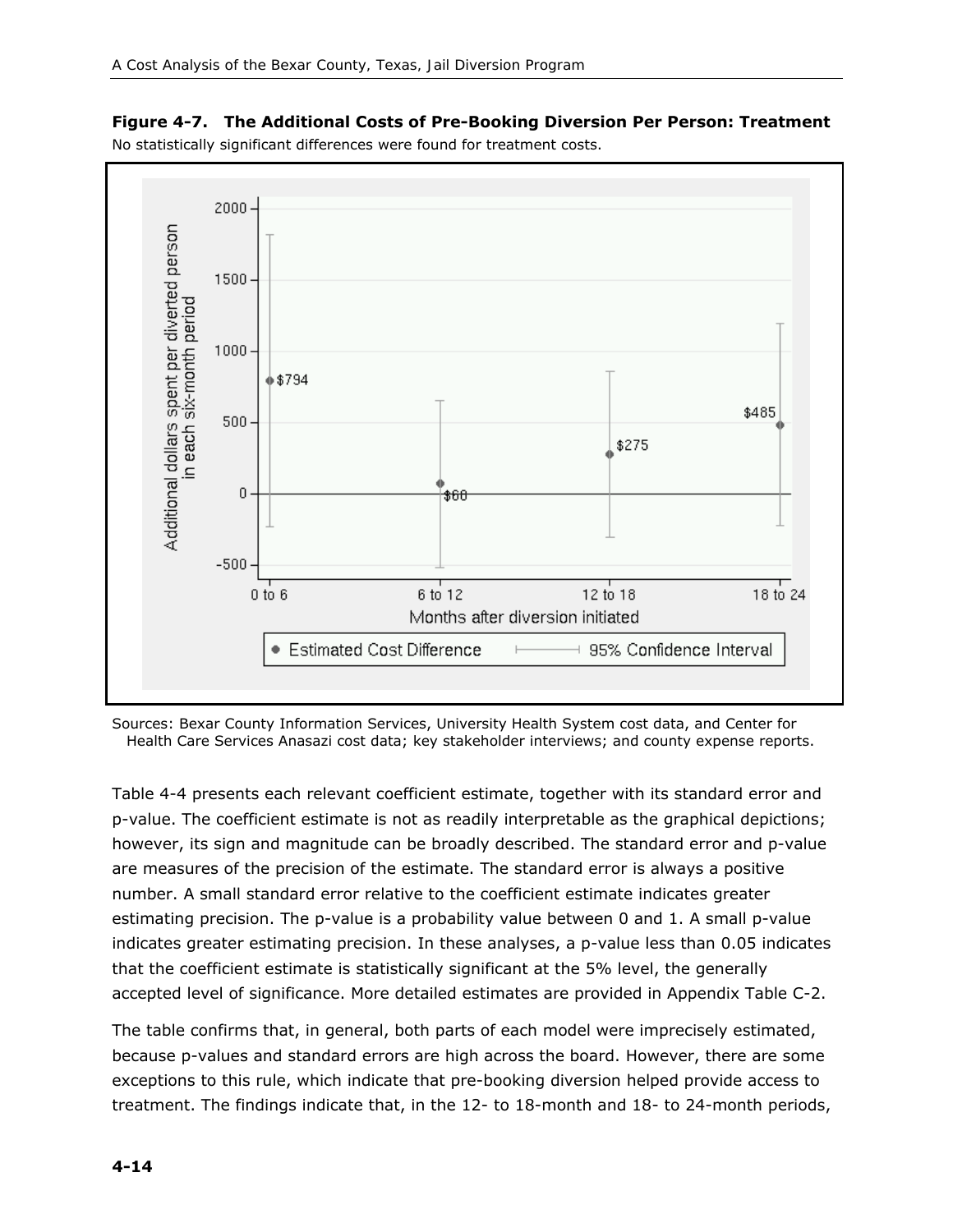**Figure 4-7. The Additional Costs of Pre-Booking Diversion Per Person: Treatment**

No statistically significant differences were found for treatment costs.

Sources: Bexar County Information Services, University Health System cost data, and Center for Health Care Services Anasazi cost data; key stakeholder interviews; and county expense reports.

Table 4-4 presents each relevant coefficient estimate, together with its standard error and p-value. The coefficient estimate is not as readily interpretable as the graphical depictions; however, its sign and magnitude can be broadly described. The standard error and p-value are measures of the precision of the estimate. The standard error is always a positive number. A small standard error relative to the coefficient estimate indicates greater estimating precision. The p-value is a probability value between 0 and 1. A small p-value indicates greater estimating precision. In these analyses, a p-value less than 0.05 indicates that the coefficient estimate is statistically significant at the 5% level, the generally accepted level of significance. More detailed estimates are provided in Appendix Table C-2.

The table confirms that, in general, both parts of each model were imprecisely estimated, because p-values and standard errors are high across the board. However, there are some exceptions to this rule, which indicate that pre-booking diversion helped provide access to treatment. The findings indicate that, in the 12- to 18-month and 18- to 24-month periods,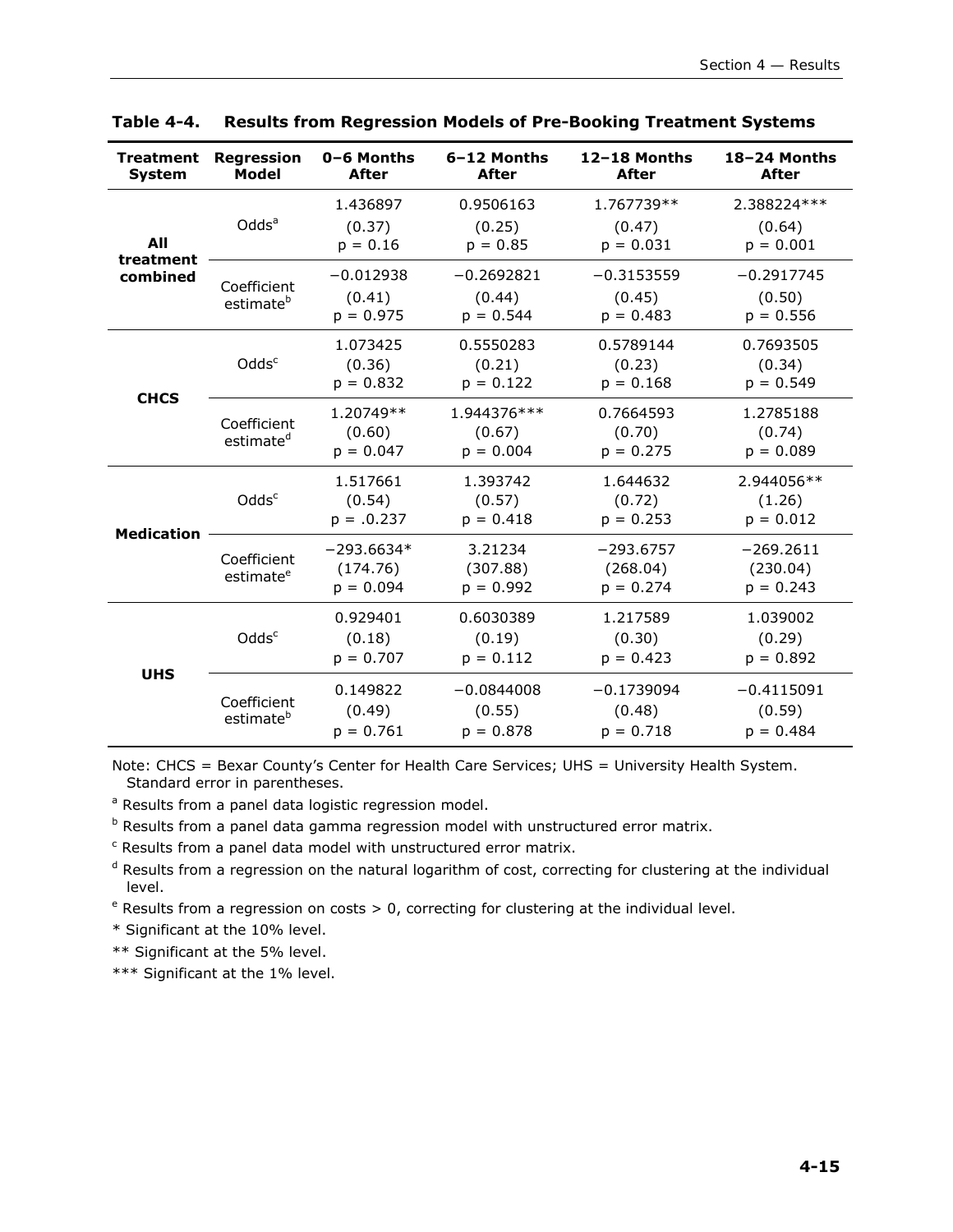**Table 4-4. Results from Regression Models of Pre-Booking Treatment Systems**

| Treatment System | Regression Model | 0–6 Months After | 6–12 Months After | 12–18 Months After | 18–24 Months After |
|---|---|---|---|---|---|
| All treatment combined | Odds[a] | 1.436897 (0.37) p = 0.16 | 0.9506163 (0.25) p = 0.85 | 1.767739** (0.47) p = 0.031 | 2.388224*** (0.64) p = 0.001 |
| | Coefficient estimate[b] | −0.012938 (0.41) p = 0.975 | −0.2692821 (0.44) p = 0.544 | −0.3153559 (0.45) p = 0.483 | −0.2917745 (0.50) p = 0.556 |
| CHCS | Odds[c] | 1.073425 (0.36) p = 0.832 | 0.5550283 (0.21) p = 0.122 | 0.5789144 (0.23) p = 0.168 | 0.7693505 (0.34) p = 0.549 |
| | Coefficient estimate[d] | 1.20749** (0.60) p = 0.047 | 1.944376*** (0.67) p = 0.004 | 0.7664593 (0.70) p = 0.275 | 1.2785188 (0.74) p = 0.089 |
| Medication | Odds[c] | 1.517661 (0.54) p = .0.237 | 1.393742 (0.57) p = 0.418 | 1.644632 (0.72) p = 0.253 | 2.944056** (1.26) p = 0.012 |
| | Coefficient estimate[e] | −293.6634* (174.76) p = 0.094 | 3.21234 (307.88) p = 0.992 | −293.6757 (268.04) p = 0.274 | −269.2611 (230.04) p = 0.243 |
| UHS | Odds[c] | 0.929401 (0.18) p = 0.707 | 0.6030389 (0.19) p = 0.112 | 1.217589 (0.30) p = 0.423 | 1.039002 (0.29) p = 0.892 |
| | Coefficient estimate[b] | 0.149822 (0.49) p = 0.761 | −0.0844008 (0.55) p = 0.878 | −0.1739094 (0.48) p = 0.718 | −0.4115091 (0.59) p = 0.484 |

Note: CHCS = Bexar County's Center for Health Care Services; UHS = University Health System. Standard error in parentheses.

[a] Results from a panel data logistic regression model.

[b] Results from a panel data gamma regression model with unstructured error matrix.

[c] Results from a panel data model with unstructured error matrix.

[d] Results from a regression on the natural logarithm of cost, correcting for clustering at the individual level.

[e] Results from a regression on costs > 0, correcting for clustering at the individual level.

\* Significant at the 10% level.

\** Significant at the 5% level.

\*** Significant at the 1% level.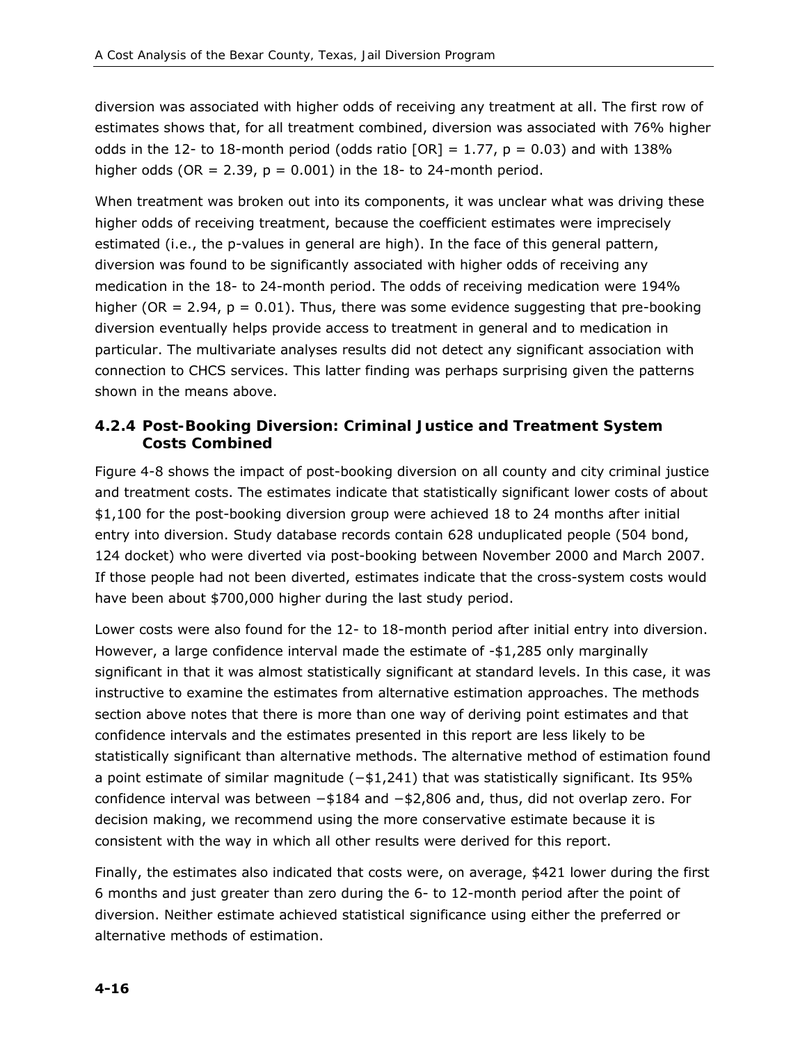diversion was associated with higher odds of receiving any treatment at all. The first row of estimates shows that, for all treatment combined, diversion was associated with 76% higher odds in the 12- to 18-month period (odds ratio [OR] = 1.77, $p = 0.03$) and with 138% higher odds (OR = 2.39, $p = 0.001$) in the 18- to 24-month period.

When treatment was broken out into its components, it was unclear what was driving these higher odds of receiving treatment, because the coefficient estimates were imprecisely estimated (i.e., the p-values in general are high). In the face of this general pattern, diversion was found to be significantly associated with higher odds of receiving any medication in the 18- to 24-month period. The odds of receiving medication were 194% higher (OR = 2.94, $p = 0.01$). Thus, there was some evidence suggesting that pre-booking diversion eventually helps provide access to treatment in general and to medication in particular. The multivariate analyses results did not detect any significant association with connection to CHCS services. This latter finding was perhaps surprising given the patterns shown in the means above.

### 4.2.4 Post-Booking Diversion: Criminal Justice and Treatment System Costs Combined

Figure 4-8 shows the impact of post-booking diversion on all county and city criminal justice and treatment costs. The estimates indicate that statistically significant lower costs of about $1,100 for the post-booking diversion group were achieved 18 to 24 months after initial entry into diversion. Study database records contain 628 unduplicated people (504 bond, 124 docket) who were diverted via post-booking between November 2000 and March 2007. If those people had not been diverted, estimates indicate that the cross-system costs would have been about $700,000 higher during the last study period.

Lower costs were also found for the 12- to 18-month period after initial entry into diversion. However, a large confidence interval made the estimate of -$1,285 only marginally significant in that it was almost statistically significant at standard levels. In this case, it was instructive to examine the estimates from alternative estimation approaches. The methods section above notes that there is more than one way of deriving point estimates and that confidence intervals and the estimates presented in this report are less likely to be statistically significant than alternative methods. The alternative method of estimation found a point estimate of similar magnitude (−$1,241) that was statistically significant. Its 95% confidence interval was between −$184 and −$2,806 and, thus, did not overlap zero. For decision making, we recommend using the more conservative estimate because it is consistent with the way in which all other results were derived for this report.

Finally, the estimates also indicated that costs were, on average, $421 lower during the first 6 months and just greater than zero during the 6- to 12-month period after the point of diversion. Neither estimate achieved statistical significance using either the preferred or alternative methods of estimation.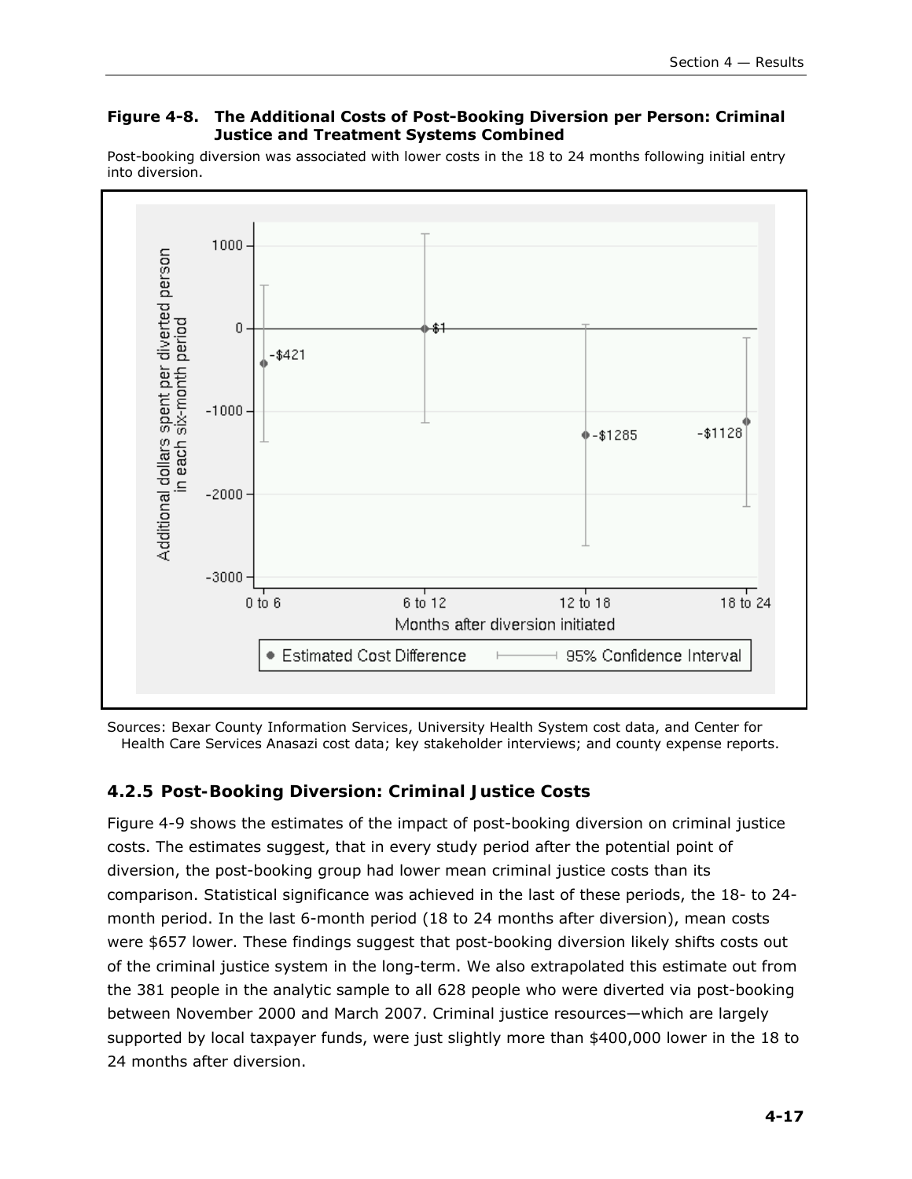**Figure 4-8. The Additional Costs of Post-Booking Diversion per Person: Criminal Justice and Treatment Systems Combined**

Post-booking diversion was associated with lower costs in the 18 to 24 months following initial entry into diversion.

Sources: Bexar County Information Services, University Health System cost data, and Center for Health Care Services Anasazi cost data; key stakeholder interviews; and county expense reports.

### 4.2.5 Post-Booking Diversion: Criminal Justice Costs

Figure 4-9 shows the estimates of the impact of post-booking diversion on criminal justice costs. The estimates suggest, that in every study period after the potential point of diversion, the post-booking group had lower mean criminal justice costs than its comparison. Statistical significance was achieved in the last of these periods, the 18- to 24-month period. In the last 6-month period (18 to 24 months after diversion), mean costs were $657 lower. These findings suggest that post-booking diversion likely shifts costs out of the criminal justice system in the long-term. We also extrapolated this estimate out from the 381 people in the analytic sample to all 628 people who were diverted via post-booking between November 2000 and March 2007. Criminal justice resources—which are largely supported by local taxpayer funds, were just slightly more than $400,000 lower in the 18 to 24 months after diversion.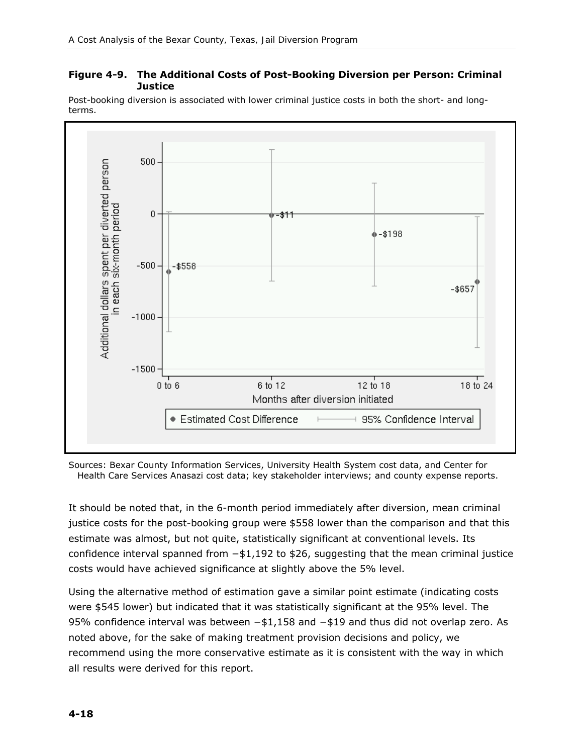**Figure 4-9. The Additional Costs of Post-Booking Diversion per Person: Criminal Justice**

Post-booking diversion is associated with lower criminal justice costs in both the short- and long-terms.

Sources: Bexar County Information Services, University Health System cost data, and Center for Health Care Services Anasazi cost data; key stakeholder interviews; and county expense reports.

It should be noted that, in the 6-month period immediately after diversion, mean criminal justice costs for the post-booking group were $558 lower than the comparison and that this estimate was almost, but not quite, statistically significant at conventional levels. Its confidence interval spanned from −$1,192 to $26, suggesting that the mean criminal justice costs would have achieved significance at slightly above the 5% level.

Using the alternative method of estimation gave a similar point estimate (indicating costs were $545 lower) but indicated that it was statistically significant at the 95% level. The 95% confidence interval was between −$1,158 and −$19 and thus did not overlap zero. As noted above, for the sake of making treatment provision decisions and policy, we recommend using the more conservative estimate as it is consistent with the way in which all results were derived for this report.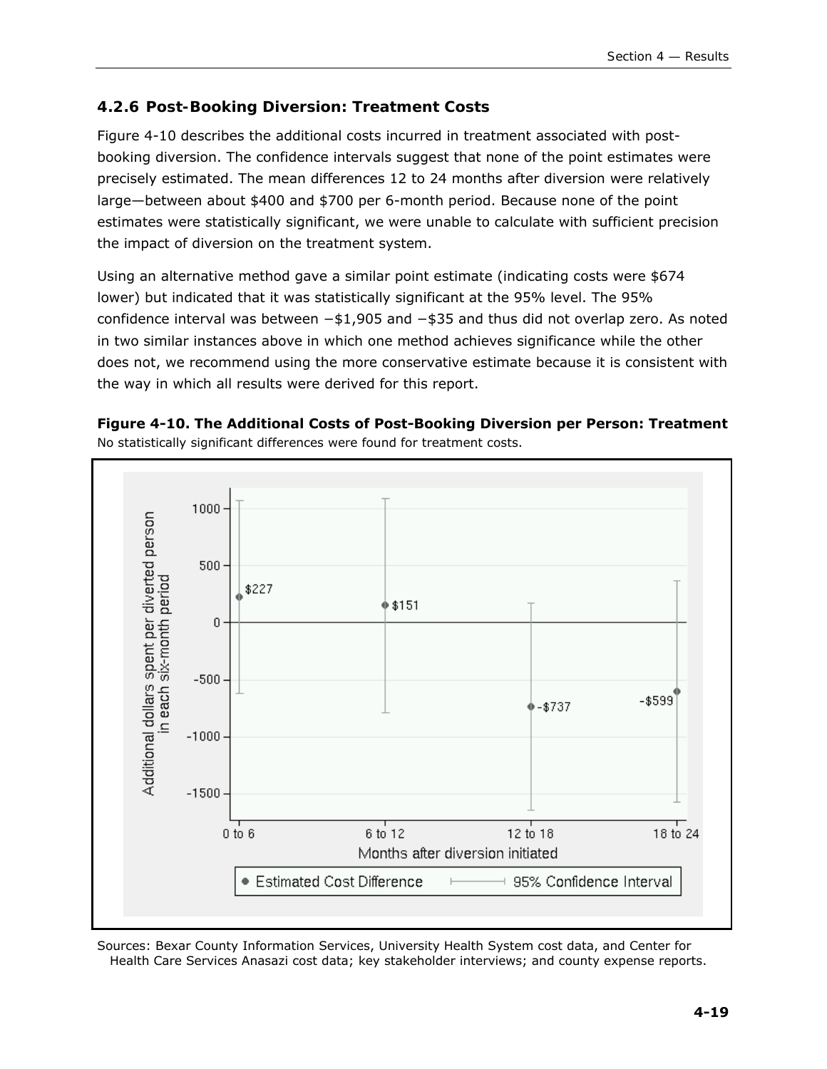### 4.2.6 Post-Booking Diversion: Treatment Costs

Figure 4-10 describes the additional costs incurred in treatment associated with post-booking diversion. The confidence intervals suggest that none of the point estimates were precisely estimated. The mean differences 12 to 24 months after diversion were relatively large—between about \$400 and \$700 per 6-month period. Because none of the point estimates were statistically significant, we were unable to calculate with sufficient precision the impact of diversion on the treatment system.

Using an alternative method gave a similar point estimate (indicating costs were \$674 lower) but indicated that it was statistically significant at the 95% level. The 95% confidence interval was between −\$1,905 and −\$35 and thus did not overlap zero. As noted in two similar instances above in which one method achieves significance while the other does not, we recommend using the more conservative estimate because it is consistent with the way in which all results were derived for this report.

**Figure 4-10. The Additional Costs of Post-Booking Diversion per Person: Treatment**

No statistically significant differences were found for treatment costs.

| Months after diversion initiated | Estimated Cost Difference |
|---|---|
| 0 to 6 | \$227 |
| 6 to 12 | \$151 |
| 12 to 18 | -\$737 |
| 18 to 24 | -\$599 |

Sources: Bexar County Information Services, University Health System cost data, and Center for Health Care Services Anasazi cost data; key stakeholder interviews; and county expense reports.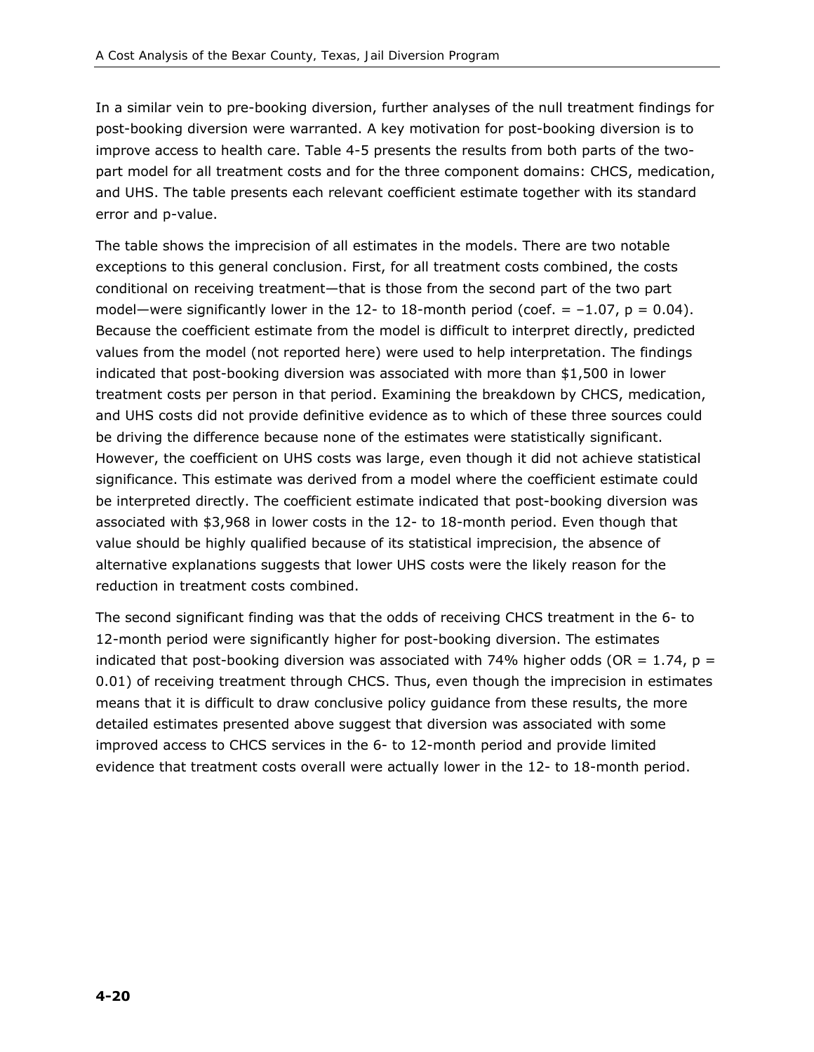In a similar vein to pre-booking diversion, further analyses of the null treatment findings for post-booking diversion were warranted. A key motivation for post-booking diversion is to improve access to health care. Table 4-5 presents the results from both parts of the two-part model for all treatment costs and for the three component domains: CHCS, medication, and UHS. The table presents each relevant coefficient estimate together with its standard error and p-value.

The table shows the imprecision of all estimates in the models. There are two notable exceptions to this general conclusion. First, for all treatment costs combined, the costs conditional on receiving treatment—that is those from the second part of the two part model—were significantly lower in the 12- to 18-month period (coef. = –1.07, $p = 0.04$). Because the coefficient estimate from the model is difficult to interpret directly, predicted values from the model (not reported here) were used to help interpretation. The findings indicated that post-booking diversion was associated with more than $1,500 in lower treatment costs per person in that period. Examining the breakdown by CHCS, medication, and UHS costs did not provide definitive evidence as to which of these three sources could be driving the difference because none of the estimates were statistically significant. However, the coefficient on UHS costs was large, even though it did not achieve statistical significance. This estimate was derived from a model where the coefficient estimate could be interpreted directly. The coefficient estimate indicated that post-booking diversion was associated with $3,968 in lower costs in the 12- to 18-month period. Even though that value should be highly qualified because of its statistical imprecision, the absence of alternative explanations suggests that lower UHS costs were the likely reason for the reduction in treatment costs combined.

The second significant finding was that the odds of receiving CHCS treatment in the 6- to 12-month period were significantly higher for post-booking diversion. The estimates indicated that post-booking diversion was associated with 74% higher odds (OR = 1.74, $p = 0.01$) of receiving treatment through CHCS. Thus, even though the imprecision in estimates means that it is difficult to draw conclusive policy guidance from these results, the more detailed estimates presented above suggest that diversion was associated with some improved access to CHCS services in the 6- to 12-month period and provide limited evidence that treatment costs overall were actually lower in the 12- to 18-month period.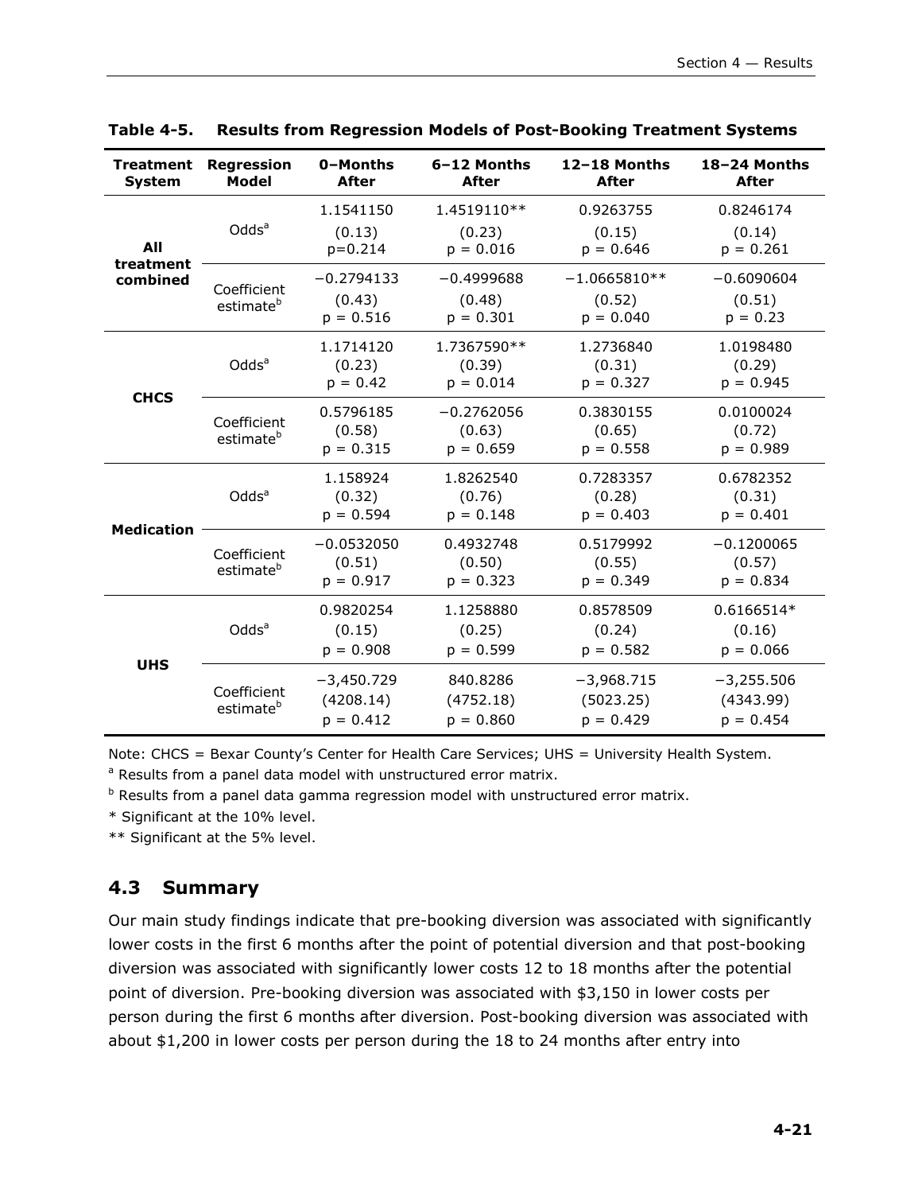**Table 4-5. Results from Regression Models of Post-Booking Treatment Systems**

| Treatment System | Regression Model | 0–Months After | 6–12 Months After | 12–18 Months After | 18–24 Months After |
|---|---|---|---|---|---|
| All treatment combined | Odds[a] | 1.1541150 (0.13) p=0.214 | 1.4519110** (0.23) p = 0.016 | 0.9263755 (0.15) p = 0.646 | 0.8246174 (0.14) p = 0.261 |
| | Coefficient estimate[b] | −0.2794133 (0.43) p = 0.516 | −0.4999688 (0.48) p = 0.301 | −1.0665810** (0.52) p = 0.040 | −0.6090604 (0.51) p = 0.23 |
| CHCS | Odds[a] | 1.1714120 (0.23) p = 0.42 | 1.7367590** (0.39) p = 0.014 | 1.2736840 (0.31) p = 0.327 | 1.0198480 (0.29) p = 0.945 |
| | Coefficient estimate[b] | 0.5796185 (0.58) p = 0.315 | −0.2762056 (0.63) p = 0.659 | 0.3830155 (0.65) p = 0.558 | 0.0100024 (0.72) p = 0.989 |
| Medication | Odds[a] | 1.158924 (0.32) p = 0.594 | 1.8262540 (0.76) p = 0.148 | 0.7283357 (0.28) p = 0.403 | 0.6782352 (0.31) p = 0.401 |
| | Coefficient estimate[b] | −0.0532050 (0.51) p = 0.917 | 0.4932748 (0.50) p = 0.323 | 0.5179992 (0.55) p = 0.349 | −0.1200065 (0.57) p = 0.834 |
| UHS | Odds[a] | 0.9820254 (0.15) p = 0.908 | 1.1258880 (0.25) p = 0.599 | 0.8578509 (0.24) p = 0.582 | 0.6166514* (0.16) p = 0.066 |
| | Coefficient estimate[b] | −3,450.729 (4208.14) p = 0.412 | 840.8286 (4752.18) p = 0.860 | −3,968.715 (5023.25) p = 0.429 | −3,255.506 (4343.99) p = 0.454 |

Note: CHCS = Bexar County's Center for Health Care Services; UHS = University Health System.

[a] Results from a panel data model with unstructured error matrix.

[b] Results from a panel data gamma regression model with unstructured error matrix.

* Significant at the 10% level.

** Significant at the 5% level.

## 4.3 Summary

Our main study findings indicate that pre-booking diversion was associated with significantly lower costs in the first 6 months after the point of potential diversion and that post-booking diversion was associated with significantly lower costs 12 to 18 months after the potential point of diversion. Pre-booking diversion was associated with $3,150 in lower costs per person during the first 6 months after diversion. Post-booking diversion was associated with about $1,200 in lower costs per person during the 18 to 24 months after entry into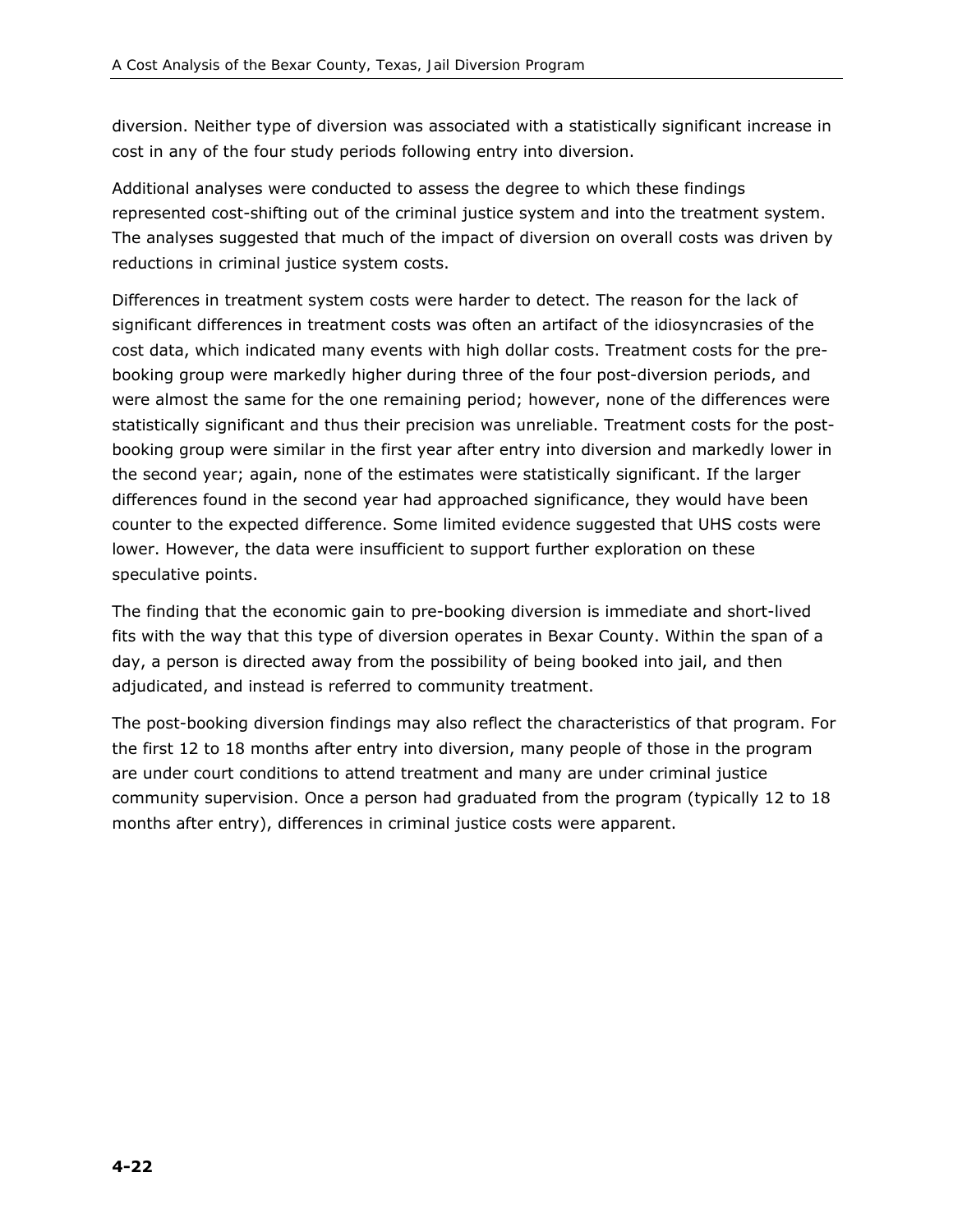diversion. Neither type of diversion was associated with a statistically significant increase in cost in any of the four study periods following entry into diversion.

Additional analyses were conducted to assess the degree to which these findings represented cost-shifting out of the criminal justice system and into the treatment system. The analyses suggested that much of the impact of diversion on overall costs was driven by reductions in criminal justice system costs.

Differences in treatment system costs were harder to detect. The reason for the lack of significant differences in treatment costs was often an artifact of the idiosyncrasies of the cost data, which indicated many events with high dollar costs. Treatment costs for the pre-booking group were markedly higher during three of the four post-diversion periods, and were almost the same for the one remaining period; however, none of the differences were statistically significant and thus their precision was unreliable. Treatment costs for the post-booking group were similar in the first year after entry into diversion and markedly lower in the second year; again, none of the estimates were statistically significant. If the larger differences found in the second year had approached significance, they would have been counter to the expected difference. Some limited evidence suggested that UHS costs were lower. However, the data were insufficient to support further exploration on these speculative points.

The finding that the economic gain to pre-booking diversion is immediate and short-lived fits with the way that this type of diversion operates in Bexar County. Within the span of a day, a person is directed away from the possibility of being booked into jail, and then adjudicated, and instead is referred to community treatment.

The post-booking diversion findings may also reflect the characteristics of that program. For the first 12 to 18 months after entry into diversion, many people of those in the program are under court conditions to attend treatment and many are under criminal justice community supervision. Once a person had graduated from the program (typically 12 to 18 months after entry), differences in criminal justice costs were apparent.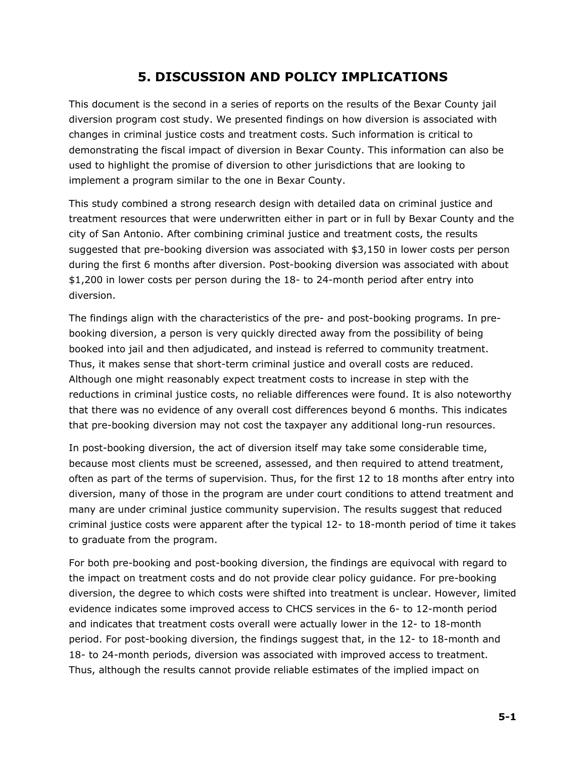# 5. DISCUSSION AND POLICY IMPLICATIONS

This document is the second in a series of reports on the results of the Bexar County jail diversion program cost study. We presented findings on how diversion is associated with changes in criminal justice costs and treatment costs. Such information is critical to demonstrating the fiscal impact of diversion in Bexar County. This information can also be used to highlight the promise of diversion to other jurisdictions that are looking to implement a program similar to the one in Bexar County.

This study combined a strong research design with detailed data on criminal justice and treatment resources that were underwritten either in part or in full by Bexar County and the city of San Antonio. After combining criminal justice and treatment costs, the results suggested that pre-booking diversion was associated with $3,150 in lower costs per person during the first 6 months after diversion. Post-booking diversion was associated with about $1,200 in lower costs per person during the 18- to 24-month period after entry into diversion.

The findings align with the characteristics of the pre- and post-booking programs. In pre-booking diversion, a person is very quickly directed away from the possibility of being booked into jail and then adjudicated, and instead is referred to community treatment. Thus, it makes sense that short-term criminal justice and overall costs are reduced. Although one might reasonably expect treatment costs to increase in step with the reductions in criminal justice costs, no reliable differences were found. It is also noteworthy that there was no evidence of any overall cost differences beyond 6 months. This indicates that pre-booking diversion may not cost the taxpayer any additional long-run resources.

In post-booking diversion, the act of diversion itself may take some considerable time, because most clients must be screened, assessed, and then required to attend treatment, often as part of the terms of supervision. Thus, for the first 12 to 18 months after entry into diversion, many of those in the program are under court conditions to attend treatment and many are under criminal justice community supervision. The results suggest that reduced criminal justice costs were apparent after the typical 12- to 18-month period of time it takes to graduate from the program.

For both pre-booking and post-booking diversion, the findings are equivocal with regard to the impact on treatment costs and do not provide clear policy guidance. For pre-booking diversion, the degree to which costs were shifted into treatment is unclear. However, limited evidence indicates some improved access to CHCS services in the 6- to 12-month period and indicates that treatment costs overall were actually lower in the 12- to 18-month period. For post-booking diversion, the findings suggest that, in the 12- to 18-month and 18- to 24-month periods, diversion was associated with improved access to treatment. Thus, although the results cannot provide reliable estimates of the implied impact on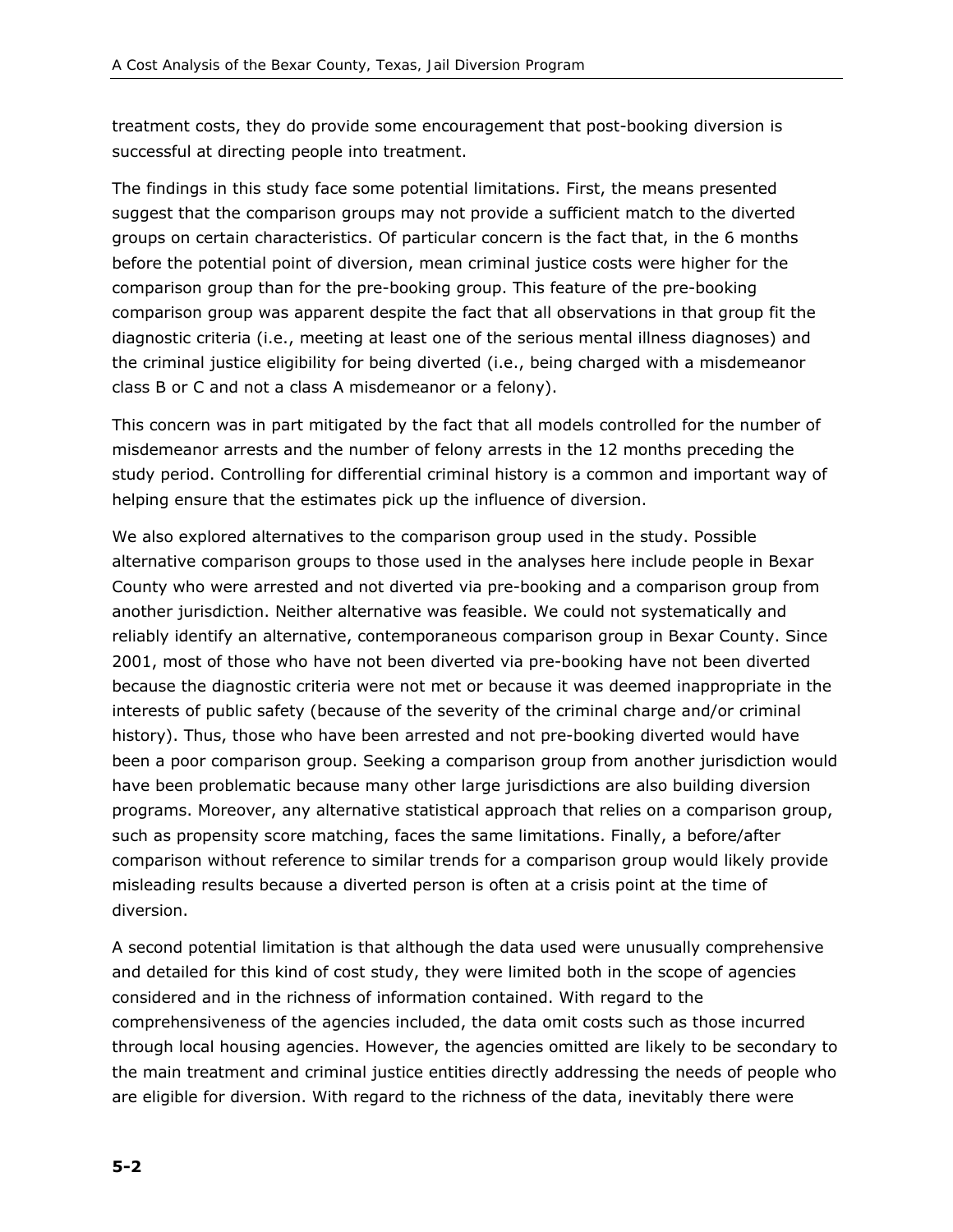treatment costs, they do provide some encouragement that post-booking diversion is successful at directing people into treatment.

The findings in this study face some potential limitations. First, the means presented suggest that the comparison groups may not provide a sufficient match to the diverted groups on certain characteristics. Of particular concern is the fact that, in the 6 months before the potential point of diversion, mean criminal justice costs were higher for the comparison group than for the pre-booking group. This feature of the pre-booking comparison group was apparent despite the fact that all observations in that group fit the diagnostic criteria (i.e., meeting at least one of the serious mental illness diagnoses) and the criminal justice eligibility for being diverted (i.e., being charged with a misdemeanor class B or C and not a class A misdemeanor or a felony).

This concern was in part mitigated by the fact that all models controlled for the number of misdemeanor arrests and the number of felony arrests in the 12 months preceding the study period. Controlling for differential criminal history is a common and important way of helping ensure that the estimates pick up the influence of diversion.

We also explored alternatives to the comparison group used in the study. Possible alternative comparison groups to those used in the analyses here include people in Bexar County who were arrested and not diverted via pre-booking and a comparison group from another jurisdiction. Neither alternative was feasible. We could not systematically and reliably identify an alternative, contemporaneous comparison group in Bexar County. Since 2001, most of those who have not been diverted via pre-booking have not been diverted because the diagnostic criteria were not met or because it was deemed inappropriate in the interests of public safety (because of the severity of the criminal charge and/or criminal history). Thus, those who have been arrested and not pre-booking diverted would have been a poor comparison group. Seeking a comparison group from another jurisdiction would have been problematic because many other large jurisdictions are also building diversion programs. Moreover, any alternative statistical approach that relies on a comparison group, such as propensity score matching, faces the same limitations. Finally, a before/after comparison without reference to similar trends for a comparison group would likely provide misleading results because a diverted person is often at a crisis point at the time of diversion.

A second potential limitation is that although the data used were unusually comprehensive and detailed for this kind of cost study, they were limited both in the scope of agencies considered and in the richness of information contained. With regard to the comprehensiveness of the agencies included, the data omit costs such as those incurred through local housing agencies. However, the agencies omitted are likely to be secondary to the main treatment and criminal justice entities directly addressing the needs of people who are eligible for diversion. With regard to the richness of the data, inevitably there were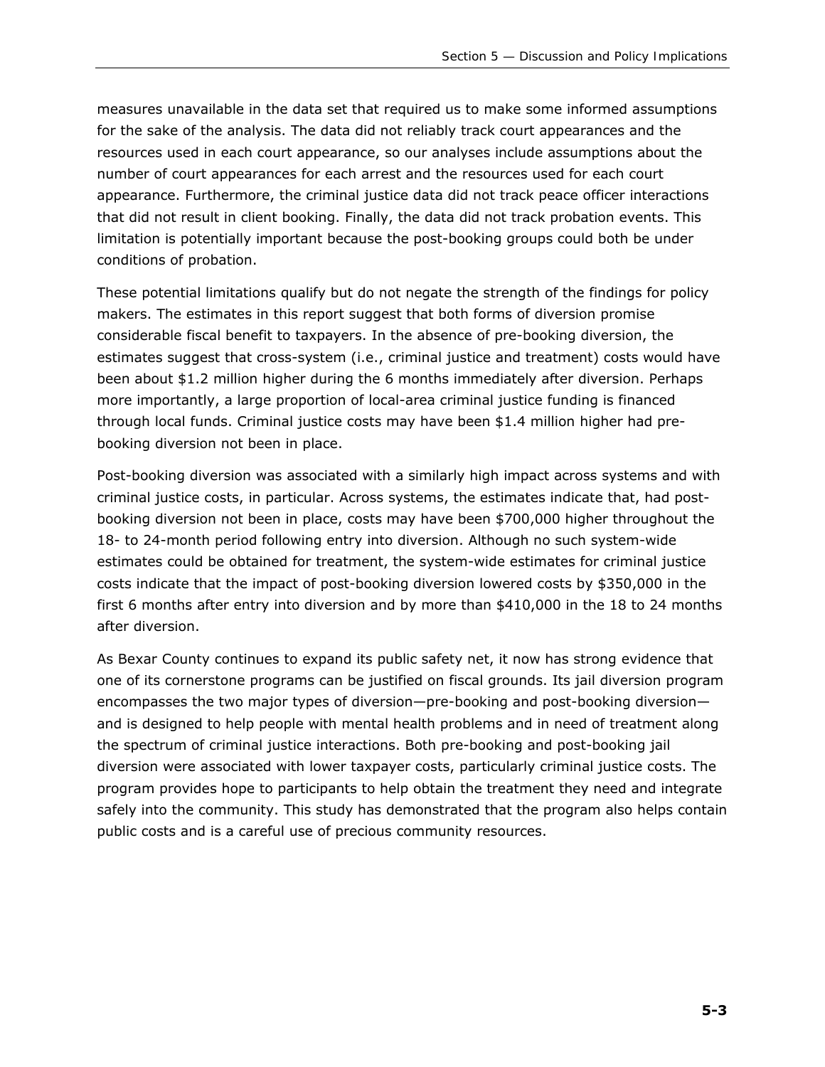measures unavailable in the data set that required us to make some informed assumptions for the sake of the analysis. The data did not reliably track court appearances and the resources used in each court appearance, so our analyses include assumptions about the number of court appearances for each arrest and the resources used for each court appearance. Furthermore, the criminal justice data did not track peace officer interactions that did not result in client booking. Finally, the data did not track probation events. This limitation is potentially important because the post-booking groups could both be under conditions of probation.

These potential limitations qualify but do not negate the strength of the findings for policy makers. The estimates in this report suggest that both forms of diversion promise considerable fiscal benefit to taxpayers. In the absence of pre-booking diversion, the estimates suggest that cross-system (i.e., criminal justice and treatment) costs would have been about $1.2 million higher during the 6 months immediately after diversion. Perhaps more importantly, a large proportion of local-area criminal justice funding is financed through local funds. Criminal justice costs may have been $1.4 million higher had pre-booking diversion not been in place.

Post-booking diversion was associated with a similarly high impact across systems and with criminal justice costs, in particular. Across systems, the estimates indicate that, had post-booking diversion not been in place, costs may have been $700,000 higher throughout the 18- to 24-month period following entry into diversion. Although no such system-wide estimates could be obtained for treatment, the system-wide estimates for criminal justice costs indicate that the impact of post-booking diversion lowered costs by $350,000 in the first 6 months after entry into diversion and by more than $410,000 in the 18 to 24 months after diversion.

As Bexar County continues to expand its public safety net, it now has strong evidence that one of its cornerstone programs can be justified on fiscal grounds. Its jail diversion program encompasses the two major types of diversion—pre-booking and post-booking diversion—and is designed to help people with mental health problems and in need of treatment along the spectrum of criminal justice interactions. Both pre-booking and post-booking jail diversion were associated with lower taxpayer costs, particularly criminal justice costs. The program provides hope to participants to help obtain the treatment they need and integrate safely into the community. This study has demonstrated that the program also helps contain public costs and is a careful use of precious community resources.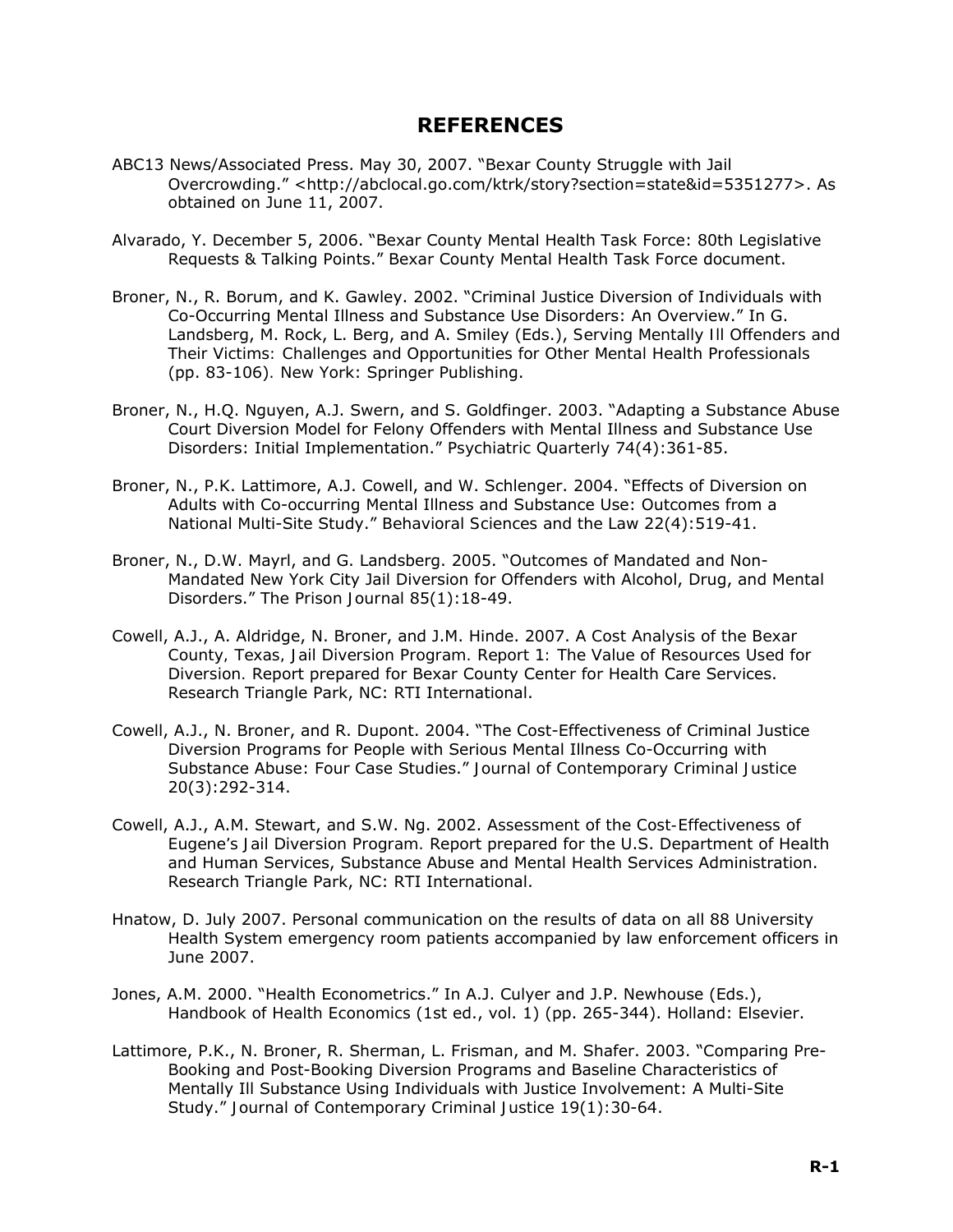# REFERENCES

ABC13 News/Associated Press. May 30, 2007. "Bexar County Struggle with Jail Overcrowding." <http://abclocal.go.com/ktrk/story?section=state&id=5351277>. As obtained on June 11, 2007.

Alvarado, Y. December 5, 2006. "Bexar County Mental Health Task Force: 80th Legislative Requests & Talking Points." Bexar County Mental Health Task Force document.

Broner, N., R. Borum, and K. Gawley. 2002. "Criminal Justice Diversion of Individuals with Co-Occurring Mental Illness and Substance Use Disorders: An Overview." In G. Landsberg, M. Rock, L. Berg, and A. Smiley (Eds.), *Serving Mentally Ill Offenders and Their Victims: Challenges and Opportunities for Other Mental Health Professionals* (pp. 83-106). New York: Springer Publishing.

Broner, N., H.Q. Nguyen, A.J. Swern, and S. Goldfinger. 2003. "Adapting a Substance Abuse Court Diversion Model for Felony Offenders with Mental Illness and Substance Use Disorders: Initial Implementation." *Psychiatric Quarterly* 74(4):361-85.

Broner, N., P.K. Lattimore, A.J. Cowell, and W. Schlenger. 2004. "Effects of Diversion on Adults with Co-occurring Mental Illness and Substance Use: Outcomes from a National Multi-Site Study." *Behavioral Sciences and the Law* 22(4):519-41.

Broner, N., D.W. Mayrl, and G. Landsberg. 2005. "Outcomes of Mandated and Non-Mandated New York City Jail Diversion for Offenders with Alcohol, Drug, and Mental Disorders." *The Prison Journal* 85(1):18-49.

Cowell, A.J., A. Aldridge, N. Broner, and J.M. Hinde. 2007. *A Cost Analysis of the Bexar County, Texas, Jail Diversion Program. Report 1: The Value of Resources Used for Diversion.* Report prepared for Bexar County Center for Health Care Services. Research Triangle Park, NC: RTI International.

Cowell, A.J., N. Broner, and R. Dupont. 2004. "The Cost-Effectiveness of Criminal Justice Diversion Programs for People with Serious Mental Illness Co-Occurring with Substance Abuse: Four Case Studies." *Journal of Contemporary Criminal Justice* 20(3):292-314.

Cowell, A.J., A.M. Stewart, and S.W. Ng. 2002. *Assessment of the Cost-Effectiveness of Eugene's Jail Diversion Program.* Report prepared for the U.S. Department of Health and Human Services, Substance Abuse and Mental Health Services Administration. Research Triangle Park, NC: RTI International.

Hnatow, D. July 2007. Personal communication on the results of data on all 88 University Health System emergency room patients accompanied by law enforcement officers in June 2007.

Jones, A.M. 2000. "Health Econometrics." In A.J. Culyer and J.P. Newhouse (Eds.), *Handbook of Health Economics* (1st ed., vol. 1) (pp. 265-344). Holland: Elsevier.

Lattimore, P.K., N. Broner, R. Sherman, L. Frisman, and M. Shafer. 2003. "Comparing Pre-Booking and Post-Booking Diversion Programs and Baseline Characteristics of Mentally Ill Substance Using Individuals with Justice Involvement: A Multi-Site Study." *Journal of Contemporary Criminal Justice* 19(1):30-64.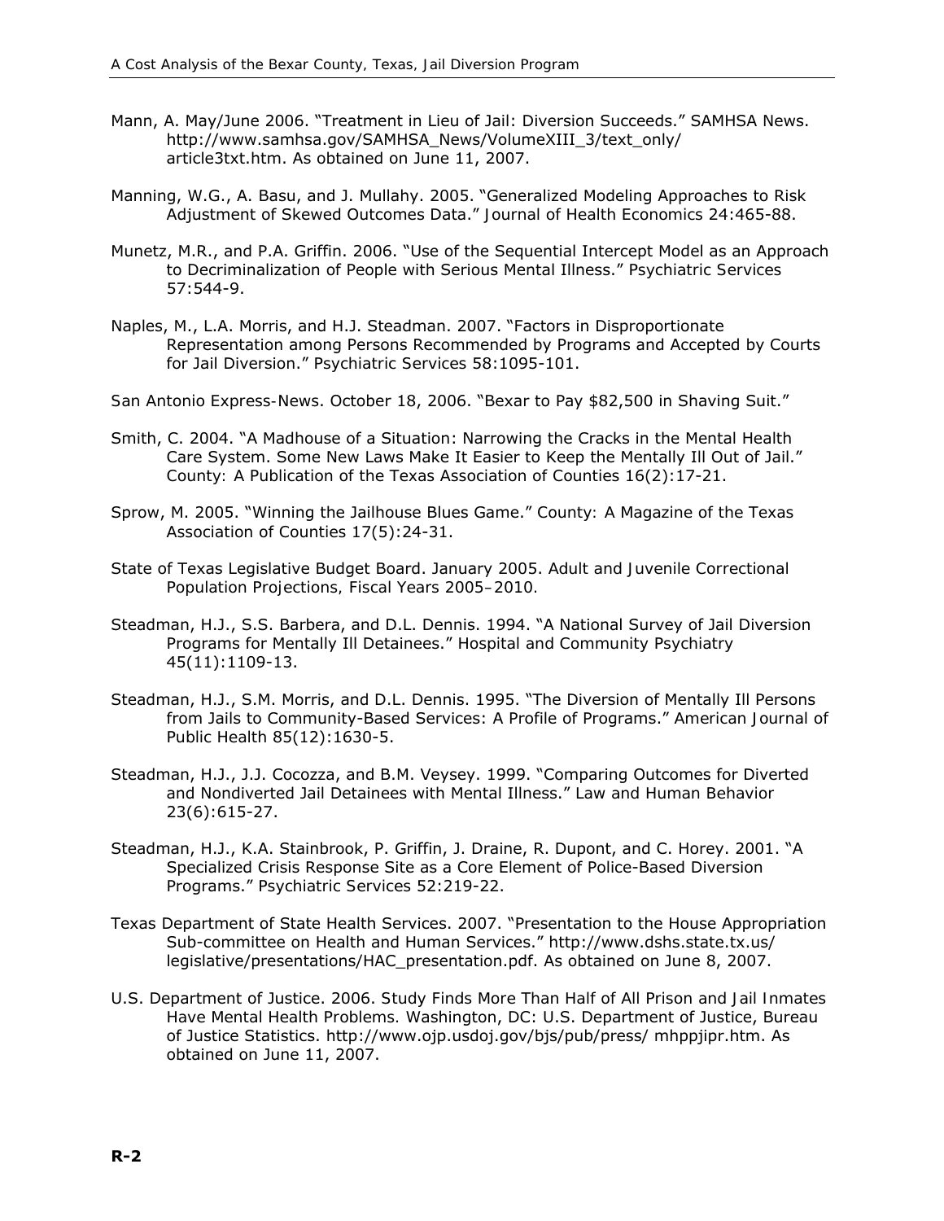Mann, A. May/June 2006. "Treatment in Lieu of Jail: Diversion Succeeds." SAMHSA News. http://www.samhsa.gov/SAMHSA_News/VolumeXIII_3/text_only/article3txt.htm. As obtained on June 11, 2007.

Manning, W.G., A. Basu, and J. Mullahy. 2005. "Generalized Modeling Approaches to Risk Adjustment of Skewed Outcomes Data." Journal of Health Economics 24:465-88.

Munetz, M.R., and P.A. Griffin. 2006. "Use of the Sequential Intercept Model as an Approach to Decriminalization of People with Serious Mental Illness." Psychiatric Services 57:544-9.

Naples, M., L.A. Morris, and H.J. Steadman. 2007. "Factors in Disproportionate Representation among Persons Recommended by Programs and Accepted by Courts for Jail Diversion." Psychiatric Services 58:1095-101.

San Antonio Express-News. October 18, 2006. "Bexar to Pay $82,500 in Shaving Suit."

Smith, C. 2004. "A Madhouse of a Situation: Narrowing the Cracks in the Mental Health Care System. Some New Laws Make It Easier to Keep the Mentally Ill Out of Jail." County: A Publication of the Texas Association of Counties 16(2):17-21.

Sprow, M. 2005. "Winning the Jailhouse Blues Game." County: A Magazine of the Texas Association of Counties 17(5):24-31.

State of Texas Legislative Budget Board. January 2005. Adult and Juvenile Correctional Population Projections, Fiscal Years 2005–2010.

Steadman, H.J., S.S. Barbera, and D.L. Dennis. 1994. "A National Survey of Jail Diversion Programs for Mentally Ill Detainees." Hospital and Community Psychiatry 45(11):1109-13.

Steadman, H.J., S.M. Morris, and D.L. Dennis. 1995. "The Diversion of Mentally Ill Persons from Jails to Community-Based Services: A Profile of Programs." American Journal of Public Health 85(12):1630-5.

Steadman, H.J., J.J. Cocozza, and B.M. Veysey. 1999. "Comparing Outcomes for Diverted and Nondiverted Jail Detainees with Mental Illness." Law and Human Behavior 23(6):615-27.

Steadman, H.J., K.A. Stainbrook, P. Griffin, J. Draine, R. Dupont, and C. Horey. 2001. "A Specialized Crisis Response Site as a Core Element of Police-Based Diversion Programs." Psychiatric Services 52:219-22.

Texas Department of State Health Services. 2007. "Presentation to the House Appropriation Sub-committee on Health and Human Services." http://www.dshs.state.tx.us/legislative/presentations/HAC_presentation.pdf. As obtained on June 8, 2007.

U.S. Department of Justice. 2006. Study Finds More Than Half of All Prison and Jail Inmates Have Mental Health Problems. Washington, DC: U.S. Department of Justice, Bureau of Justice Statistics. http://www.ojp.usdoj.gov/bjs/pub/press/ mhppjipr.htm. As obtained on June 11, 2007.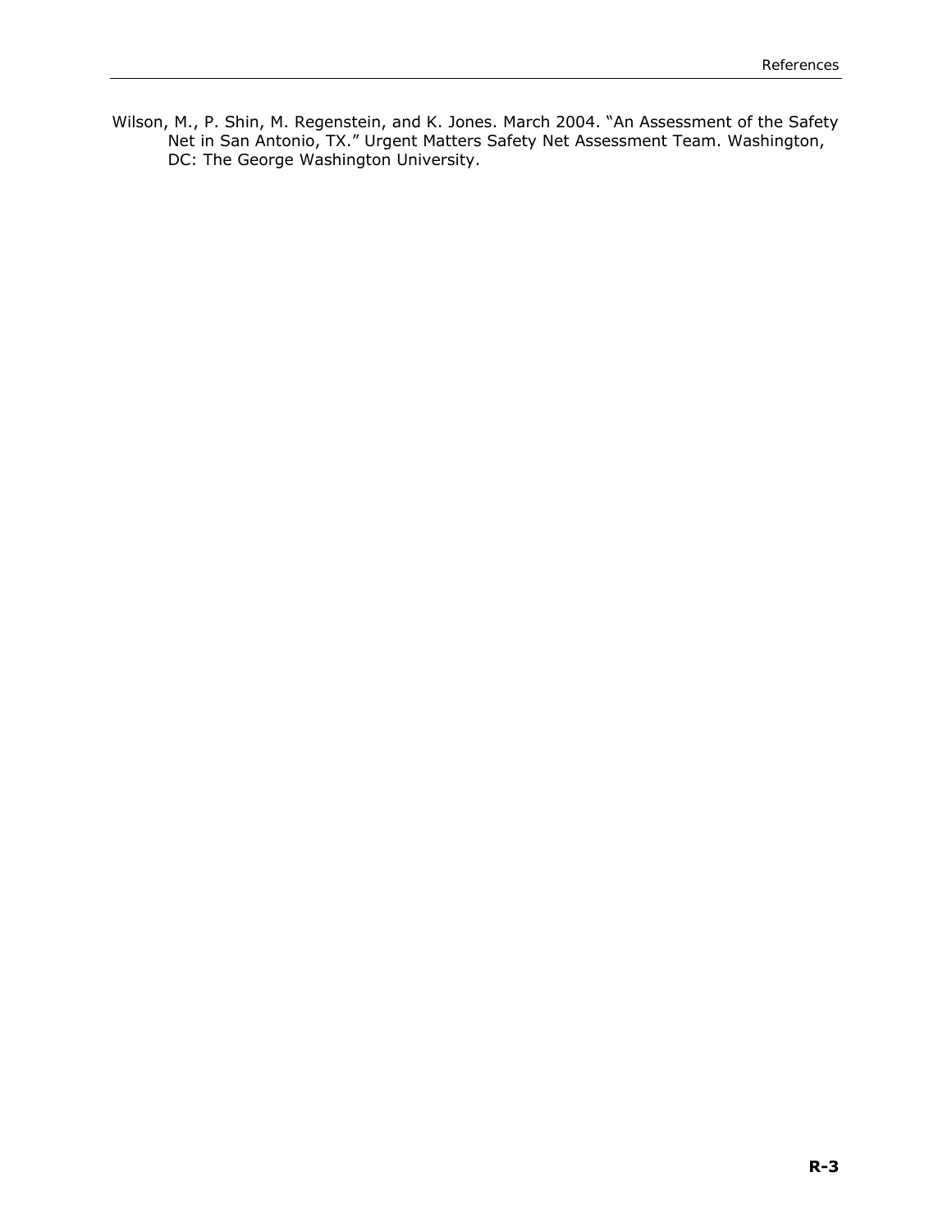Wilson, M., P. Shin, M. Regenstein, and K. Jones. March 2004. "An Assessment of the Safety Net in San Antonio, TX." Urgent Matters Safety Net Assessment Team. Washington, DC: The George Washington University.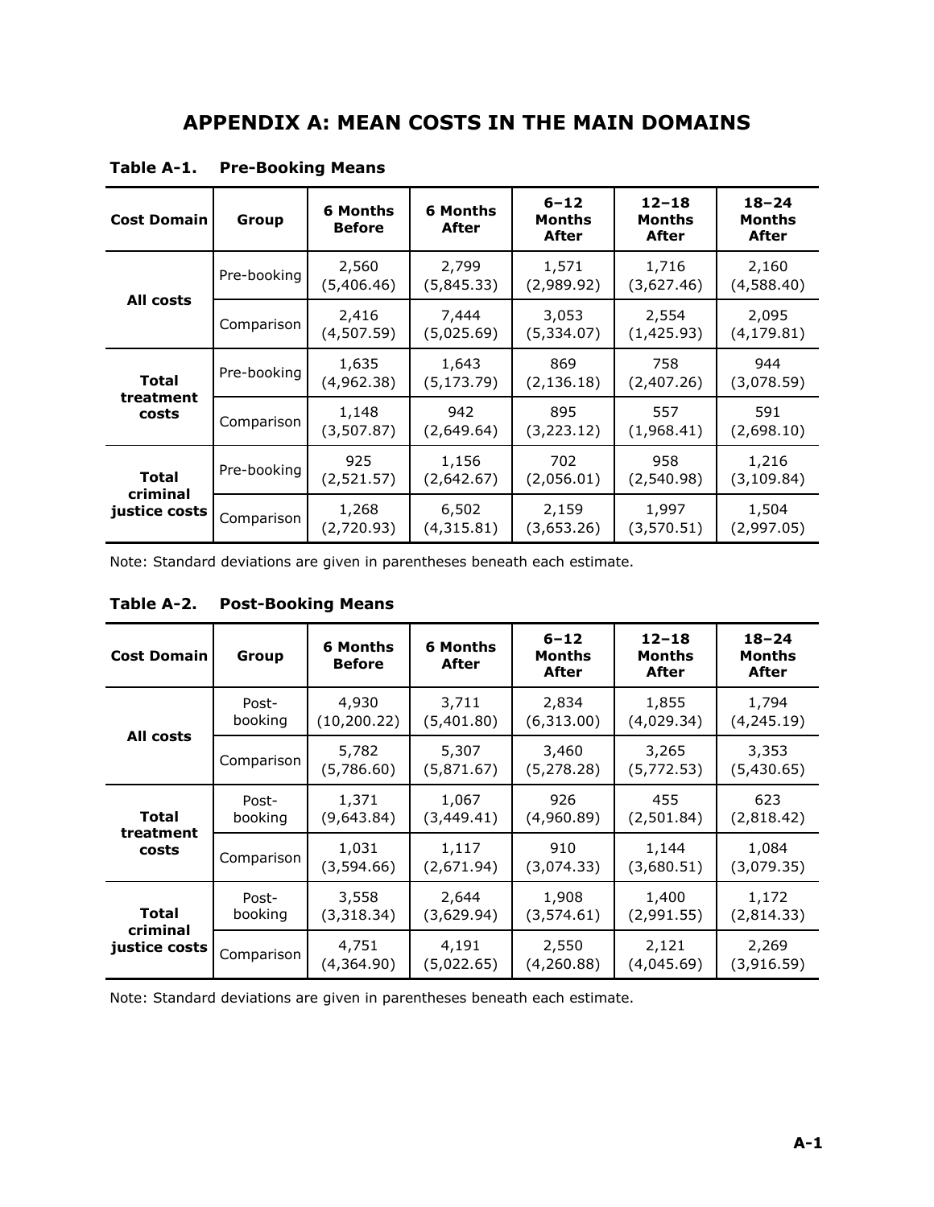# APPENDIX A: MEAN COSTS IN THE MAIN DOMAINS

**Table A-1. Pre-Booking Means**

| Cost Domain | Group | 6 Months Before | 6 Months After | 6–12 Months After | 12–18 Months After | 18–24 Months After |
|---|---|---|---|---|---|---|
| All costs | Pre-booking | 2,560 (5,406.46) | 2,799 (5,845.33) | 1,571 (2,989.92) | 1,716 (3,627.46) | 2,160 (4,588.40) |
| | Comparison | 2,416 (4,507.59) | 7,444 (5,025.69) | 3,053 (5,334.07) | 2,554 (1,425.93) | 2,095 (4,179.81) |
| Total treatment costs | Pre-booking | 1,635 (4,962.38) | 1,643 (5,173.79) | 869 (2,136.18) | 758 (2,407.26) | 944 (3,078.59) |
| | Comparison | 1,148 (3,507.87) | 942 (2,649.64) | 895 (3,223.12) | 557 (1,968.41) | 591 (2,698.10) |
| Total criminal justice costs | Pre-booking | 925 (2,521.57) | 1,156 (2,642.67) | 702 (2,056.01) | 958 (2,540.98) | 1,216 (3,109.84) |
| | Comparison | 1,268 (2,720.93) | 6,502 (4,315.81) | 2,159 (3,653.26) | 1,997 (3,570.51) | 1,504 (2,997.05) |

Note: Standard deviations are given in parentheses beneath each estimate.

**Table A-2. Post-Booking Means**

| Cost Domain | Group | 6 Months Before | 6 Months After | 6–12 Months After | 12–18 Months After | 18–24 Months After |
|---|---|---|---|---|---|---|
| All costs | Post-booking | 4,930 (10,200.22) | 3,711 (5,401.80) | 2,834 (6,313.00) | 1,855 (4,029.34) | 1,794 (4,245.19) |
| | Comparison | 5,782 (5,786.60) | 5,307 (5,871.67) | 3,460 (5,278.28) | 3,265 (5,772.53) | 3,353 (5,430.65) |
| Total treatment costs | Post-booking | 1,371 (9,643.84) | 1,067 (3,449.41) | 926 (4,960.89) | 455 (2,501.84) | 623 (2,818.42) |
| | Comparison | 1,031 (3,594.66) | 1,117 (2,671.94) | 910 (3,074.33) | 1,144 (3,680.51) | 1,084 (3,079.35) |
| Total criminal justice costs | Post-booking | 3,558 (3,318.34) | 2,644 (3,629.94) | 1,908 (3,574.61) | 1,400 (2,991.55) | 1,172 (2,814.33) |
| | Comparison | 4,751 (4,364.90) | 4,191 (5,022.65) | 2,550 (4,260.88) | 2,121 (4,045.69) | 2,269 (3,916.59) |

Note: Standard deviations are given in parentheses beneath each estimate.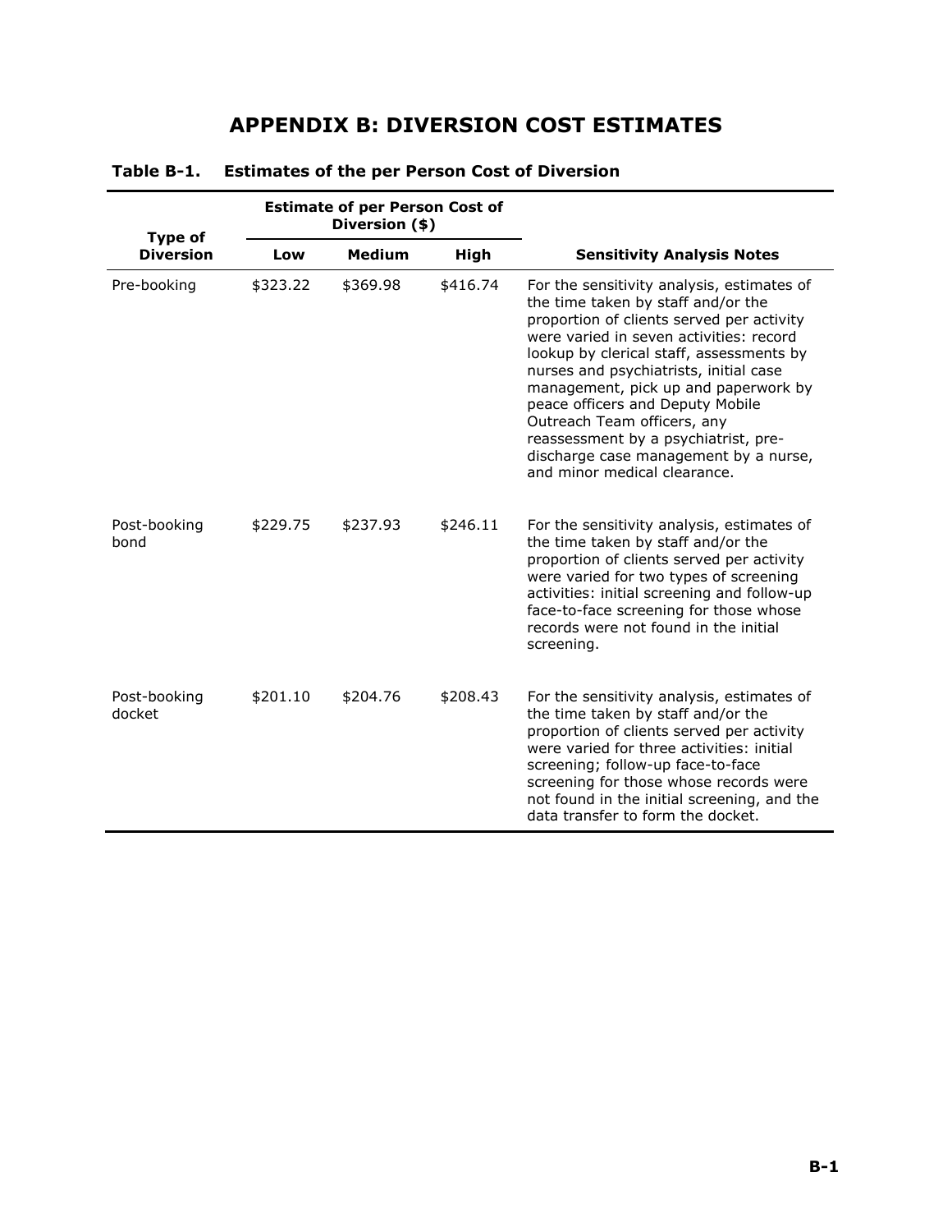# APPENDIX B: DIVERSION COST ESTIMATES

**Table B-1. Estimates of the per Person Cost of Diversion**

| Type of Diversion | Estimate of per Person Cost of Diversion ($) | | | Sensitivity Analysis Notes |
|---|---|---|---|---|
| | Low | Medium | High | |
| Pre-booking | $323.22 | $369.98 | $416.74 | For the sensitivity analysis, estimates of the time taken by staff and/or the proportion of clients served per activity were varied in seven activities: record lookup by clerical staff, assessments by nurses and psychiatrists, initial case management, pick up and paperwork by peace officers and Deputy Mobile Outreach Team officers, any reassessment by a psychiatrist, pre-discharge case management by a nurse, and minor medical clearance. |
| Post-booking bond | $229.75 | $237.93 | $246.11 | For the sensitivity analysis, estimates of the time taken by staff and/or the proportion of clients served per activity were varied for two types of screening activities: initial screening and follow-up face-to-face screening for those whose records were not found in the initial screening. |
| Post-booking docket | $201.10 | $204.76 | $208.43 | For the sensitivity analysis, estimates of the time taken by staff and/or the proportion of clients served per activity were varied for three activities: initial screening; follow-up face-to-face screening for those whose records were not found in the initial screening, and the data transfer to form the docket. |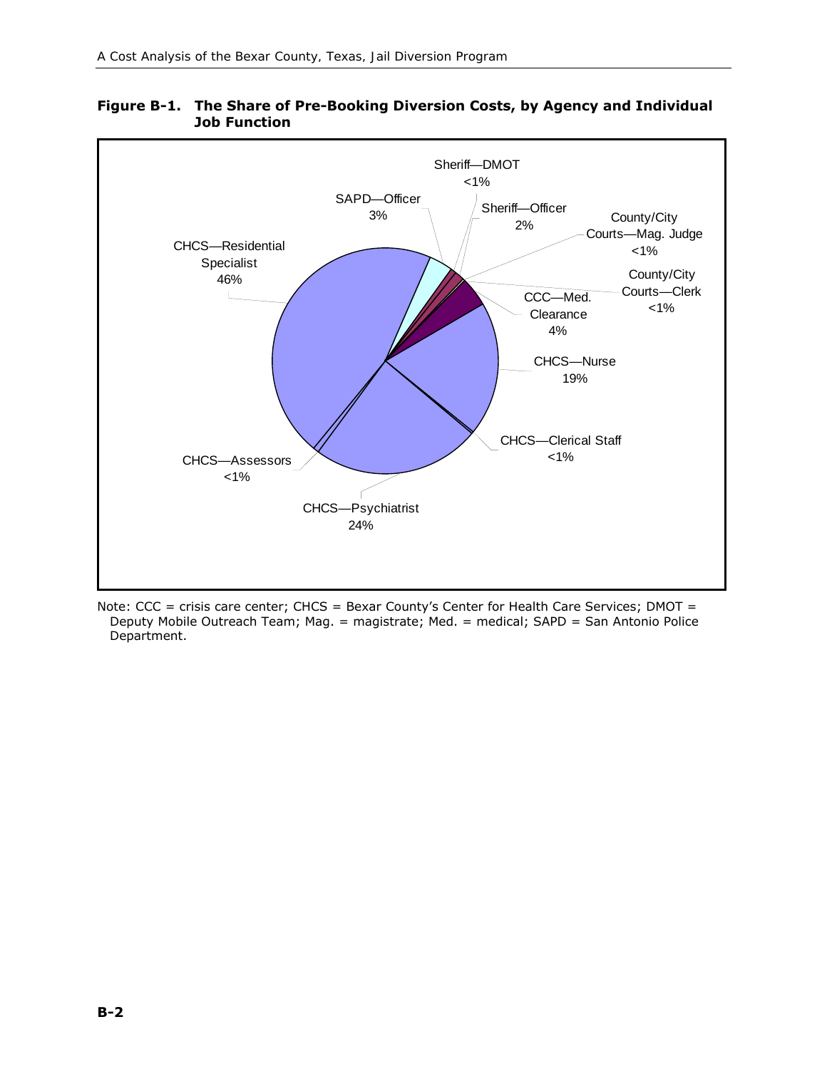**Figure B-1. The Share of Pre-Booking Diversion Costs, by Agency and Individual Job Function**

Sheriff—DMOT <1%

SAPD—Officer 3%

Sheriff—Officer 2%

County/City Courts—Mag. Judge <1%

CHCS—Residential Specialist 46%

County/City Courts—Clerk <1%

CCC—Med. Clearance 4%

CHCS—Nurse 19%

CHCS—Clerical Staff <1%

CHCS—Assessors <1%

CHCS—Psychiatrist 24%

Note: CCC = crisis care center; CHCS = Bexar County's Center for Health Care Services; DMOT = Deputy Mobile Outreach Team; Mag. = magistrate; Med. = medical; SAPD = San Antonio Police Department.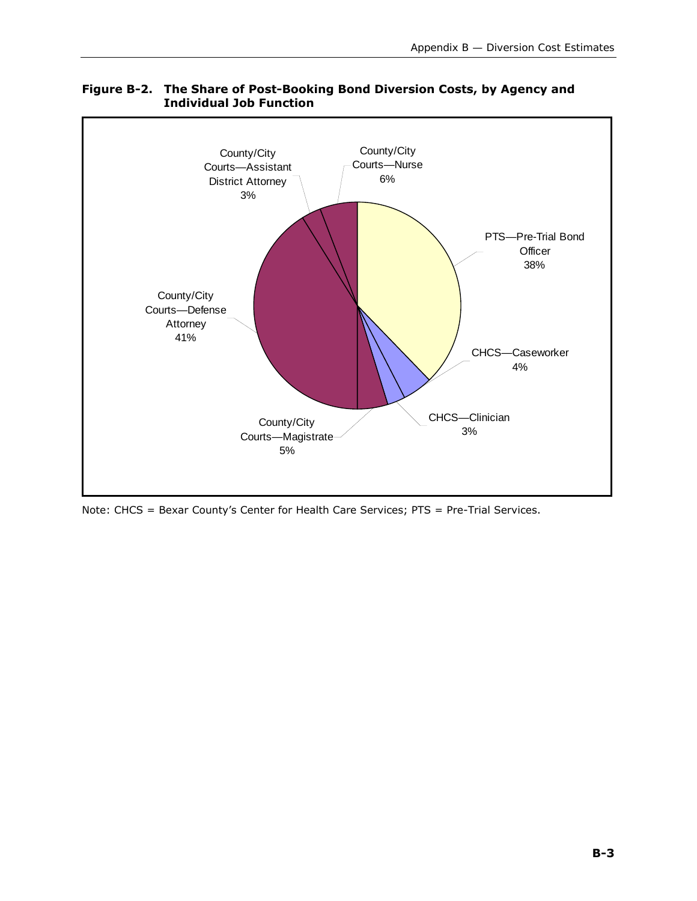**Figure B-2. The Share of Post-Booking Bond Diversion Costs, by Agency and Individual Job Function**

County/City Courts—Assistant District Attorney 3%

County/City Courts—Nurse 6%

PTS—Pre-Trial Bond Officer 38%

County/City Courts—Defense Attorney 41%

CHCS—Caseworker 4%

CHCS—Clinician 3%

County/City Courts—Magistrate 5%

Note: CHCS = Bexar County's Center for Health Care Services; PTS = Pre-Trial Services.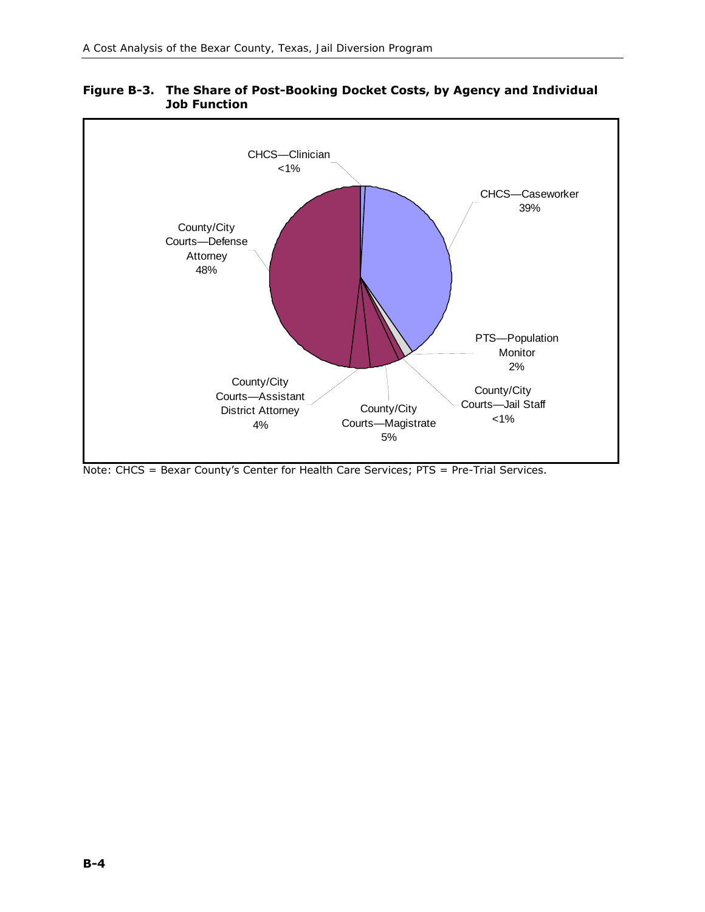**Figure B-3. The Share of Post-Booking Docket Costs, by Agency and Individual Job Function**

CHCS—Clinician <1%

CHCS—Caseworker 39%

County/City Courts—Defense Attorney 48%

PTS—Population Monitor 2%

County/City Courts—Jail Staff <1%

County/City Courts—Assistant District Attorney 4%

County/City Courts—Magistrate 5%

Note: CHCS = Bexar County's Center for Health Care Services; PTS = Pre-Trial Services.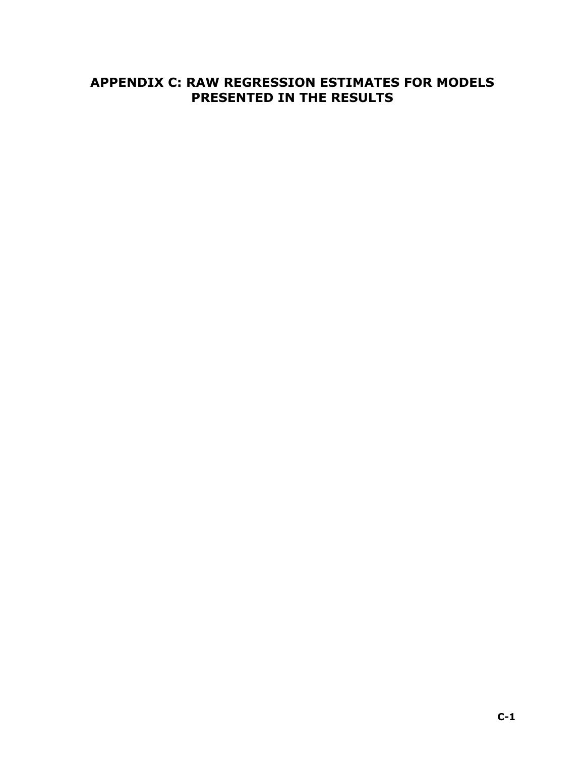# APPENDIX C: RAW REGRESSION ESTIMATES FOR MODELS PRESENTED IN THE RESULTS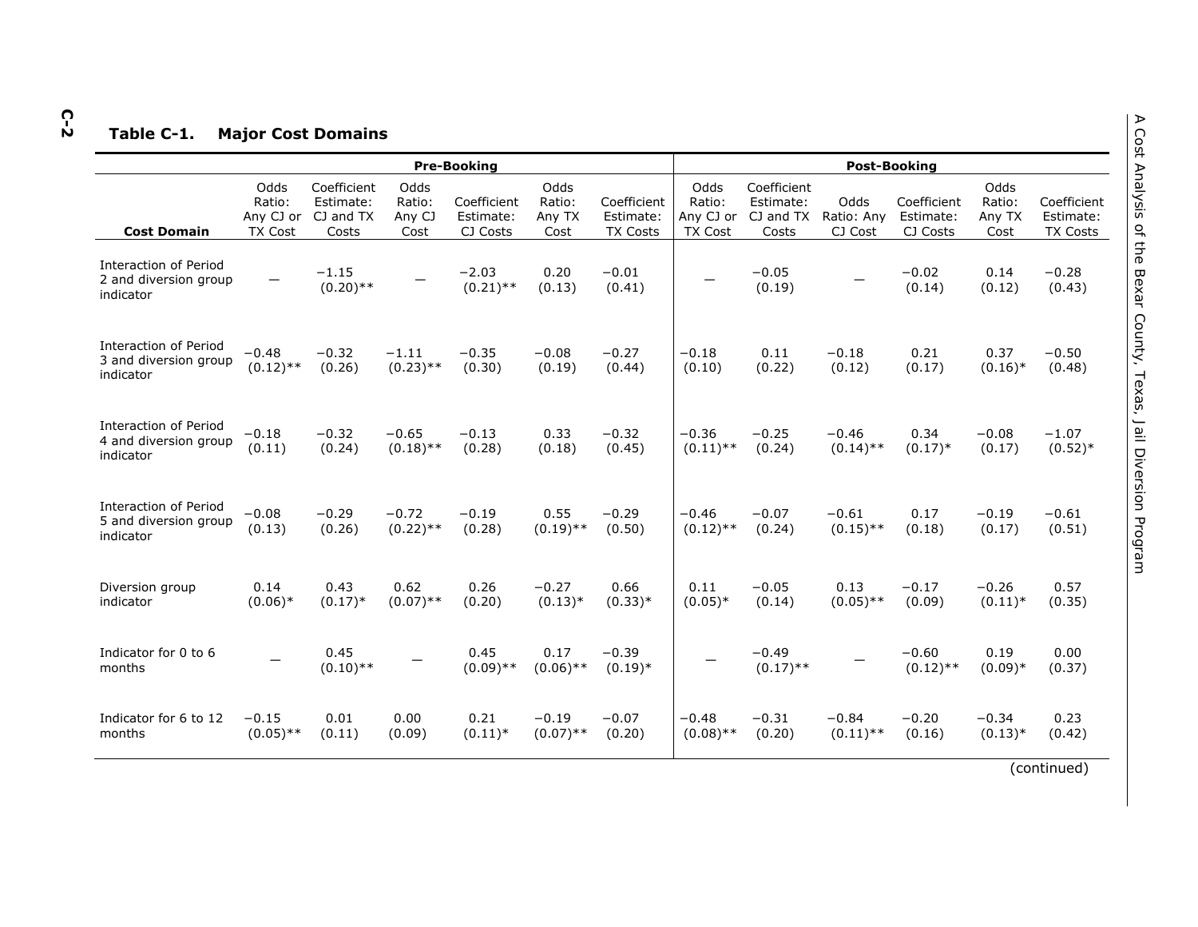## Table C-1. Major Cost Domains

| Cost Domain | Pre-Booking | | | | | | Post-Booking | | | | | |
|---|---|---|---|---|---|---|---|---|---|---|---|---|
| | Odds Ratio: Any CJ or TX Cost | Coefficient Estimate: CJ and TX Costs | Odds Ratio: Any CJ Cost | Coefficient Estimate: CJ Costs | Odds Ratio: Any TX Cost | Coefficient Estimate: TX Costs | Odds Ratio: Any CJ or TX Cost | Coefficient Estimate: CJ and TX Costs | Odds Ratio: Any CJ Cost | Coefficient Estimate: CJ Costs | Odds Ratio: Any TX Cost | Coefficient Estimate: TX Costs |
| Interaction of Period 2 and diversion group indicator | — | −1.15 (0.20)** | — | −2.03 (0.21)** | 0.20 (0.13) | −0.01 (0.41) | — | −0.05 (0.19) | — | −0.02 (0.14) | 0.14 (0.12) | −0.28 (0.43) |
| Interaction of Period 3 and diversion group indicator | −0.48 (0.12)** | −0.32 (0.26) | −1.11 (0.23)** | −0.35 (0.30) | −0.08 (0.19) | −0.27 (0.44) | −0.18 (0.10) | 0.11 (0.22) | −0.18 (0.12) | 0.21 (0.17) | 0.37 (0.16)* | −0.50 (0.48) |
| Interaction of Period 4 and diversion group indicator | −0.18 (0.11) | −0.32 (0.24) | −0.65 (0.18)** | −0.13 (0.28) | 0.33 (0.18) | −0.32 (0.45) | −0.36 (0.11)** | −0.25 (0.24) | −0.46 (0.14)** | 0.34 (0.17)* | −0.08 (0.17) | −1.07 (0.52)* |
| Interaction of Period 5 and diversion group indicator | −0.08 (0.13) | −0.29 (0.26) | −0.72 (0.22)** | −0.19 (0.28) | 0.55 (0.19)** | −0.29 (0.50) | −0.46 (0.12)** | −0.07 (0.24) | −0.61 (0.15)** | 0.17 (0.18) | −0.19 (0.17) | −0.61 (0.51) |
| Diversion group indicator | 0.14 (0.06)* | 0.43 (0.17)* | 0.62 (0.07)** | 0.26 (0.20) | −0.27 (0.13)* | 0.66 (0.33)* | 0.11 (0.05)* | −0.05 (0.14) | 0.13 (0.05)** | −0.17 (0.09) | −0.26 (0.11)* | 0.57 (0.35) |
| Indicator for 0 to 6 months | — | 0.45 (0.10)** | — | 0.45 (0.09)** | 0.17 (0.06)** | −0.39 (0.19)* | — | −0.49 (0.17)** | — | −0.60 (0.12)** | 0.19 (0.09)* | 0.00 (0.37) |
| Indicator for 6 to 12 months | −0.15 (0.05)** | 0.01 (0.11) | 0.00 (0.09) | 0.21 (0.11)* | −0.19 (0.07)** | −0.07 (0.20) | −0.48 (0.08)** | −0.31 (0.20) | −0.84 (0.11)** | −0.20 (0.16) | −0.34 (0.13)* | 0.23 (0.42) |

(continued)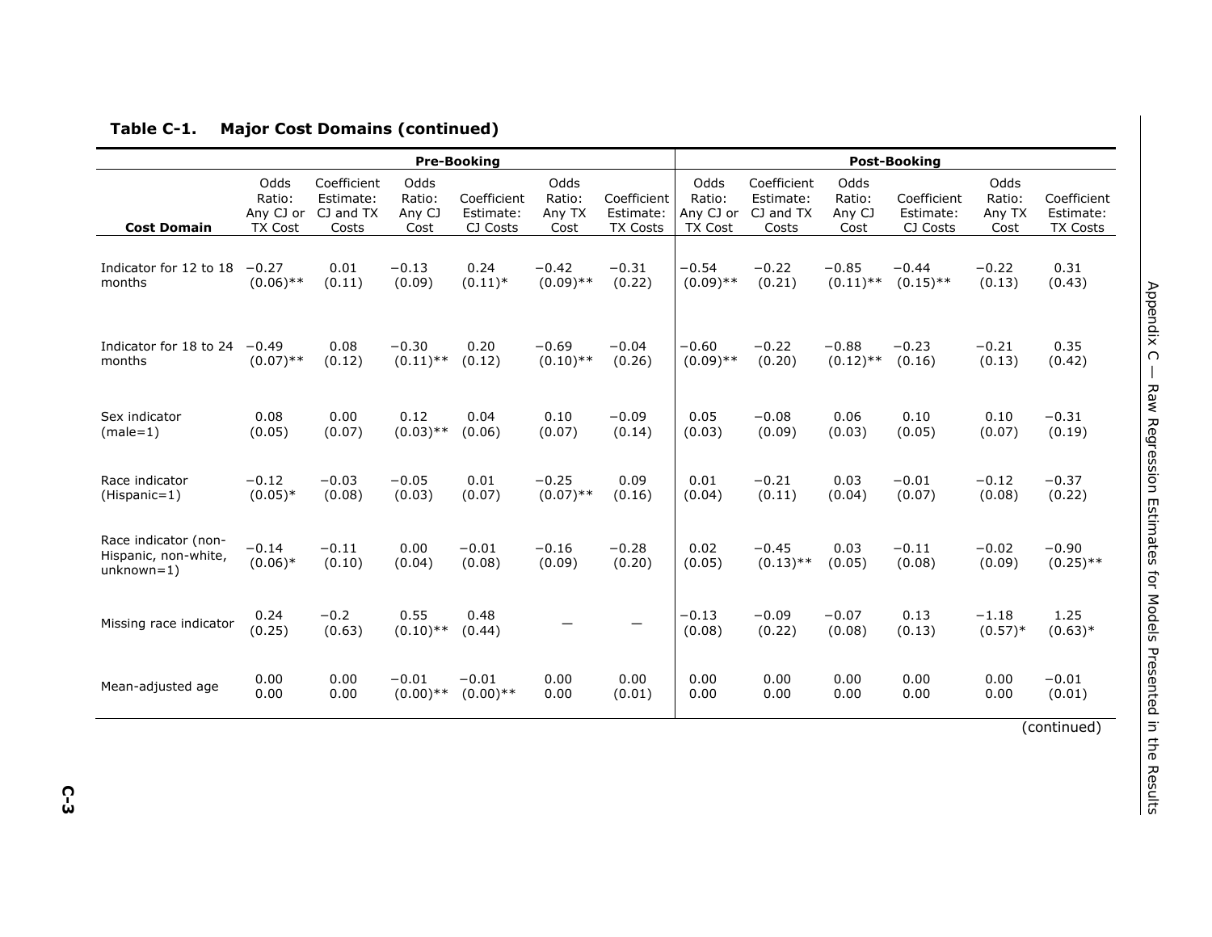**Table C-1. Major Cost Domains (continued)**

| Cost Domain | Pre-Booking | | | | | | Post-Booking | | | | | |
|---|---|---|---|---|---|---|---|---|---|---|---|---|
| | Odds Ratio: Any CJ or TX Cost | Coefficient Estimate: CJ and TX Costs | Odds Ratio: Any CJ Cost | Coefficient Estimate: CJ Costs | Odds Ratio: Any TX Cost | Coefficient Estimate: TX Costs | Odds Ratio: Any CJ or TX Cost | Coefficient Estimate: CJ and TX Costs | Odds Ratio: Any CJ Cost | Coefficient Estimate: CJ Costs | Odds Ratio: Any TX Cost | Coefficient Estimate: TX Costs |
| Indicator for 12 to 18 months | −0.27 (0.06)** | 0.01 (0.11) | −0.13 (0.09) | 0.24 (0.11)* | −0.42 (0.09)** | −0.31 (0.22) | −0.54 (0.09)** | −0.22 (0.21) | −0.85 (0.11)** | −0.44 (0.15)** | −0.22 (0.13) | 0.31 (0.43) |
| Indicator for 18 to 24 months | −0.49 (0.07)** | 0.08 (0.12) | −0.30 (0.11)** | 0.20 (0.12) | −0.69 (0.10)** | −0.04 (0.26) | −0.60 (0.09)** | −0.22 (0.20) | −0.88 (0.12)** | −0.23 (0.16) | −0.21 (0.13) | 0.35 (0.42) |
| Sex indicator (male=1) | 0.08 (0.05) | 0.00 (0.07) | 0.12 (0.03)** | 0.04 (0.06) | 0.10 (0.07) | −0.09 (0.14) | 0.05 (0.03) | −0.08 (0.09) | 0.06 (0.03) | 0.10 (0.05) | 0.10 (0.07) | −0.31 (0.19) |
| Race indicator (Hispanic=1) | −0.12 (0.05)* | −0.03 (0.08) | −0.05 (0.03) | 0.01 (0.07) | −0.25 (0.07)** | 0.09 (0.16) | 0.01 (0.04) | −0.21 (0.11) | 0.03 (0.04) | −0.01 (0.07) | −0.12 (0.08) | −0.37 (0.22) |
| Race indicator (non-Hispanic, non-white, unknown=1) | −0.14 (0.06)* | −0.11 (0.10) | 0.00 (0.04) | −0.01 (0.08) | −0.16 (0.09) | −0.28 (0.20) | 0.02 (0.05) | −0.45 (0.13)** | 0.03 (0.05) | −0.11 (0.08) | −0.02 (0.09) | −0.90 (0.25)** |
| Missing race indicator | 0.24 (0.25) | −0.2 (0.63) | 0.55 (0.10)** | 0.48 (0.44) | — | — | −0.13 (0.08) | −0.09 (0.22) | −0.07 (0.08) | 0.13 (0.13) | −1.18 (0.57)* | 1.25 (0.63)* |
| Mean-adjusted age | 0.00 0.00 | 0.00 0.00 | −0.01 (0.00)** | −0.01 (0.00)** | 0.00 0.00 | 0.00 (0.01) | 0.00 0.00 | 0.00 0.00 | 0.00 0.00 | 0.00 0.00 | 0.00 0.00 | −0.01 (0.01) |

(continued)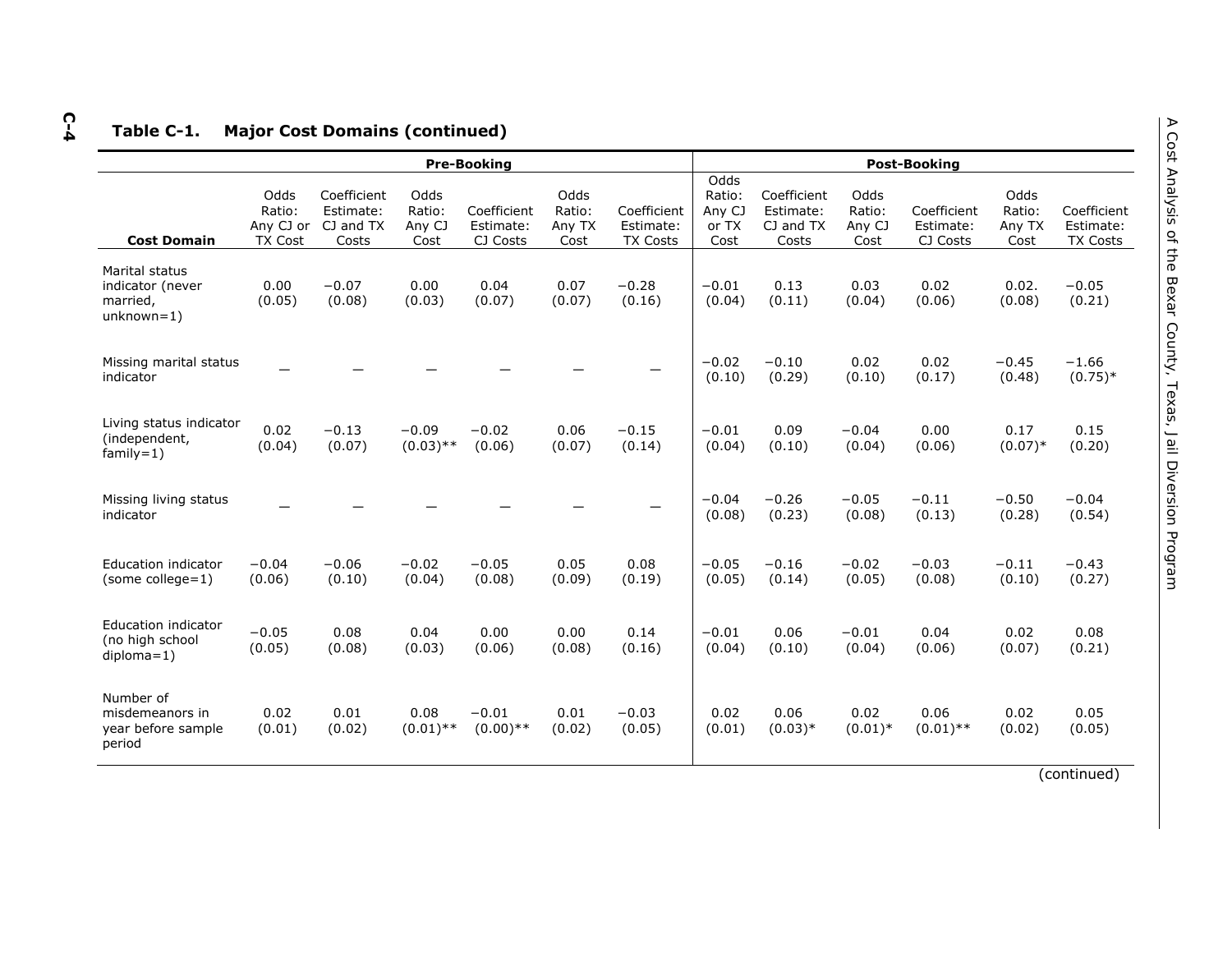**Table C-1. Major Cost Domains (continued)**

| Cost Domain | Pre-Booking | | | | | | Post-Booking | | | | | |
|---|---|---|---|---|---|---|---|---|---|---|---|---|
| | Odds Ratio: Any CJ or TX Cost | Coefficient Estimate: CJ and TX Costs | Odds Ratio: Any CJ Cost | Coefficient Estimate: CJ Costs | Odds Ratio: Any TX Cost | Coefficient Estimate: TX Costs | Odds Ratio: Any CJ or TX Cost | Coefficient Estimate: CJ and TX Costs | Odds Ratio: Any CJ Cost | Coefficient Estimate: CJ Costs | Odds Ratio: Any TX Cost | Coefficient Estimate: TX Costs |
| Marital status indicator (never married, unknown=1) | 0.00 (0.05) | −0.07 (0.08) | 0.00 (0.03) | 0.04 (0.07) | 0.07 (0.07) | −0.28 (0.16) | −0.01 (0.04) | 0.13 (0.11) | 0.03 (0.04) | 0.02 (0.06) | 0.02. (0.08) | −0.05 (0.21) |
| Missing marital status indicator | — | — | — | — | — | — | −0.02 (0.10) | −0.10 (0.29) | 0.02 (0.10) | 0.02 (0.17) | −0.45 (0.48) | −1.66 (0.75)* |
| Living status indicator (independent, family=1) | 0.02 (0.04) | −0.13 (0.07) | −0.09 (0.03)** | −0.02 (0.06) | 0.06 (0.07) | −0.15 (0.14) | −0.01 (0.04) | 0.09 (0.10) | −0.04 (0.04) | 0.00 (0.06) | 0.17 (0.07)* | 0.15 (0.20) |
| Missing living status indicator | — | — | — | — | — | — | −0.04 (0.08) | −0.26 (0.23) | −0.05 (0.08) | −0.11 (0.13) | −0.50 (0.28) | −0.04 (0.54) |
| Education indicator (some college=1) | −0.04 (0.06) | −0.06 (0.10) | −0.02 (0.04) | −0.05 (0.08) | 0.05 (0.09) | 0.08 (0.19) | −0.05 (0.05) | −0.16 (0.14) | −0.02 (0.05) | −0.03 (0.08) | −0.11 (0.10) | −0.43 (0.27) |
| Education indicator (no high school diploma=1) | −0.05 (0.05) | 0.08 (0.08) | 0.04 (0.03) | 0.00 (0.06) | 0.00 (0.08) | 0.14 (0.16) | −0.01 (0.04) | 0.06 (0.10) | −0.01 (0.04) | 0.04 (0.06) | 0.02 (0.07) | 0.08 (0.21) |
| Number of misdemeanors in year before sample period | 0.02 (0.01) | 0.01 (0.02) | 0.08 (0.01)** | −0.01 (0.00)** | 0.01 (0.02) | −0.03 (0.05) | 0.02 (0.01) | 0.06 (0.03)* | 0.02 (0.01)* | 0.06 (0.01)** | 0.02 (0.02) | 0.05 (0.05) |

(continued)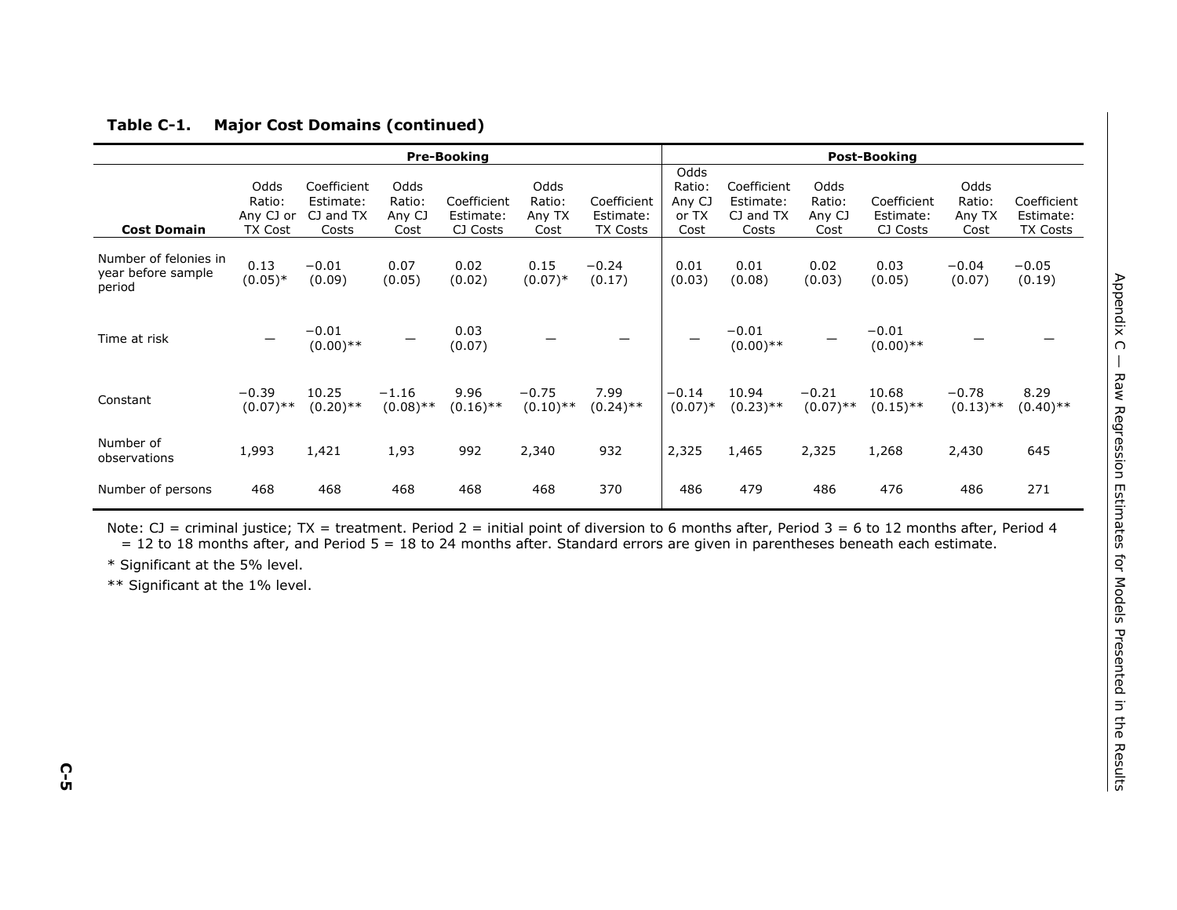**Table C-1. Major Cost Domains (continued)**

| | Pre-Booking | | | | | | Post-Booking | | | | | |
|---|---|---|---|---|---|---|---|---|---|---|---|---|
| **Cost Domain** | Odds Ratio: Any CJ or TX Cost | Coefficient Estimate: CJ and TX Costs | Odds Ratio: Any CJ Cost | Coefficient Estimate: CJ Costs | Odds Ratio: Any TX Cost | Coefficient Estimate: TX Costs | Odds Ratio: Any CJ or TX Cost | Coefficient Estimate: CJ and TX Costs | Odds Ratio: Any CJ Cost | Coefficient Estimate: CJ Costs | Odds Ratio: Any TX Cost | Coefficient Estimate: TX Costs |
| Number of felonies in year before sample period | 0.13 (0.05)* | −0.01 (0.09) | 0.07 (0.05) | 0.02 (0.02) | 0.15 (0.07)* | −0.24 (0.17) | 0.01 (0.03) | 0.01 (0.08) | 0.02 (0.03) | 0.03 (0.05) | −0.04 (0.07) | −0.05 (0.19) |
| Time at risk | — | −0.01 (0.00)** | — | 0.03 (0.07) | — | — | — | −0.01 (0.00)** | — | −0.01 (0.00)** | — | — |
| Constant | −0.39 (0.07)** | 10.25 (0.20)** | −1.16 (0.08)** | 9.96 (0.16)** | −0.75 (0.10)** | 7.99 (0.24)** | −0.14 (0.07)* | 10.94 (0.23)** | −0.21 (0.07)** | 10.68 (0.15)** | −0.78 (0.13)** | 8.29 (0.40)** |
| Number of observations | 1,993 | 1,421 | 1,93 | 992 | 2,340 | 932 | 2,325 | 1,465 | 2,325 | 1,268 | 2,430 | 645 |
| Number of persons | 468 | 468 | 468 | 468 | 468 | 370 | 486 | 479 | 486 | 476 | 486 | 271 |

Note: CJ = criminal justice; TX = treatment. Period 2 = initial point of diversion to 6 months after, Period 3 = 6 to 12 months after, Period 4 = 12 to 18 months after, and Period 5 = 18 to 24 months after. Standard errors are given in parentheses beneath each estimate.

* Significant at the 5% level.

** Significant at the 1% level.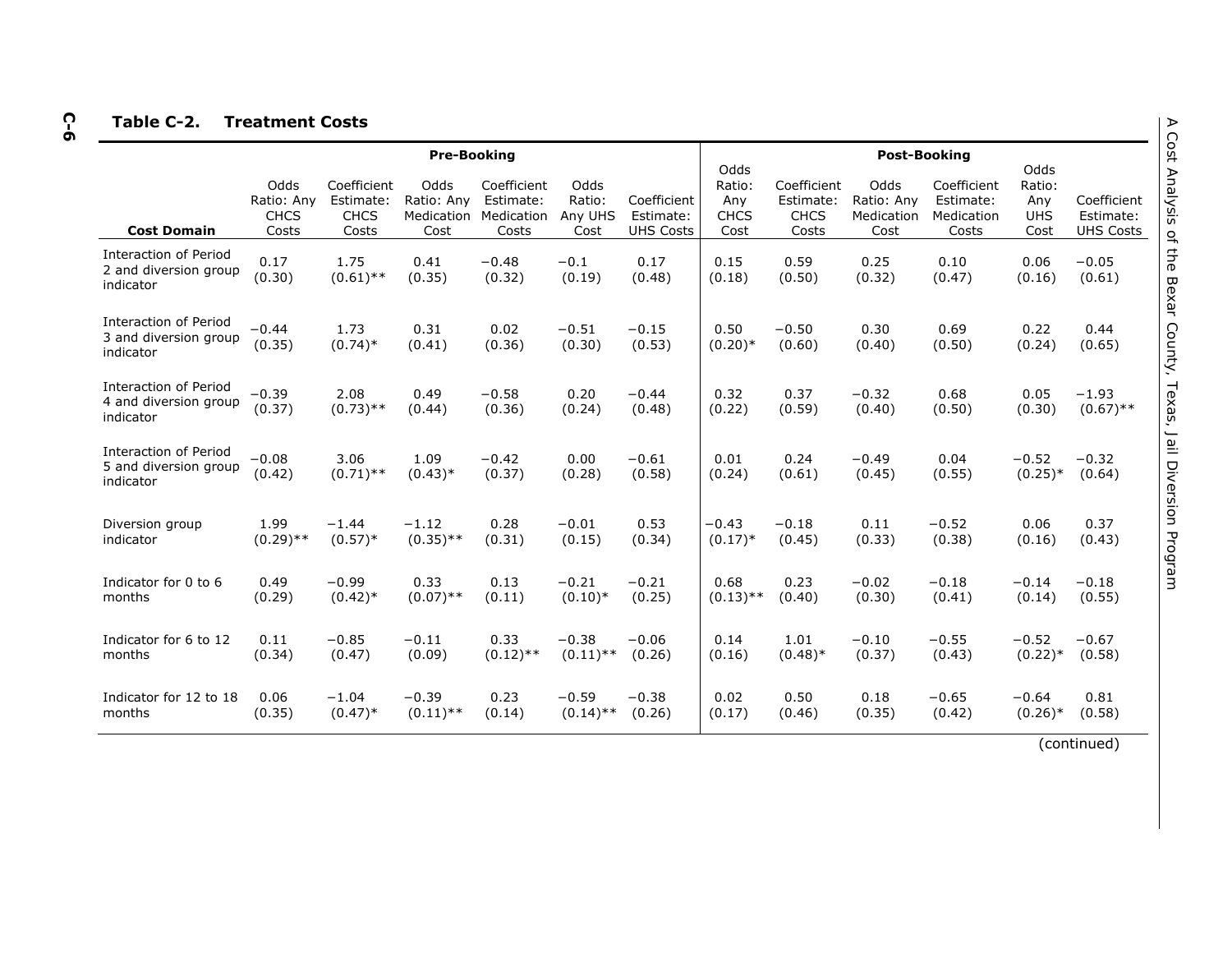**Table C-2. Treatment Costs**

| Cost Domain | Pre-Booking | | | | | | Post-Booking | | | | | |
|---|---|---|---|---|---|---|---|---|---|---|---|---|
| | Odds Ratio: Any CHCS Costs | Coefficient Estimate: CHCS Costs | Odds Ratio: Any Medication Cost | Coefficient Estimate: Medication Costs | Odds Ratio: Any UHS Cost | Coefficient Estimate: UHS Costs | Odds Ratio: Any CHCS Cost | Coefficient Estimate: CHCS Costs | Odds Ratio: Any Medication Cost | Coefficient Estimate: Medication Costs | Odds Ratio: Any UHS Cost | Coefficient Estimate: UHS Costs |
| Interaction of Period 2 and diversion group indicator | 0.17 (0.30) | 1.75 (0.61)** | 0.41 (0.35) | −0.48 (0.32) | −0.1 (0.19) | 0.17 (0.48) | 0.15 (0.18) | 0.59 (0.50) | 0.25 (0.32) | 0.10 (0.47) | 0.06 (0.16) | −0.05 (0.61) |
| Interaction of Period 3 and diversion group indicator | −0.44 (0.35) | 1.73 (0.74)* | 0.31 (0.41) | 0.02 (0.36) | −0.51 (0.30) | −0.15 (0.53) | 0.50 (0.20)* | −0.50 (0.60) | 0.30 (0.40) | 0.69 (0.50) | 0.22 (0.24) | 0.44 (0.65) |
| Interaction of Period 4 and diversion group indicator | −0.39 (0.37) | 2.08 (0.73)** | 0.49 (0.44) | −0.58 (0.36) | 0.20 (0.24) | −0.44 (0.48) | 0.32 (0.22) | 0.37 (0.59) | −0.32 (0.40) | 0.68 (0.50) | 0.05 (0.30) | −1.93 (0.67)** |
| Interaction of Period 5 and diversion group indicator | −0.08 (0.42) | 3.06 (0.71)** | 1.09 (0.43)* | −0.42 (0.37) | 0.00 (0.28) | −0.61 (0.58) | 0.01 (0.24) | 0.24 (0.61) | −0.49 (0.45) | 0.04 (0.55) | −0.52 (0.25)* | −0.32 (0.64) |
| Diversion group indicator | 1.99 (0.29)** | −1.44 (0.57)* | −1.12 (0.35)** | 0.28 (0.31) | −0.01 (0.15) | 0.53 (0.34) | −0.43 (0.17)* | −0.18 (0.45) | 0.11 (0.33) | −0.52 (0.38) | 0.06 (0.16) | 0.37 (0.43) |
| Indicator for 0 to 6 months | 0.49 (0.29) | −0.99 (0.42)* | 0.33 (0.07)** | 0.13 (0.11) | −0.21 (0.10)* | −0.21 (0.25) | 0.68 (0.13)** | 0.23 (0.40) | −0.02 (0.30) | −0.18 (0.41) | −0.14 (0.14) | −0.18 (0.55) |
| Indicator for 6 to 12 months | 0.11 (0.34) | −0.85 (0.47) | −0.11 (0.09) | 0.33 (0.12)** | −0.38 (0.11)** | −0.06 (0.26) | 0.14 (0.16) | 1.01 (0.48)* | −0.10 (0.37) | −0.55 (0.43) | −0.52 (0.22)* | −0.67 (0.58) |
| Indicator for 12 to 18 months | 0.06 (0.35) | −1.04 (0.47)* | −0.39 (0.11)** | 0.23 (0.14) | −0.59 (0.14)** | −0.38 (0.26) | 0.02 (0.17) | 0.50 (0.46) | 0.18 (0.35) | −0.65 (0.42) | −0.64 (0.26)* | 0.81 (0.58) |

(continued)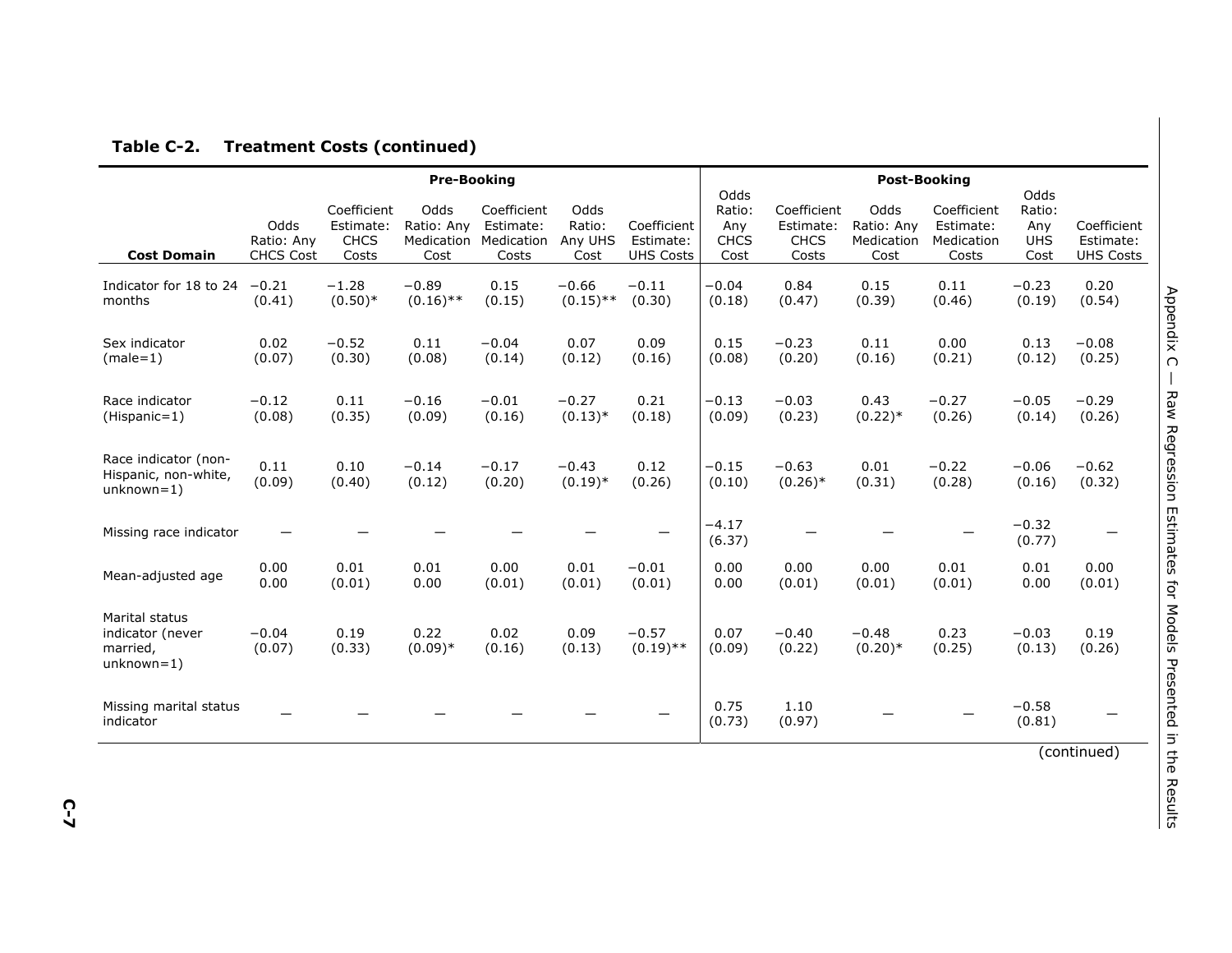**Table C-2. Treatment Costs (continued)**

| Cost Domain | Pre-Booking | | | | | | Post-Booking | | | | | |
|---|---|---|---|---|---|---|---|---|---|---|---|---|
| | Odds Ratio: Any CHCS Cost | Coefficient Estimate: CHCS Costs | Odds Ratio: Any Medication Cost | Coefficient Estimate: Medication Costs | Odds Ratio: Any UHS Cost | Coefficient Estimate: UHS Costs | Odds Ratio: Any CHCS Cost | Coefficient Estimate: CHCS Costs | Odds Ratio: Any Medication Cost | Coefficient Estimate: Medication Costs | Odds Ratio: Any UHS Cost | Coefficient Estimate: UHS Costs |
| Indicator for 18 to 24 months | −0.21 (0.41) | −1.28 (0.50)* | −0.89 (0.16)** | 0.15 (0.15) | −0.66 (0.15)** | −0.11 (0.30) | −0.04 (0.18) | 0.84 (0.47) | 0.15 (0.39) | 0.11 (0.46) | −0.23 (0.19) | 0.20 (0.54) |
| Sex indicator (male=1) | 0.02 (0.07) | −0.52 (0.30) | 0.11 (0.08) | −0.04 (0.14) | 0.07 (0.12) | 0.09 (0.16) | 0.15 (0.08) | −0.23 (0.20) | 0.11 (0.16) | 0.00 (0.21) | 0.13 (0.12) | −0.08 (0.25) |
| Race indicator (Hispanic=1) | −0.12 (0.08) | 0.11 (0.35) | −0.16 (0.09) | −0.01 (0.16) | −0.27 (0.13)* | 0.21 (0.18) | −0.13 (0.09) | −0.03 (0.23) | 0.43 (0.22)* | −0.27 (0.26) | −0.05 (0.14) | −0.29 (0.26) |
| Race indicator (non-Hispanic, non-white, unknown=1) | 0.11 (0.09) | 0.10 (0.40) | −0.14 (0.12) | −0.17 (0.20) | −0.43 (0.19)* | 0.12 (0.26) | −0.15 (0.10) | −0.63 (0.26)* | 0.01 (0.31) | −0.22 (0.28) | −0.06 (0.16) | −0.62 (0.32) |
| Missing race indicator | — | — | — | — | — | — | −4.17 (6.37) | — | — | — | −0.32 (0.77) | — |
| Mean-adjusted age | 0.00 0.00 | 0.01 (0.01) | 0.01 0.00 | 0.00 (0.01) | 0.01 (0.01) | −0.01 (0.01) | 0.00 0.00 | 0.00 (0.01) | 0.00 (0.01) | 0.01 (0.01) | 0.01 0.00 | 0.00 (0.01) |
| Marital status indicator (never married, unknown=1) | −0.04 (0.07) | 0.19 (0.33) | 0.22 (0.09)* | 0.02 (0.16) | 0.09 (0.13) | −0.57 (0.19)** | 0.07 (0.09) | −0.40 (0.22) | −0.48 (0.20)* | 0.23 (0.25) | −0.03 (0.13) | 0.19 (0.26) |
| Missing marital status indicator | — | — | — | — | — | — | 0.75 (0.73) | 1.10 (0.97) | — | — | −0.58 (0.81) | — |

(continued)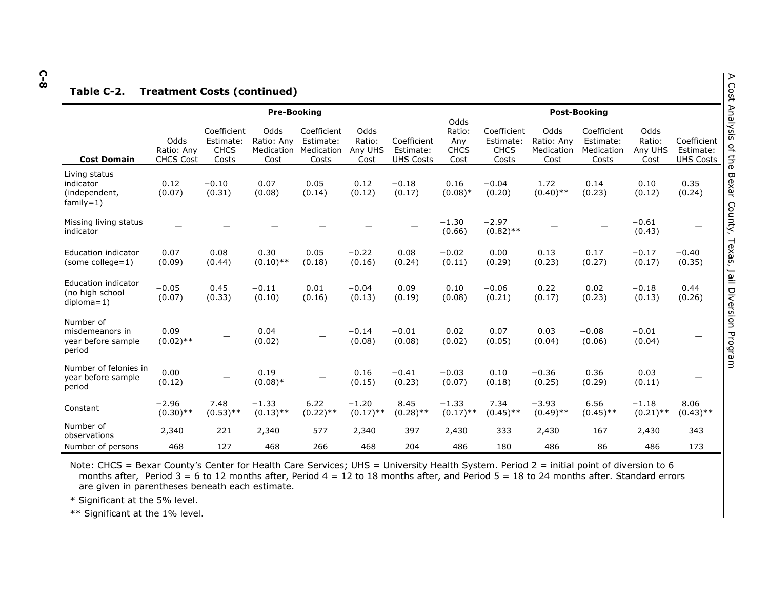**Table C-2. Treatment Costs (continued)**

| Cost Domain | Pre-Booking | | | | | | Post-Booking | | | | | |
|---|---|---|---|---|---|---|---|---|---|---|---|---|
| | Odds Ratio: Any CHCS Cost | Coefficient Estimate: CHCS Costs | Odds Ratio: Any Medication Cost | Coefficient Estimate: Medication Costs | Odds Ratio: Any UHS Cost | Coefficient Estimate: UHS Costs | Odds Ratio: Any CHCS Cost | Coefficient Estimate: CHCS Costs | Odds Ratio: Any Medication Cost | Coefficient Estimate: Medication Costs | Odds Ratio: Any UHS Cost | Coefficient Estimate: UHS Costs |
| Living status indicator (independent, family=1) | 0.12 (0.07) | −0.10 (0.31) | 0.07 (0.08) | 0.05 (0.14) | 0.12 (0.12) | −0.18 (0.17) | 0.16 (0.08)* | −0.04 (0.20) | 1.72 (0.40)** | 0.14 (0.23) | 0.10 (0.12) | 0.35 (0.24) |
| Missing living status indicator | — | — | — | — | — | — | −1.30 (0.66) | −2.97 (0.82)** | — | — | −0.61 (0.43) | — |
| Education indicator (some college=1) | 0.07 (0.09) | 0.08 (0.44) | 0.30 (0.10)** | 0.05 (0.18) | −0.22 (0.16) | 0.08 (0.24) | −0.02 (0.11) | 0.00 (0.29) | 0.13 (0.23) | 0.17 (0.27) | −0.17 (0.17) | −0.40 (0.35) |
| Education indicator (no high school diploma=1) | −0.05 (0.07) | 0.45 (0.33) | −0.11 (0.10) | 0.01 (0.16) | −0.04 (0.13) | 0.09 (0.19) | 0.10 (0.08) | −0.06 (0.21) | 0.22 (0.17) | 0.02 (0.23) | −0.18 (0.13) | 0.44 (0.26) |
| Number of misdemeanors in year before sample period | 0.09 (0.02)** | — | 0.04 (0.02) | — | −0.14 (0.08) | −0.01 (0.08) | 0.02 (0.02) | 0.07 (0.05) | 0.03 (0.04) | −0.08 (0.06) | −0.01 (0.04) | — |
| Number of felonies in year before sample period | 0.00 (0.12) | — | 0.19 (0.08)* | — | 0.16 (0.15) | −0.41 (0.23) | −0.03 (0.07) | 0.10 (0.18) | −0.36 (0.25) | 0.36 (0.29) | 0.03 (0.11) | — |
| Constant | −2.96 (0.30)** | 7.48 (0.53)** | −1.33 (0.13)** | 6.22 (0.22)** | −1.20 (0.17)** | 8.45 (0.28)** | −1.33 (0.17)** | 7.34 (0.45)** | −3.93 (0.49)** | 6.56 (0.45)** | −1.18 (0.21)** | 8.06 (0.43)** |
| Number of observations | 2,340 | 221 | 2,340 | 577 | 2,340 | 397 | 2,430 | 333 | 2,430 | 167 | 2,430 | 343 |
| Number of persons | 468 | 127 | 468 | 266 | 468 | 204 | 486 | 180 | 486 | 86 | 486 | 173 |

Note: CHCS = Bexar County's Center for Health Care Services; UHS = University Health System. Period 2 = initial point of diversion to 6 months after, Period 3 = 6 to 12 months after, Period 4 = 12 to 18 months after, and Period 5 = 18 to 24 months after. Standard errors are given in parentheses beneath each estimate.

* Significant at the 5% level.

** Significant at the 1% level.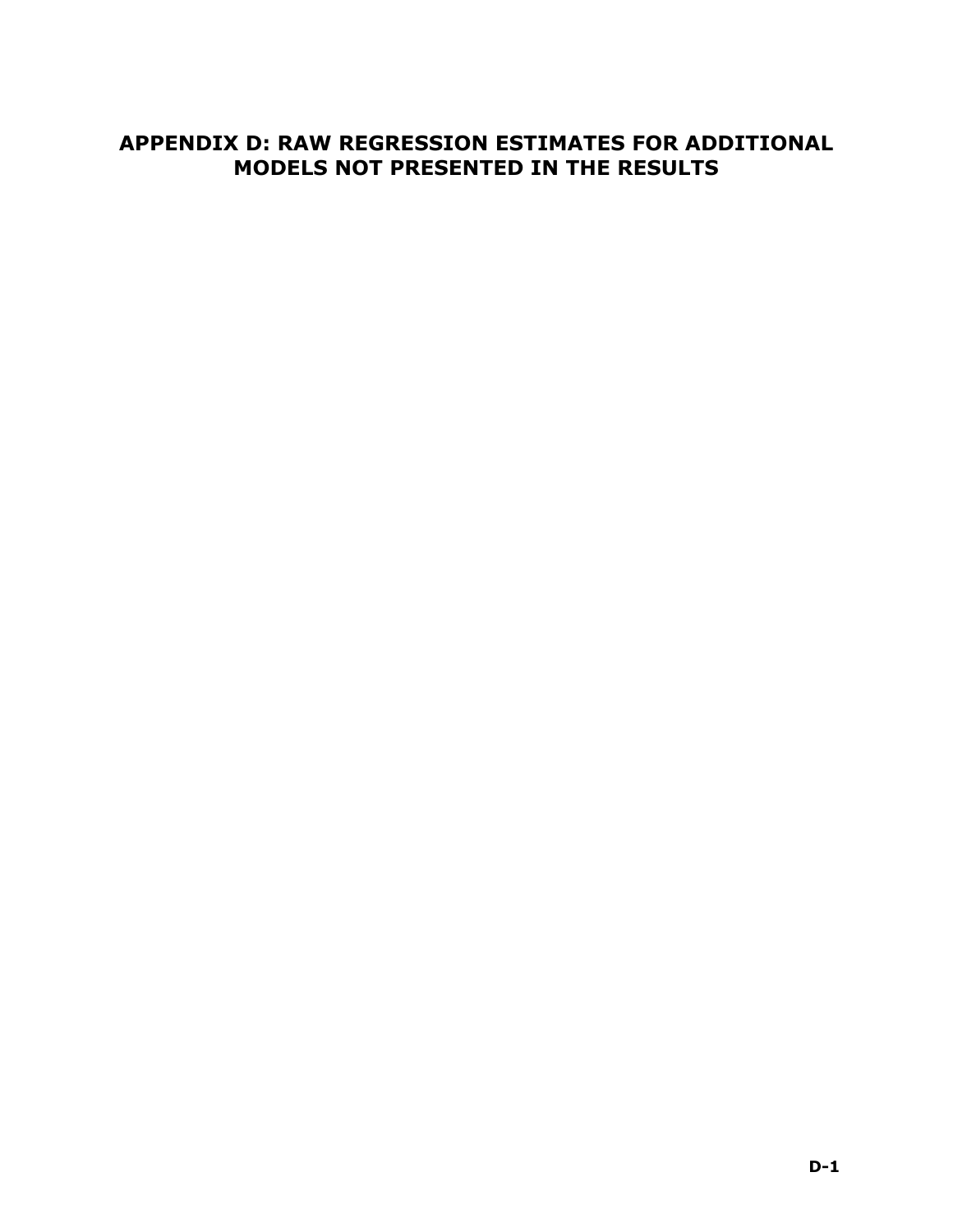# APPENDIX D: RAW REGRESSION ESTIMATES FOR ADDITIONAL MODELS NOT PRESENTED IN THE RESULTS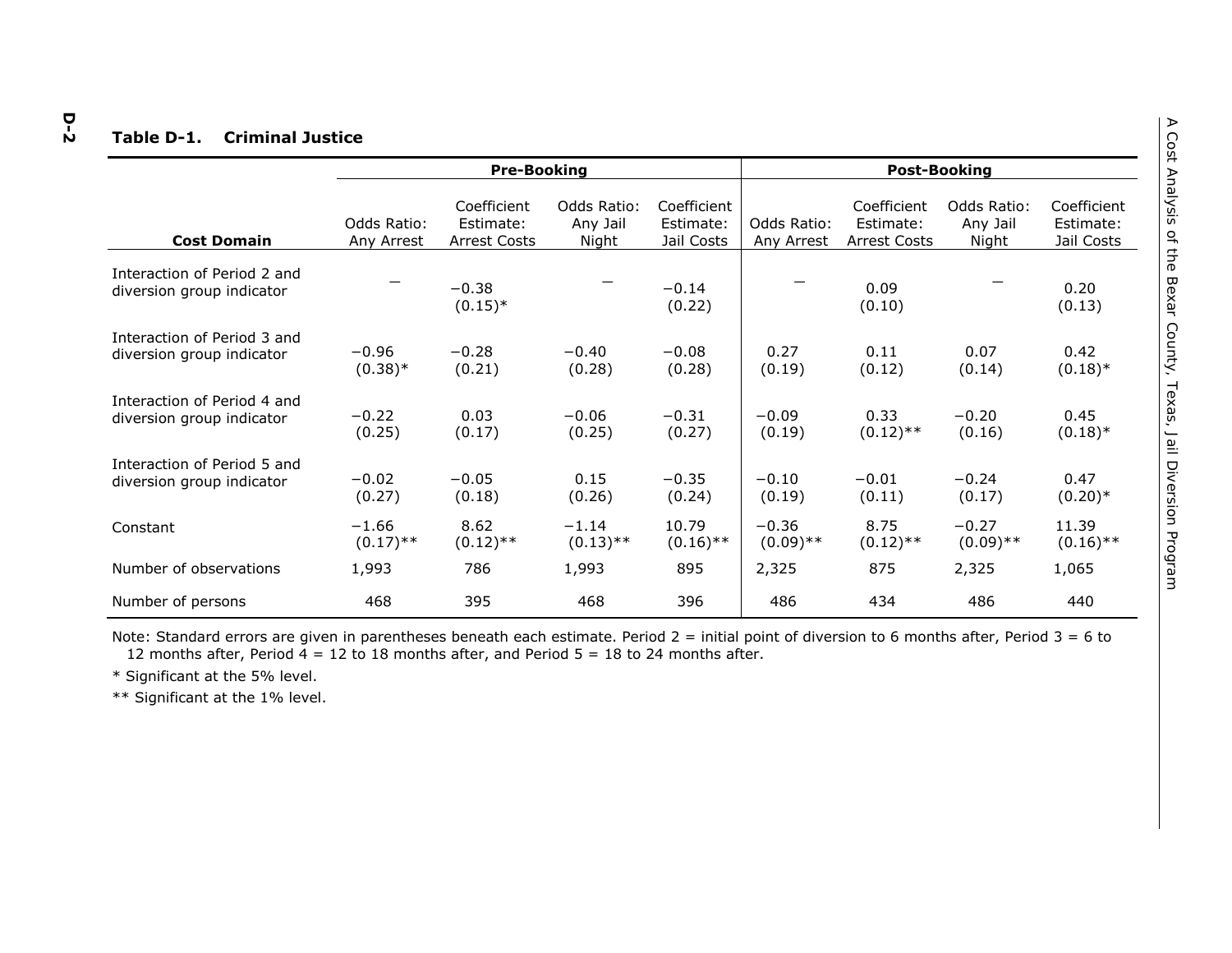**Table D-1. Criminal Justice**

| | Pre-Booking | | | | Post-Booking | | | |
|---|---|---|---|---|---|---|---|---|
| **Cost Domain** | Odds Ratio: Any Arrest | Coefficient Estimate: Arrest Costs | Odds Ratio: Any Jail Night | Coefficient Estimate: Jail Costs | Odds Ratio: Any Arrest | Coefficient Estimate: Arrest Costs | Odds Ratio: Any Jail Night | Coefficient Estimate: Jail Costs |
| Interaction of Period 2 and diversion group indicator | — | −0.38 (0.15)* | — | −0.14 (0.22) | — | 0.09 (0.10) | — | 0.20 (0.13) |
| Interaction of Period 3 and diversion group indicator | −0.96 (0.38)* | −0.28 (0.21) | −0.40 (0.28) | −0.08 (0.28) | 0.27 (0.19) | 0.11 (0.12) | 0.07 (0.14) | 0.42 (0.18)* |
| Interaction of Period 4 and diversion group indicator | −0.22 (0.25) | 0.03 (0.17) | −0.06 (0.25) | −0.31 (0.27) | −0.09 (0.19) | 0.33 (0.12)** | −0.20 (0.16) | 0.45 (0.18)* |
| Interaction of Period 5 and diversion group indicator | −0.02 (0.27) | −0.05 (0.18) | 0.15 (0.26) | −0.35 (0.24) | −0.10 (0.19) | −0.01 (0.11) | −0.24 (0.17) | 0.47 (0.20)* |
| Constant | −1.66 (0.17)** | 8.62 (0.12)** | −1.14 (0.13)** | 10.79 (0.16)** | −0.36 (0.09)** | 8.75 (0.12)** | −0.27 (0.09)** | 11.39 (0.16)** |
| Number of observations | 1,993 | 786 | 1,993 | 895 | 2,325 | 875 | 2,325 | 1,065 |
| Number of persons | 468 | 395 | 468 | 396 | 486 | 434 | 486 | 440 |

Note: Standard errors are given in parentheses beneath each estimate. Period 2 = initial point of diversion to 6 months after, Period 3 = 6 to 12 months after, Period 4 = 12 to 18 months after, and Period 5 = 18 to 24 months after.

* Significant at the 5% level.

** Significant at the 1% level.